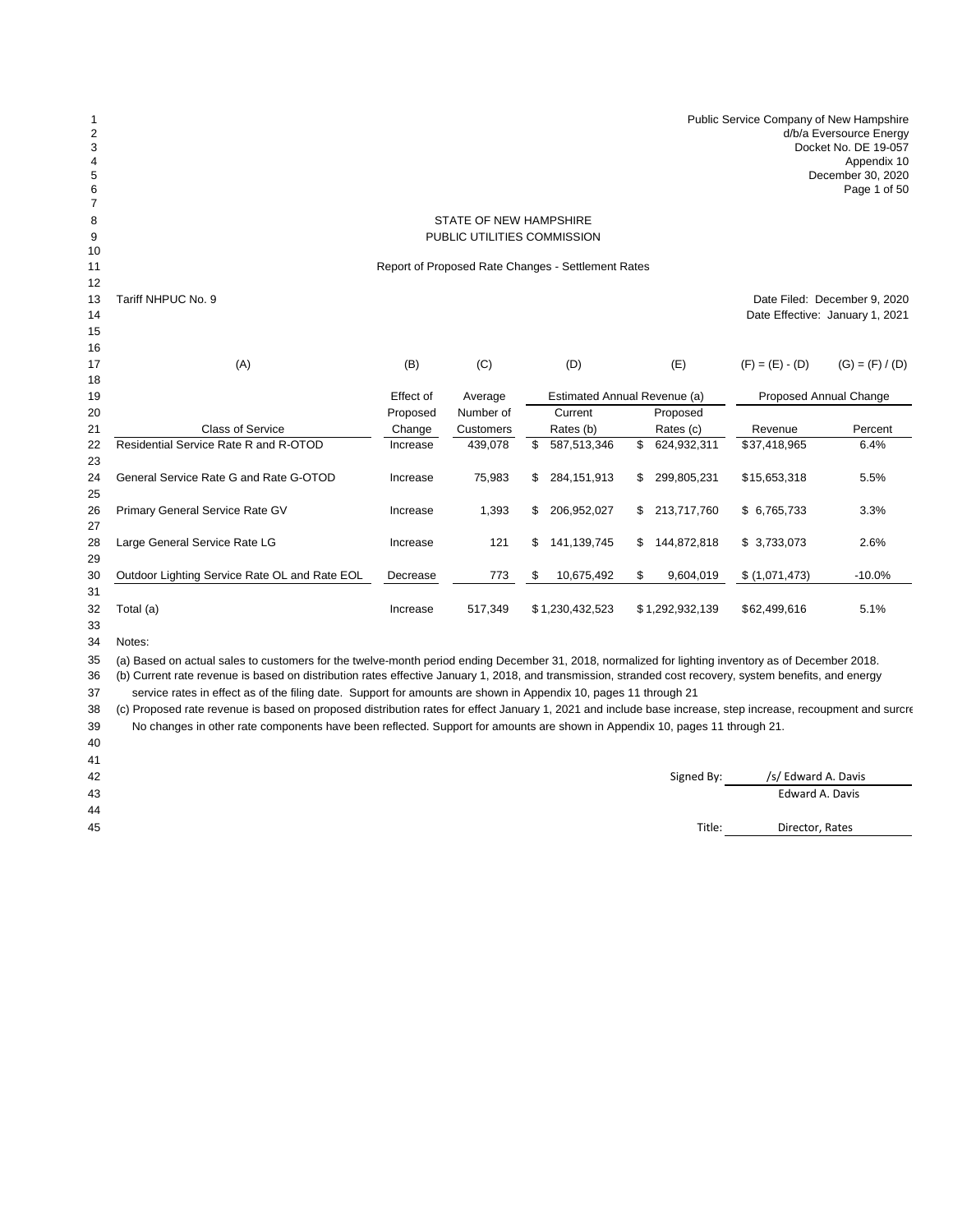Public Service Company of New Hampshire
d/b/a Eversource Energy
Docket No. DE 19-057
Appendix 10
December 30, 2020

## STATE OF NEW HAMPSHIRE
## PUBLIC UTILITIES COMMISSION

### Report of Proposed Rate Changes - Settlement Rates

Tariff NHPUC No. 9

Date Filed: December 9, 2020
Date Effective: January 1, 2021

| (A) | (B) | (C) | (D) | (E) | (F) = (E) - (D) | (G) = (F) / (D) |
|---|---|---|---|---|---|---|
| | Effect of | Average | Estimated Annual Revenue (a) | | Proposed Annual Change | |
| | Proposed | Number of | Current | Proposed | | |
| Class of Service | Change | Customers | Rates (b) | Rates (c) | Revenue | Percent |
| Residential Service Rate R and R-OTOD | Increase | 439,078 | $ 587,513,346 | $ 624,932,311 | $37,418,965 | 6.4% |
| General Service Rate G and Rate G-OTOD | Increase | 75,983 | $ 284,151,913 | $ 299,805,231 | $15,653,318 | 5.5% |
| Primary General Service Rate GV | Increase | 1,393 | $ 206,952,027 | $ 213,717,760 | $ 6,765,733 | 3.3% |
| Large General Service Rate LG | Increase | 121 | $ 141,139,745 | $ 144,872,818 | $ 3,733,073 | 2.6% |
| Outdoor Lighting Service Rate OL and Rate EOL | Decrease | 773 | $ 10,675,492 | $ 9,604,019 | $ (1,071,473) | -10.0% |
| Total (a) | Increase | 517,349 | $ 1,230,432,523 | $ 1,292,932,139 | $62,499,616 | 5.1% |

Notes:

(a) Based on actual sales to customers for the twelve-month period ending December 31, 2018, normalized for lighting inventory as of December 2018.

(b) Current rate revenue is based on distribution rates effective January 1, 2018, and transmission, stranded cost recovery, system benefits, and energy service rates in effect as of the filing date. Support for amounts are shown in Appendix 10, pages 11 through 21

(c) Proposed rate revenue is based on proposed distribution rates for effect January 1, 2021 and include base increase, step increase, recoupment and surcre No changes in other rate components have been reflected. Support for amounts are shown in Appendix 10, pages 11 through 21.

Signed By: /s/ Edward A. Davis
Edward A. Davis

Title: Director, Rates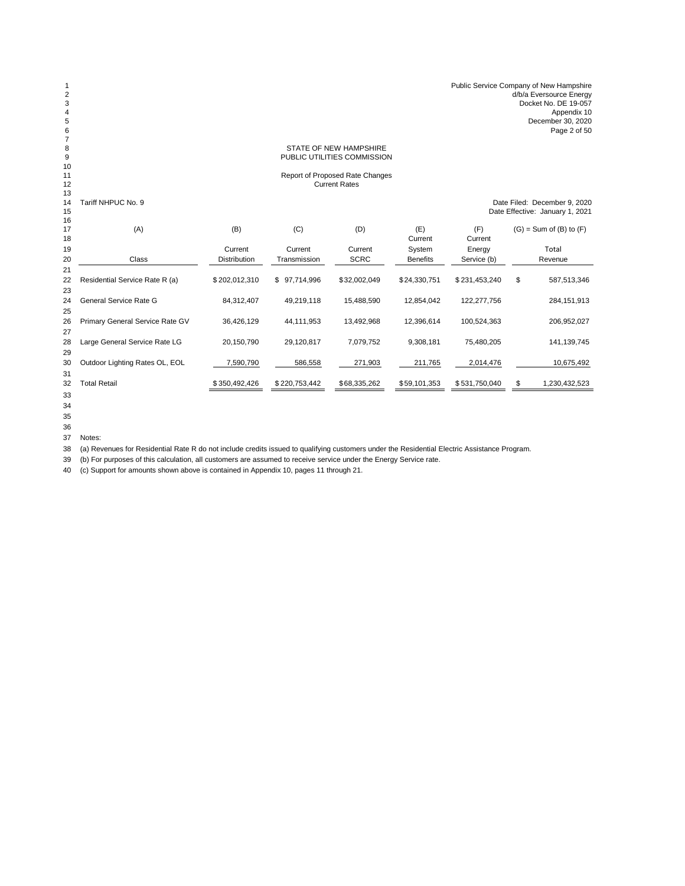Public Service Company of New Hampshire
d/b/a Eversource Energy
Docket No. DE 19-057
Appendix 10
December 30, 2020

STATE OF NEW HAMPSHIRE
PUBLIC UTILITIES COMMISSION

Report of Proposed Rate Changes
Current Rates

Tariff NHPUC No. 9

Date Filed: December 9, 2020
Date Effective: January 1, 2021

| (A) | (B) | (C) | (D) | (E) | (F) | (G) = Sum of (B) to (F) |
|---|---|---|---|---|---|---|
| Class | Current Distribution | Current Transmission | Current SCRC | Current System Benefits | Current Energy Service (b) | Total Revenue |
| Residential Service Rate R (a) | $ 202,012,310 | $ 97,714,996 | $ 32,002,049 | $ 24,330,751 | $ 231,453,240 | $ 587,513,346 |
| General Service Rate G | 84,312,407 | 49,219,118 | 15,488,590 | 12,854,042 | 122,277,756 | 284,151,913 |
| Primary General Service Rate GV | 36,426,129 | 44,111,953 | 13,492,968 | 12,396,614 | 100,524,363 | 206,952,027 |
| Large General Service Rate LG | 20,150,790 | 29,120,817 | 7,079,752 | 9,308,181 | 75,480,205 | 141,139,745 |
| Outdoor Lighting Rates OL, EOL | 7,590,790 | 586,558 | 271,903 | 211,765 | 2,014,476 | 10,675,492 |
| Total Retail | $ 350,492,426 | $ 220,753,442 | $ 68,335,262 | $ 59,101,353 | $ 531,750,040 | $ 1,230,432,523 |

Notes:

(a) Revenues for Residential Rate R do not include credits issued to qualifying customers under the Residential Electric Assistance Program.

(b) For purposes of this calculation, all customers are assumed to receive service under the Energy Service rate.

(c) Support for amounts shown above is contained in Appendix 10, pages 11 through 21.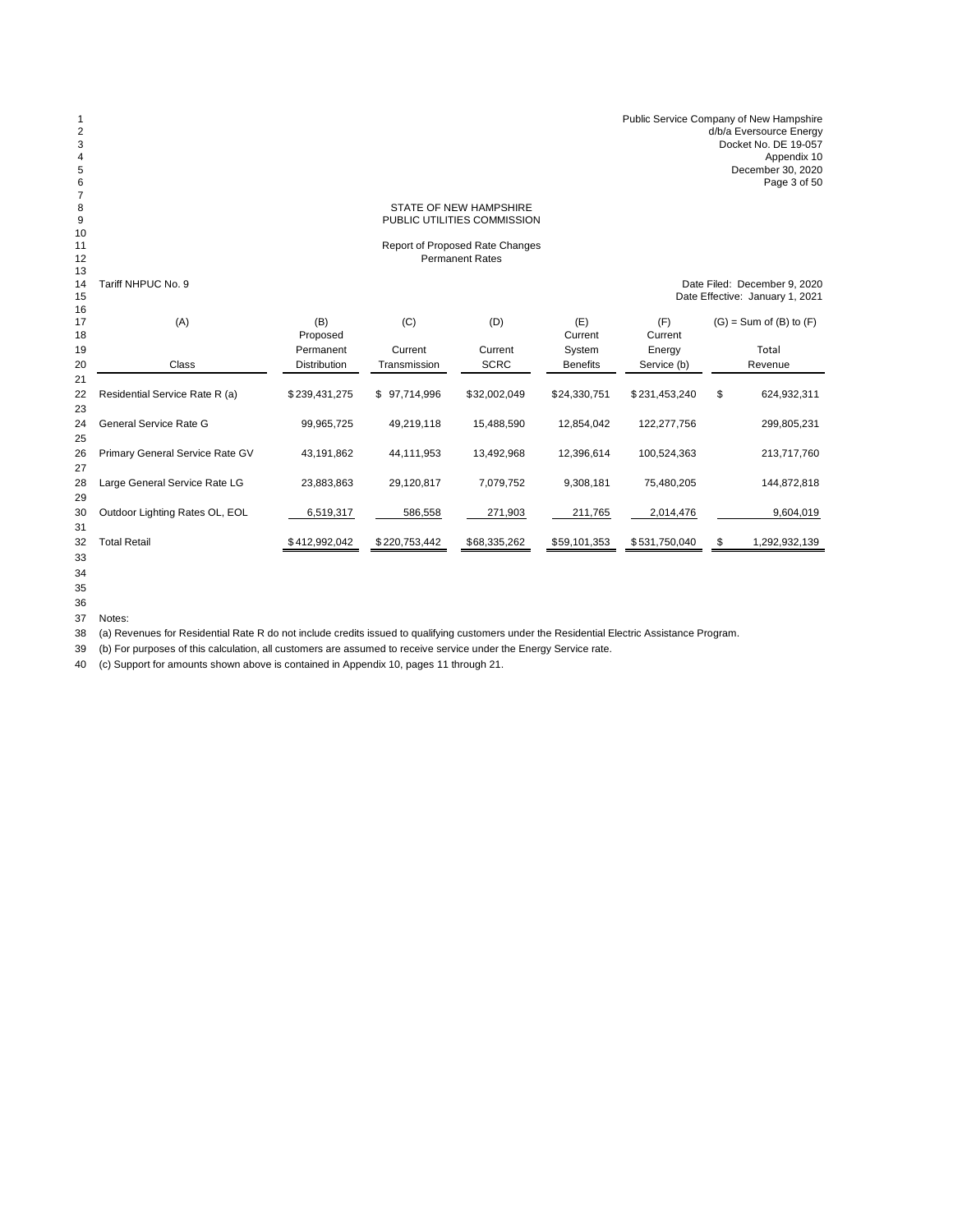Public Service Company of New Hampshire
d/b/a Eversource Energy
Docket No. DE 19-057
Appendix 10
December 30, 2020

STATE OF NEW HAMPSHIRE
PUBLIC UTILITIES COMMISSION

Report of Proposed Rate Changes
Permanent Rates

Tariff NHPUC No. 9

Date Filed: December 9, 2020
Date Effective: January 1, 2021

| (A) | (B) | (C) | (D) | (E) | (F) | (G) = Sum of (B) to (F) |
|---|---|---|---|---|---|---|
| Class | Proposed Permanent Distribution | Current Transmission | Current SCRC | Current System Benefits | Current Energy Service (b) | Total Revenue |
| Residential Service Rate R (a) | $ 239,431,275 | $ 97,714,996 | $ 32,002,049 | $ 24,330,751 | $ 231,453,240 | $ 624,932,311 |
| General Service Rate G | 99,965,725 | 49,219,118 | 15,488,590 | 12,854,042 | 122,277,756 | 299,805,231 |
| Primary General Service Rate GV | 43,191,862 | 44,111,953 | 13,492,968 | 12,396,614 | 100,524,363 | 213,717,760 |
| Large General Service Rate LG | 23,883,863 | 29,120,817 | 7,079,752 | 9,308,181 | 75,480,205 | 144,872,818 |
| Outdoor Lighting Rates OL, EOL | 6,519,317 | 586,558 | 271,903 | 211,765 | 2,014,476 | 9,604,019 |
| Total Retail | $ 412,992,042 | $ 220,753,442 | $ 68,335,262 | $ 59,101,353 | $ 531,750,040 | $ 1,292,932,139 |

Notes:

(a) Revenues for Residential Rate R do not include credits issued to qualifying customers under the Residential Electric Assistance Program.

(b) For purposes of this calculation, all customers are assumed to receive service under the Energy Service rate.

(c) Support for amounts shown above is contained in Appendix 10, pages 11 through 21.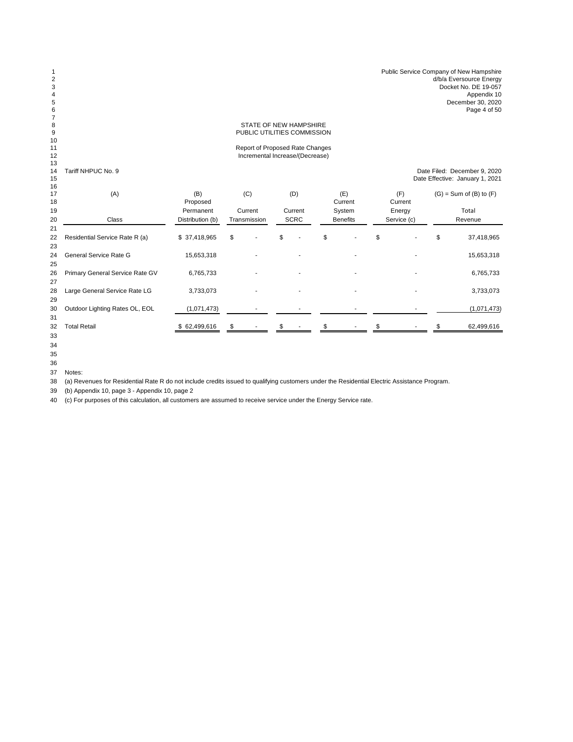Public Service Company of New Hampshire
d/b/a Eversource Energy
Docket No. DE 19-057
Appendix 10
December 30, 2020

STATE OF NEW HAMPSHIRE
PUBLIC UTILITIES COMMISSION

Report of Proposed Rate Changes
Incremental Increase/(Decrease)

Tariff NHPUC No. 9

Date Filed: December 9, 2020
Date Effective: January 1, 2021

| (A) | (B) | (C) | (D) | (E) | (F) | (G) = Sum of (B) to (F) |
|---|---|---|---|---|---|---|
| Class | Proposed Permanent Distribution (b) | Current Transmission | Current SCRC | Current System Benefits | Current Energy Service (c) | Total Revenue |
| Residential Service Rate R (a) | $ 37,418,965 | $ - | $ - | $ - | $ - | $ 37,418,965 |
| General Service Rate G | 15,653,318 | - | - | - | - | 15,653,318 |
| Primary General Service Rate GV | 6,765,733 | - | - | - | - | 6,765,733 |
| Large General Service Rate LG | 3,733,073 | - | - | - | - | 3,733,073 |
| Outdoor Lighting Rates OL, EOL | (1,071,473) | - | - | - | - | (1,071,473) |
| Total Retail | $ 62,499,616 | $ - | $ - | $ - | $ - | $ 62,499,616 |

Notes:

(a) Revenues for Residential Rate R do not include credits issued to qualifying customers under the Residential Electric Assistance Program.

(b) Appendix 10, page 3 - Appendix 10, page 2

(c) For purposes of this calculation, all customers are assumed to receive service under the Energy Service rate.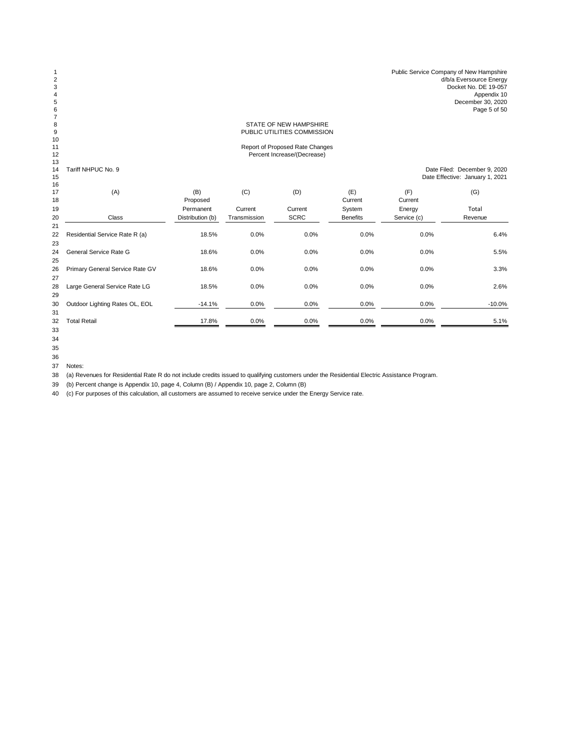Public Service Company of New Hampshire
d/b/a Eversource Energy
Docket No. DE 19-057
Appendix 10
December 30, 2020

STATE OF NEW HAMPSHIRE
PUBLIC UTILITIES COMMISSION

Report of Proposed Rate Changes
Percent Increase/(Decrease)

Tariff NHPUC No. 9

Date Filed: December 9, 2020
Date Effective: January 1, 2021

| (A) | (B) | (C) | (D) | (E) | (F) | (G) |
|---|---|---|---|---|---|---|
| Class | Proposed Permanent Distribution (b) | Current Transmission | Current SCRC | Current System Benefits | Current Energy Service (c) | Total Revenue |
| Residential Service Rate R (a) | 18.5% | 0.0% | 0.0% | 0.0% | 0.0% | 6.4% |
| General Service Rate G | 18.6% | 0.0% | 0.0% | 0.0% | 0.0% | 5.5% |
| Primary General Service Rate GV | 18.6% | 0.0% | 0.0% | 0.0% | 0.0% | 3.3% |
| Large General Service Rate LG | 18.5% | 0.0% | 0.0% | 0.0% | 0.0% | 2.6% |
| Outdoor Lighting Rates OL, EOL | -14.1% | 0.0% | 0.0% | 0.0% | 0.0% | -10.0% |
| Total Retail | 17.8% | 0.0% | 0.0% | 0.0% | 0.0% | 5.1% |

Notes:

(a) Revenues for Residential Rate R do not include credits issued to qualifying customers under the Residential Electric Assistance Program.

(b) Percent change is Appendix 10, page 4, Column (B) / Appendix 10, page 2, Column (B)

(c) For purposes of this calculation, all customers are assumed to receive service under the Energy Service rate.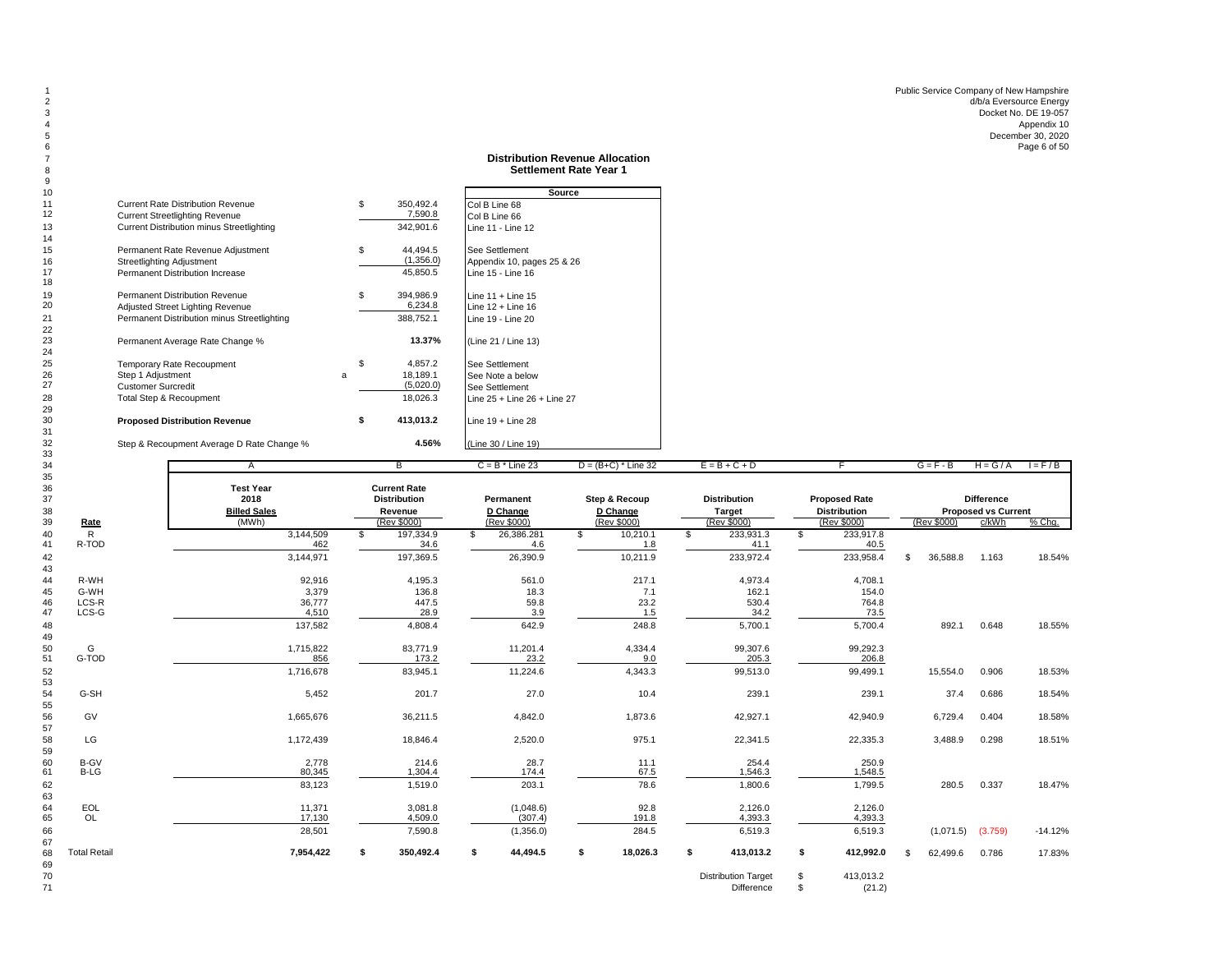Public Service Company of New Hampshire
d/b/a Eversource Energy
Docket No. DE 19-057
Appendix 10
December 30, 2020

## Distribution Revenue Allocation
### Settlement Rate Year 1

| Line | Description | | Amount | Source |
|---|---|---|---|---|
| 11 | Current Rate Distribution Revenue | | $ 350,492.4 | Col B Line 68 |
| 12 | Current Streetlighting Revenue | | 7,590.8 | Col B Line 66 |
| 13 | Current Distribution minus Streetlighting | | 342,901.6 | Line 11 - Line 12 |
| 15 | Permanent Rate Revenue Adjustment | | $ 44,494.5 | See Settlement |
| 16 | Streetlighting Adjustment | | (1,356.0) | Appendix 10, pages 25 & 26 |
| 17 | Permanent Distribution Increase | | 45,850.5 | Line 15 - Line 16 |
| 19 | Permanent Distribution Revenue | | $ 394,986.9 | Line 11 + Line 15 |
| 20 | Adjusted Street Lighting Revenue | | 6,234.8 | Line 12 + Line 16 |
| 21 | Permanent Distribution minus Streetlighting | | 388,752.1 | Line 19 - Line 20 |
| 23 | Permanent Average Rate Change % | | **13.37%** | (Line 21 / Line 13) |
| 25 | Temporary Rate Recoupment | | $ 4,857.2 | See Settlement |
| 26 | Step 1 Adjustment | a | 18,189.1 | See Note a below |
| 27 | Customer Surcredit | | (5,020.0) | See Settlement |
| 28 | Total Step & Recoupment | | 18,026.3 | Line 25 + Line 26 + Line 27 |
| 30 | **Proposed Distribution Revenue** | | **$ 413,013.2** | Line 19 + Line 28 |
| 32 | Step & Recoupment Average D Rate Change % | | **4.56%** | (Line 30 / Line 19) |

| Line | Rate | A | B | C = B * Line 23 | D = (B+C) * Line 32 | E = B + C + D | F | G = F - B | H = G / A | I = F / B |
|---|---|---|---|---|---|---|---|---|---|---|
| | | Test Year 2018 Billed Sales | Current Rate Distribution Revenue | Permanent D Change | Step & Recoup D Change | Distribution Target | Proposed Rate Distribution | Difference Proposed vs Current | | |
| 39 | **Rate** | (MWh) | (Rev $000) | (Rev $000) | (Rev $000) | (Rev $000) | (Rev $000) | (Rev $000) | c/kWh | % Chg. |
| 40 | R | 3,144,509 | $ 197,334.9 | $ 26,386.281 | $ 10,210.1 | $ 233,931.3 | $ 233,917.8 | | | |
| 41 | R-TOD | 462 | 34.6 | 4.6 | 1.8 | 41.1 | 40.5 | | | |
| 42 | | 3,144,971 | 197,369.5 | 26,390.9 | 10,211.9 | 233,972.4 | 233,958.4 | $ 36,588.8 | 1.163 | 18.54% |
| 44 | R-WH | 92,916 | 4,195.3 | 561.0 | 217.1 | 4,973.4 | 4,708.1 | | | |
| 45 | G-WH | 3,379 | 136.8 | 18.3 | 7.1 | 162.1 | 154.0 | | | |
| 46 | LCS-R | 36,777 | 447.5 | 59.8 | 23.2 | 530.4 | 764.8 | | | |
| 47 | LCS-G | 4,510 | 28.9 | 3.9 | 1.5 | 34.2 | 73.5 | | | |
| 48 | | 137,582 | 4,808.4 | 642.9 | 248.8 | 5,700.1 | 5,700.4 | 892.1 | 0.648 | 18.55% |
| 50 | G | 1,715,822 | 83,771.9 | 11,201.4 | 4,334.4 | 99,307.6 | 99,292.3 | | | |
| 51 | G-TOD | 856 | 173.2 | 23.2 | 9.0 | 205.3 | 206.8 | | | |
| 52 | | 1,716,678 | 83,945.1 | 11,224.6 | 4,343.3 | 99,513.0 | 99,499.1 | 15,554.0 | 0.906 | 18.53% |
| 54 | G-SH | 5,452 | 201.7 | 27.0 | 10.4 | 239.1 | 239.1 | 37.4 | 0.686 | 18.54% |
| 56 | GV | 1,665,676 | 36,211.5 | 4,842.0 | 1,873.6 | 42,927.1 | 42,940.9 | 6,729.4 | 0.404 | 18.58% |
| 58 | LG | 1,172,439 | 18,846.4 | 2,520.0 | 975.1 | 22,341.5 | 22,335.3 | 3,488.9 | 0.298 | 18.51% |
| 60 | B-GV | 2,778 | 214.6 | 28.7 | 11.1 | 254.4 | 250.9 | | | |
| 61 | B-LG | 80,345 | 1,304.4 | 174.4 | 67.5 | 1,546.3 | 1,548.5 | | | |
| 62 | | 83,123 | 1,519.0 | 203.1 | 78.6 | 1,800.6 | 1,799.5 | 280.5 | 0.337 | 18.47% |
| 64 | EOL | 11,371 | 3,081.8 | (1,048.6) | 92.8 | 2,126.0 | 2,126.0 | | | |
| 65 | OL | 17,130 | 4,509.0 | (307.4) | 191.8 | 4,393.3 | 4,393.3 | | | |
| 66 | | 28,501 | 7,590.8 | (1,356.0) | 284.5 | 6,519.3 | 6,519.3 | (1,071.5) | (3.759) | -14.12% |
| 68 | **Total Retail** | **7,954,422** | **$ 350,492.4** | **$ 44,494.5** | **$ 18,026.3** | **$ 413,013.2** | **$ 412,992.0** | $ 62,499.6 | 0.786 | 17.83% |
| 70 | | | | | | Distribution Target | $ 413,013.2 | | | |
| 71 | | | | | | Difference | $ (21.2) | | | |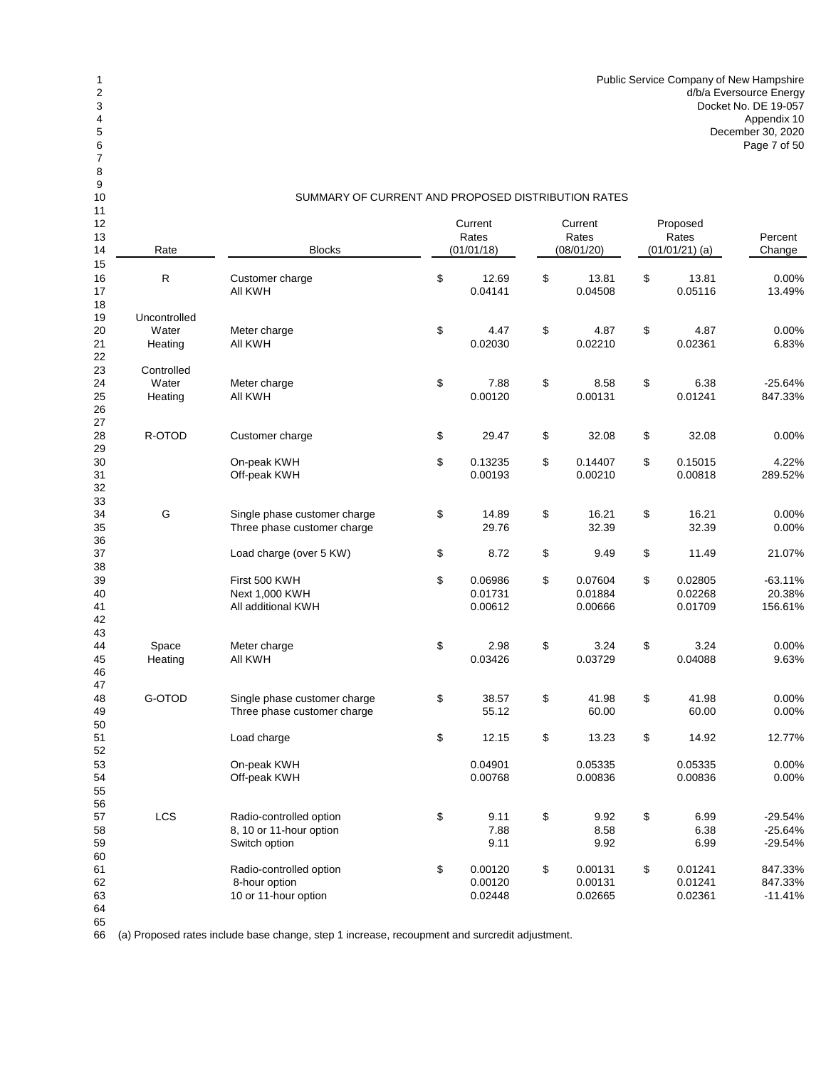Public Service Company of New Hampshire
d/b/a Eversource Energy
Docket No. DE 19-057
Appendix 10
December 30, 2020

## SUMMARY OF CURRENT AND PROPOSED DISTRIBUTION RATES

| Rate | Blocks | Current Rates (01/01/18) | Current Rates (08/01/20) | Proposed Rates (01/01/21) (a) | Percent Change |
|---|---|---|---|---|---|
| R | Customer charge | $ 12.69 | $ 13.81 | $ 13.81 | 0.00% |
| | All KWH | 0.04141 | 0.04508 | 0.05116 | 13.49% |
| Uncontrolled Water Heating | Meter charge | $ 4.47 | $ 4.87 | $ 4.87 | 0.00% |
| | All KWH | 0.02030 | 0.02210 | 0.02361 | 6.83% |
| Controlled Water Heating | Meter charge | $ 7.88 | $ 8.58 | $ 6.38 | -25.64% |
| | All KWH | 0.00120 | 0.00131 | 0.01241 | 847.33% |
| R-OTOD | Customer charge | $ 29.47 | $ 32.08 | $ 32.08 | 0.00% |
| | On-peak KWH | $ 0.13235 | $ 0.14407 | $ 0.15015 | 4.22% |
| | Off-peak KWH | 0.00193 | 0.00210 | 0.00818 | 289.52% |
| G | Single phase customer charge | $ 14.89 | $ 16.21 | $ 16.21 | 0.00% |
| | Three phase customer charge | 29.76 | 32.39 | 32.39 | 0.00% |
| | Load charge (over 5 KW) | $ 8.72 | $ 9.49 | $ 11.49 | 21.07% |
| | First 500 KWH | $ 0.06986 | $ 0.07604 | $ 0.02805 | -63.11% |
| | Next 1,000 KWH | 0.01731 | 0.01884 | 0.02268 | 20.38% |
| | All additional KWH | 0.00612 | 0.00666 | 0.01709 | 156.61% |
| Space Heating | Meter charge | $ 2.98 | $ 3.24 | $ 3.24 | 0.00% |
| | All KWH | 0.03426 | 0.03729 | 0.04088 | 9.63% |
| G-OTOD | Single phase customer charge | $ 38.57 | $ 41.98 | $ 41.98 | 0.00% |
| | Three phase customer charge | 55.12 | 60.00 | 60.00 | 0.00% |
| | Load charge | $ 12.15 | $ 13.23 | $ 14.92 | 12.77% |
| | On-peak KWH | 0.04901 | 0.05335 | 0.05335 | 0.00% |
| | Off-peak KWH | 0.00768 | 0.00836 | 0.00836 | 0.00% |
| LCS | Radio-controlled option | $ 9.11 | $ 9.92 | $ 6.99 | -29.54% |
| | 8, 10 or 11-hour option | 7.88 | 8.58 | 6.38 | -25.64% |
| | Switch option | 9.11 | 9.92 | 6.99 | -29.54% |
| | Radio-controlled option | $ 0.00120 | $ 0.00131 | $ 0.01241 | 847.33% |
| | 8-hour option | 0.00120 | 0.00131 | 0.01241 | 847.33% |
| | 10 or 11-hour option | 0.02448 | 0.02665 | 0.02361 | -11.41% |

(a) Proposed rates include base change, step 1 increase, recoupment and surcredit adjustment.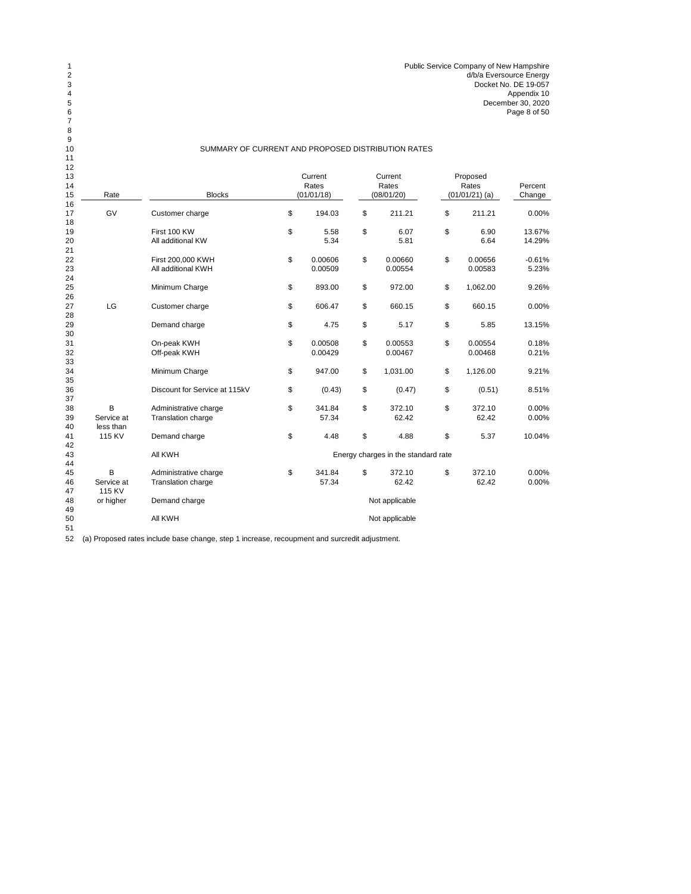Public Service Company of New Hampshire
d/b/a Eversource Energy
Docket No. DE 19-057
Appendix 10
December 30, 2020

## SUMMARY OF CURRENT AND PROPOSED DISTRIBUTION RATES

| Rate | Blocks | Current Rates (01/01/18) | Current Rates (08/01/20) | Proposed Rates (01/01/21) (a) | Percent Change |
|---|---|---|---|---|---|
| GV | Customer charge | $ 194.03 | $ 211.21 | $ 211.21 | 0.00% |
| | First 100 KW | $ 5.58 | $ 6.07 | $ 6.90 | 13.67% |
| | All additional KW | 5.34 | 5.81 | 6.64 | 14.29% |
| | First 200,000 KWH | $ 0.00606 | $ 0.00660 | $ 0.00656 | -0.61% |
| | All additional KWH | 0.00509 | 0.00554 | 0.00583 | 5.23% |
| | Minimum Charge | $ 893.00 | $ 972.00 | $ 1,062.00 | 9.26% |
| LG | Customer charge | $ 606.47 | $ 660.15 | $ 660.15 | 0.00% |
| | Demand charge | $ 4.75 | $ 5.17 | $ 5.85 | 13.15% |
| | On-peak KWH | $ 0.00508 | $ 0.00553 | $ 0.00554 | 0.18% |
| | Off-peak KWH | 0.00429 | 0.00467 | 0.00468 | 0.21% |
| | Minimum Charge | $ 947.00 | $ 1,031.00 | $ 1,126.00 | 9.21% |
| | Discount for Service at 115kV | $ (0.43) | $ (0.47) | $ (0.51) | 8.51% |
| B | Administrative charge | $ 341.84 | $ 372.10 | $ 372.10 | 0.00% |
| Service at less than | Translation charge | 57.34 | 62.42 | 62.42 | 0.00% |
| 115 KV | Demand charge | $ 4.48 | $ 4.88 | $ 5.37 | 10.04% |
| | All KWH | | Energy charges in the standard rate | | |
| B | Administrative charge | $ 341.84 | $ 372.10 | $ 372.10 | 0.00% |
| Service at 115 KV | Translation charge | 57.34 | 62.42 | 62.42 | 0.00% |
| or higher | Demand charge | | Not applicable | | |
| | All KWH | | Not applicable | | |

(a) Proposed rates include base change, step 1 increase, recoupment and surcredit adjustment.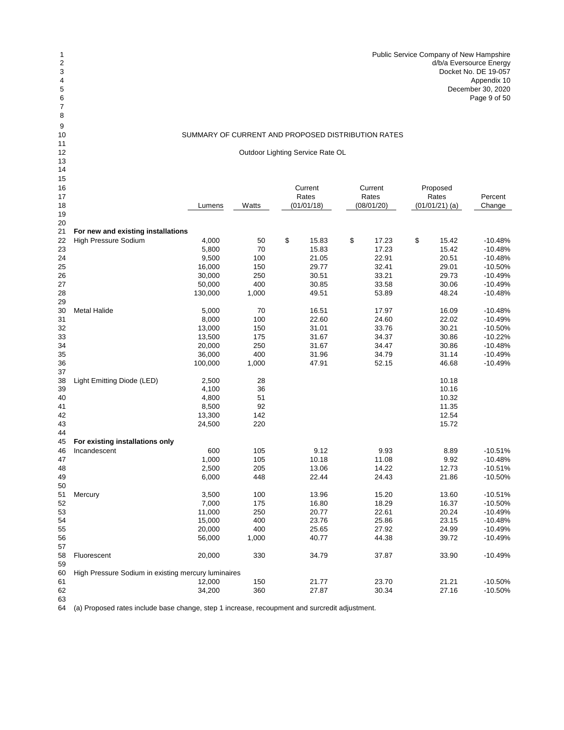Public Service Company of New Hampshire
d/b/a Eversource Energy
Docket No. DE 19-057
Appendix 10
December 30, 2020

## SUMMARY OF CURRENT AND PROPOSED DISTRIBUTION RATES

### Outdoor Lighting Service Rate OL

| | Lumens | Watts | Current Rates (01/01/18) | Current Rates (08/01/20) | Proposed Rates (01/01/21) (a) | Percent Change |
|---|---|---|---|---|---|---|
| **For new and existing installations** | | | | | | |
| High Pressure Sodium | 4,000 | 50 | $ 15.83 | $ 17.23 | $ 15.42 | -10.48% |
| | 5,800 | 70 | 15.83 | 17.23 | 15.42 | -10.48% |
| | 9,500 | 100 | 21.05 | 22.91 | 20.51 | -10.48% |
| | 16,000 | 150 | 29.77 | 32.41 | 29.01 | -10.50% |
| | 30,000 | 250 | 30.51 | 33.21 | 29.73 | -10.49% |
| | 50,000 | 400 | 30.85 | 33.58 | 30.06 | -10.49% |
| | 130,000 | 1,000 | 49.51 | 53.89 | 48.24 | -10.48% |
| | | | | | | |
| Metal Halide | 5,000 | 70 | 16.51 | 17.97 | 16.09 | -10.48% |
| | 8,000 | 100 | 22.60 | 24.60 | 22.02 | -10.49% |
| | 13,000 | 150 | 31.01 | 33.76 | 30.21 | -10.50% |
| | 13,500 | 175 | 31.67 | 34.37 | 30.86 | -10.22% |
| | 20,000 | 250 | 31.67 | 34.47 | 30.86 | -10.48% |
| | 36,000 | 400 | 31.96 | 34.79 | 31.14 | -10.49% |
| | 100,000 | 1,000 | 47.91 | 52.15 | 46.68 | -10.49% |
| | | | | | | |
| Light Emitting Diode (LED) | 2,500 | 28 | | | 10.18 | |
| | 4,100 | 36 | | | 10.16 | |
| | 4,800 | 51 | | | 10.32 | |
| | 8,500 | 92 | | | 11.35 | |
| | 13,300 | 142 | | | 12.54 | |
| | 24,500 | 220 | | | 15.72 | |
| | | | | | | |
| **For existing installations only** | | | | | | |
| Incandescent | 600 | 105 | 9.12 | 9.93 | 8.89 | -10.51% |
| | 1,000 | 105 | 10.18 | 11.08 | 9.92 | -10.48% |
| | 2,500 | 205 | 13.06 | 14.22 | 12.73 | -10.51% |
| | 6,000 | 448 | 22.44 | 24.43 | 21.86 | -10.50% |
| | | | | | | |
| Mercury | 3,500 | 100 | 13.96 | 15.20 | 13.60 | -10.51% |
| | 7,000 | 175 | 16.80 | 18.29 | 16.37 | -10.50% |
| | 11,000 | 250 | 20.77 | 22.61 | 20.24 | -10.49% |
| | 15,000 | 400 | 23.76 | 25.86 | 23.15 | -10.48% |
| | 20,000 | 400 | 25.65 | 27.92 | 24.99 | -10.49% |
| | 56,000 | 1,000 | 40.77 | 44.38 | 39.72 | -10.49% |
| | | | | | | |
| Fluorescent | 20,000 | 330 | 34.79 | 37.87 | 33.90 | -10.49% |
| | | | | | | |
| High Pressure Sodium in existing mercury luminaires | | | | | | |
| | 12,000 | 150 | 21.77 | 23.70 | 21.21 | -10.50% |
| | 34,200 | 360 | 27.87 | 30.34 | 27.16 | -10.50% |

(a) Proposed rates include base change, step 1 increase, recoupment and surcredit adjustment.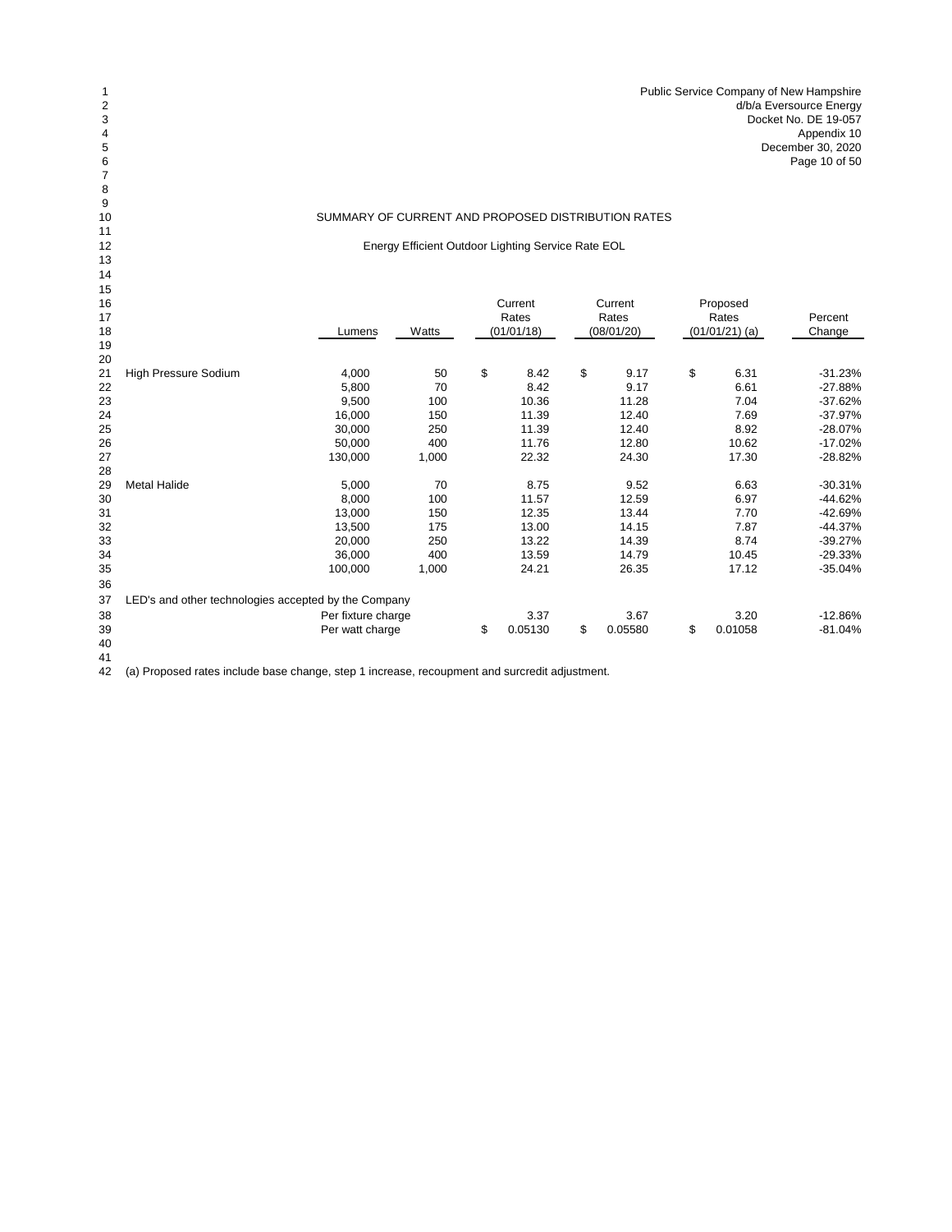Public Service Company of New Hampshire
d/b/a Eversource Energy
Docket No. DE 19-057
Appendix 10
December 30, 2020

## SUMMARY OF CURRENT AND PROPOSED DISTRIBUTION RATES

### Energy Efficient Outdoor Lighting Service Rate EOL

| | Lumens | Watts | Current Rates (01/01/18) | Current Rates (08/01/20) | Proposed Rates (01/01/21) (a) | Percent Change |
|---|---|---|---|---|---|---|
| High Pressure Sodium | 4,000 | 50 | $ 8.42 | $ 9.17 | $ 6.31 | -31.23% |
| | 5,800 | 70 | 8.42 | 9.17 | 6.61 | -27.88% |
| | 9,500 | 100 | 10.36 | 11.28 | 7.04 | -37.62% |
| | 16,000 | 150 | 11.39 | 12.40 | 7.69 | -37.97% |
| | 30,000 | 250 | 11.39 | 12.40 | 8.92 | -28.07% |
| | 50,000 | 400 | 11.76 | 12.80 | 10.62 | -17.02% |
| | 130,000 | 1,000 | 22.32 | 24.30 | 17.30 | -28.82% |
| Metal Halide | 5,000 | 70 | 8.75 | 9.52 | 6.63 | -30.31% |
| | 8,000 | 100 | 11.57 | 12.59 | 6.97 | -44.62% |
| | 13,000 | 150 | 12.35 | 13.44 | 7.70 | -42.69% |
| | 13,500 | 175 | 13.00 | 14.15 | 7.87 | -44.37% |
| | 20,000 | 250 | 13.22 | 14.39 | 8.74 | -39.27% |
| | 36,000 | 400 | 13.59 | 14.79 | 10.45 | -29.33% |
| | 100,000 | 1,000 | 24.21 | 26.35 | 17.12 | -35.04% |
| LED's and other technologies accepted by the Company | | | | | | |
| | Per fixture charge | | 3.37 | 3.67 | 3.20 | -12.86% |
| | Per watt charge | | $ 0.05130 | $ 0.05580 | $ 0.01058 | -81.04% |

(a) Proposed rates include base change, step 1 increase, recoupment and surcredit adjustment.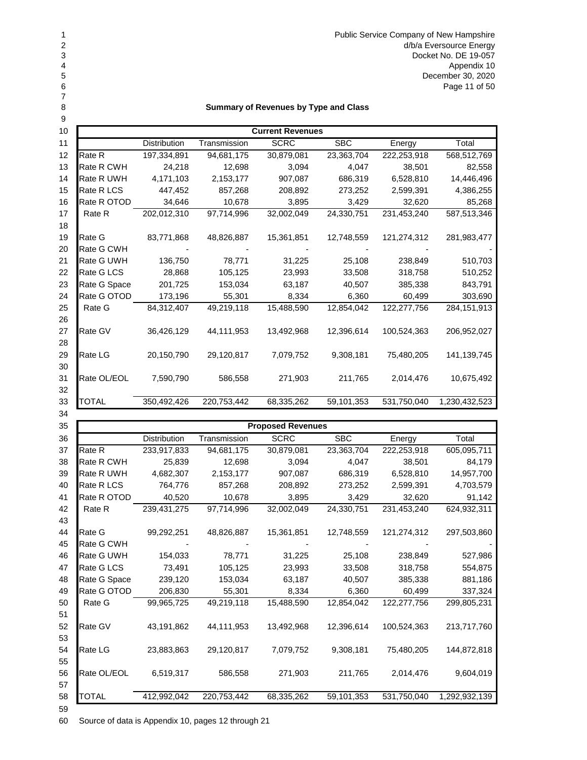Public Service Company of New Hampshire
d/b/a Eversource Energy
Docket No. DE 19-057
Appendix 10
December 30, 2020

## Summary of Revenues by Type and Class

| Current Revenues | | | | | | |
|---|---|---|---|---|---|---|
| | Distribution | Transmission | SCRC | SBC | Energy | Total |
| Rate R | 197,334,891 | 94,681,175 | 30,879,081 | 23,363,704 | 222,253,918 | 568,512,769 |
| Rate R CWH | 24,218 | 12,698 | 3,094 | 4,047 | 38,501 | 82,558 |
| Rate R UWH | 4,171,103 | 2,153,177 | 907,087 | 686,319 | 6,528,810 | 14,446,496 |
| Rate R LCS | 447,452 | 857,268 | 208,892 | 273,252 | 2,599,391 | 4,386,255 |
| Rate R OTOD | 34,646 | 10,678 | 3,895 | 3,429 | 32,620 | 85,268 |
| Rate R | 202,012,310 | 97,714,996 | 32,002,049 | 24,330,751 | 231,453,240 | 587,513,346 |
| | | | | | | |
| Rate G | 83,771,868 | 48,826,887 | 15,361,851 | 12,748,559 | 121,274,312 | 281,983,477 |
| Rate G CWH | - | - | - | - | - | - |
| Rate G UWH | 136,750 | 78,771 | 31,225 | 25,108 | 238,849 | 510,703 |
| Rate G LCS | 28,868 | 105,125 | 23,993 | 33,508 | 318,758 | 510,252 |
| Rate G Space | 201,725 | 153,034 | 63,187 | 40,507 | 385,338 | 843,791 |
| Rate G OTOD | 173,196 | 55,301 | 8,334 | 6,360 | 60,499 | 303,690 |
| Rate G | 84,312,407 | 49,219,118 | 15,488,590 | 12,854,042 | 122,277,756 | 284,151,913 |
| | | | | | | |
| Rate GV | 36,426,129 | 44,111,953 | 13,492,968 | 12,396,614 | 100,524,363 | 206,952,027 |
| | | | | | | |
| Rate LG | 20,150,790 | 29,120,817 | 7,079,752 | 9,308,181 | 75,480,205 | 141,139,745 |
| | | | | | | |
| Rate OL/EOL | 7,590,790 | 586,558 | 271,903 | 211,765 | 2,014,476 | 10,675,492 |
| | | | | | | |
| TOTAL | 350,492,426 | 220,753,442 | 68,335,262 | 59,101,353 | 531,750,040 | 1,230,432,523 |

| Proposed Revenues | | | | | | |
|---|---|---|---|---|---|---|
| | Distribution | Transmission | SCRC | SBC | Energy | Total |
| Rate R | 233,917,833 | 94,681,175 | 30,879,081 | 23,363,704 | 222,253,918 | 605,095,711 |
| Rate R CWH | 25,839 | 12,698 | 3,094 | 4,047 | 38,501 | 84,179 |
| Rate R UWH | 4,682,307 | 2,153,177 | 907,087 | 686,319 | 6,528,810 | 14,957,700 |
| Rate R LCS | 764,776 | 857,268 | 208,892 | 273,252 | 2,599,391 | 4,703,579 |
| Rate R OTOD | 40,520 | 10,678 | 3,895 | 3,429 | 32,620 | 91,142 |
| Rate R | 239,431,275 | 97,714,996 | 32,002,049 | 24,330,751 | 231,453,240 | 624,932,311 |
| | | | | | | |
| Rate G | 99,292,251 | 48,826,887 | 15,361,851 | 12,748,559 | 121,274,312 | 297,503,860 |
| Rate G CWH | - | - | - | - | - | - |
| Rate G UWH | 154,033 | 78,771 | 31,225 | 25,108 | 238,849 | 527,986 |
| Rate G LCS | 73,491 | 105,125 | 23,993 | 33,508 | 318,758 | 554,875 |
| Rate G Space | 239,120 | 153,034 | 63,187 | 40,507 | 385,338 | 881,186 |
| Rate G OTOD | 206,830 | 55,301 | 8,334 | 6,360 | 60,499 | 337,324 |
| Rate G | 99,965,725 | 49,219,118 | 15,488,590 | 12,854,042 | 122,277,756 | 299,805,231 |
| | | | | | | |
| Rate GV | 43,191,862 | 44,111,953 | 13,492,968 | 12,396,614 | 100,524,363 | 213,717,760 |
| | | | | | | |
| Rate LG | 23,883,863 | 29,120,817 | 7,079,752 | 9,308,181 | 75,480,205 | 144,872,818 |
| | | | | | | |
| Rate OL/EOL | 6,519,317 | 586,558 | 271,903 | 211,765 | 2,014,476 | 9,604,019 |
| | | | | | | |
| TOTAL | 412,992,042 | 220,753,442 | 68,335,262 | 59,101,353 | 531,750,040 | 1,292,932,139 |

Source of data is Appendix 10, pages 12 through 21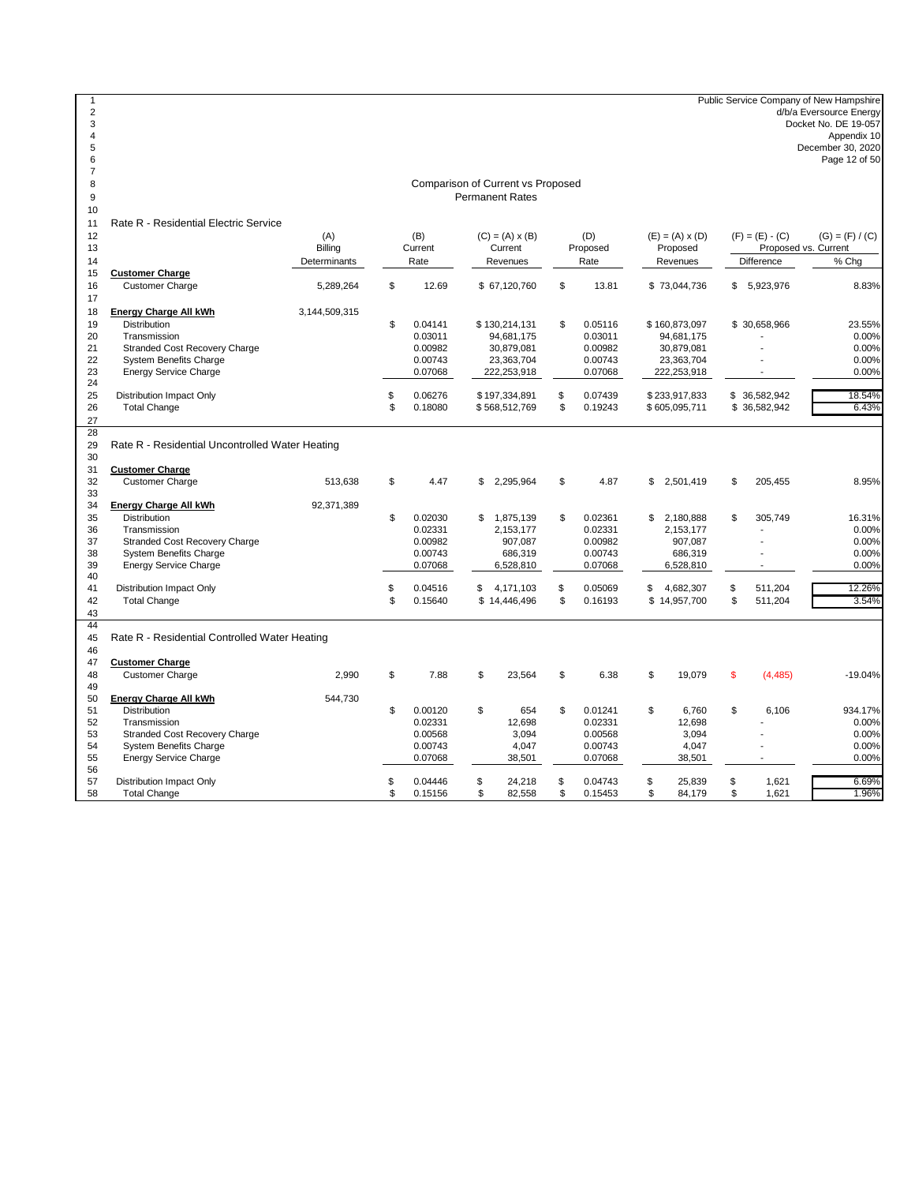Public Service Company of New Hampshire
d/b/a Eversource Energy
Docket No. DE 19-057
Appendix 10
December 30, 2020

## Comparison of Current vs Proposed Permanent Rates

### Rate R - Residential Electric Service

| | (A) Billing Determinants | (B) Current Rate | (C) = (A) x (B) Current Revenues | (D) Proposed Rate | (E) = (A) x (D) Proposed Revenues | (F) = (E) - (C) Proposed vs. Current Difference | (G) = (F) / (C) % Chg |
|---|---|---|---|---|---|---|---|
| **Customer Charge** | | | | | | | |
| Customer Charge | 5,289,264 | $ 12.69 | $ 67,120,760 | $ 13.81 | $ 73,044,736 | $ 5,923,976 | 8.83% |
| **Energy Charge All kWh** | 3,144,509,315 | | | | | | |
| Distribution | | $ 0.04141 | $ 130,214,131 | $ 0.05116 | $ 160,873,097 | $ 30,658,966 | 23.55% |
| Transmission | | 0.03011 | 94,681,175 | 0.03011 | 94,681,175 | - | 0.00% |
| Stranded Cost Recovery Charge | | 0.00982 | 30,879,081 | 0.00982 | 30,879,081 | - | 0.00% |
| System Benefits Charge | | 0.00743 | 23,363,704 | 0.00743 | 23,363,704 | - | 0.00% |
| Energy Service Charge | | 0.07068 | 222,253,918 | 0.07068 | 222,253,918 | - | 0.00% |
| Distribution Impact Only | | $ 0.06276 | $ 197,334,891 | $ 0.07439 | $ 233,917,833 | $ 36,582,942 | 18.54% |
| Total Change | | $ 0.18080 | $ 568,512,769 | $ 0.19243 | $ 605,095,711 | $ 36,582,942 | 6.43% |

### Rate R - Residential Uncontrolled Water Heating

| | (A) Billing Determinants | (B) Current Rate | (C) Current Revenues | (D) Proposed Rate | (E) Proposed Revenues | (F) Difference | (G) % Chg |
|---|---|---|---|---|---|---|---|
| **Customer Charge** | | | | | | | |
| Customer Charge | 513,638 | $ 4.47 | $ 2,295,964 | $ 4.87 | $ 2,501,419 | $ 205,455 | 8.95% |
| **Energy Charge All kWh** | 92,371,389 | | | | | | |
| Distribution | | $ 0.02030 | $ 1,875,139 | $ 0.02361 | $ 2,180,888 | $ 305,749 | 16.31% |
| Transmission | | 0.02331 | 2,153,177 | 0.02331 | 2,153,177 | - | 0.00% |
| Stranded Cost Recovery Charge | | 0.00982 | 907,087 | 0.00982 | 907,087 | - | 0.00% |
| System Benefits Charge | | 0.00743 | 686,319 | 0.00743 | 686,319 | - | 0.00% |
| Energy Service Charge | | 0.07068 | 6,528,810 | 0.07068 | 6,528,810 | - | 0.00% |
| Distribution Impact Only | | $ 0.04516 | $ 4,171,103 | $ 0.05069 | $ 4,682,307 | $ 511,204 | 12.26% |
| Total Change | | $ 0.15640 | $ 14,446,496 | $ 0.16193 | $ 14,957,700 | $ 511,204 | 3.54% |

### Rate R - Residential Controlled Water Heating

| | (A) Billing Determinants | (B) Current Rate | (C) Current Revenues | (D) Proposed Rate | (E) Proposed Revenues | (F) Difference | (G) % Chg |
|---|---|---|---|---|---|---|---|
| **Customer Charge** | | | | | | | |
| Customer Charge | 2,990 | $ 7.88 | $ 23,564 | $ 6.38 | $ 19,079 | $ (4,485) | -19.04% |
| **Energy Charge All kWh** | 544,730 | | | | | | |
| Distribution | | $ 0.00120 | $ 654 | $ 0.01241 | $ 6,760 | $ 6,106 | 934.17% |
| Transmission | | 0.02331 | 12,698 | 0.02331 | 12,698 | - | 0.00% |
| Stranded Cost Recovery Charge | | 0.00568 | 3,094 | 0.00568 | 3,094 | - | 0.00% |
| System Benefits Charge | | 0.00743 | 4,047 | 0.00743 | 4,047 | - | 0.00% |
| Energy Service Charge | | 0.07068 | 38,501 | 0.07068 | 38,501 | - | 0.00% |
| Distribution Impact Only | | $ 0.04446 | $ 24,218 | $ 0.04743 | $ 25,839 | $ 1,621 | 6.69% |
| Total Change | | $ 0.15156 | $ 82,558 | $ 0.15453 | $ 84,179 | $ 1,621 | 1.96% |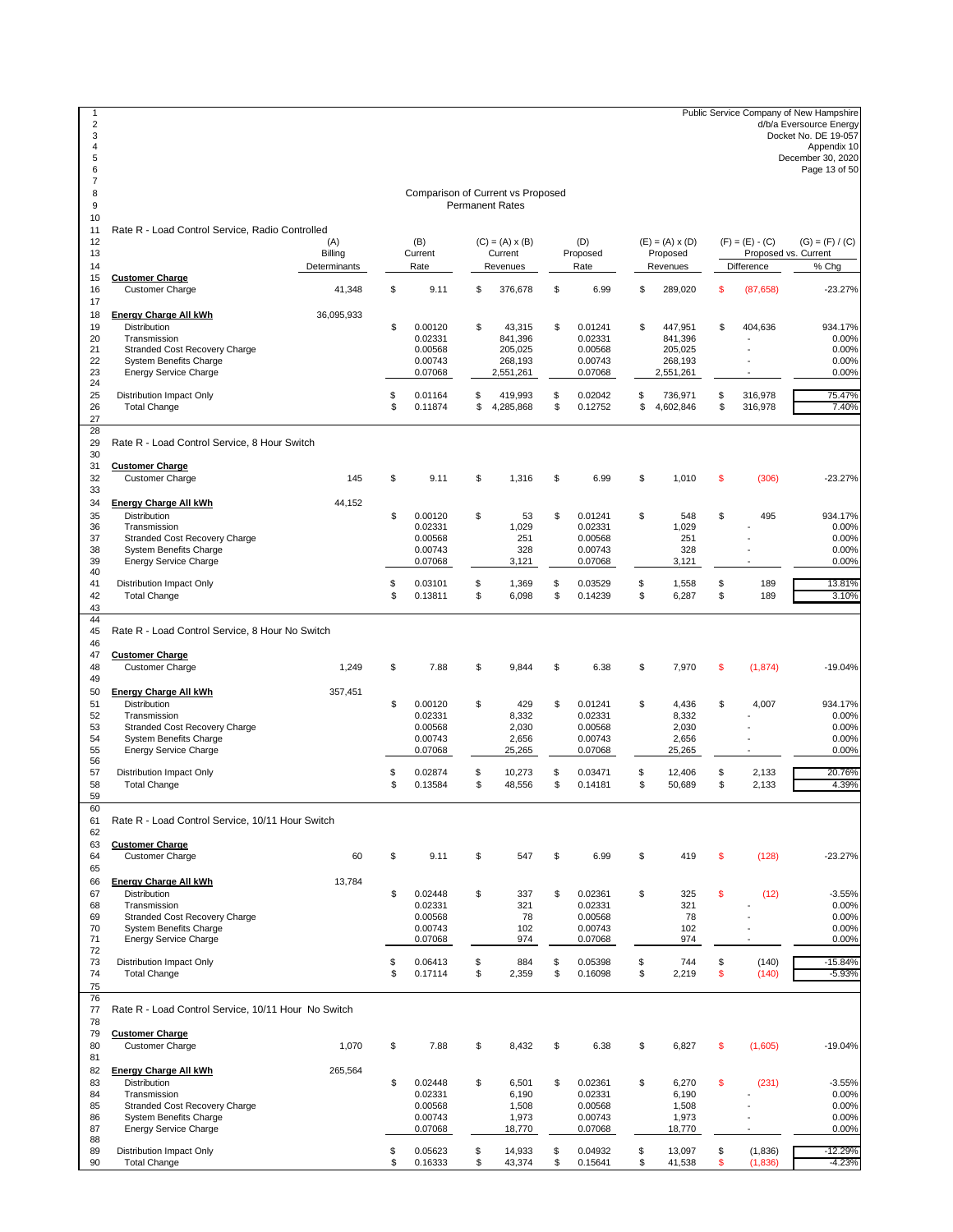Public Service Company of New Hampshire
d/b/a Eversource Energy
Docket No. DE 19-057
Appendix 10
December 30, 2020

## Comparison of Current vs Proposed Permanent Rates

### Rate R - Load Control Service, Radio Controlled

| | (A) Billing Determinants | (B) Current Rate | (C) = (A) x (B) Current Revenues | (D) Proposed Rate | (E) = (A) x (D) Proposed Revenues | (F) = (E) - (C) Proposed vs. Current Difference | (G) = (F) / (C) % Chg |
|---|---|---|---|---|---|---|---|
| **Customer Charge** | | | | | | | |
| Customer Charge | 41,348 | $ 9.11 | $ 376,678 | $ 6.99 | $ 289,020 | $ (87,658) | -23.27% |
| **Energy Charge All kWh** | 36,095,933 | | | | | | |
| Distribution | | $ 0.00120 | $ 43,315 | $ 0.01241 | $ 447,951 | $ 404,636 | 934.17% |
| Transmission | | 0.02331 | 841,396 | 0.02331 | 841,396 | - | 0.00% |
| Stranded Cost Recovery Charge | | 0.00568 | 205,025 | 0.00568 | 205,025 | - | 0.00% |
| System Benefits Charge | | 0.00743 | 268,193 | 0.00743 | 268,193 | - | 0.00% |
| Energy Service Charge | | 0.07068 | 2,551,261 | 0.07068 | 2,551,261 | - | 0.00% |
| Distribution Impact Only | | $ 0.01164 | $ 419,993 | $ 0.02042 | $ 736,971 | $ 316,978 | 75.47% |
| Total Change | | $ 0.11874 | $ 4,285,868 | $ 0.12752 | $ 4,602,846 | $ 316,978 | 7.40% |

### Rate R - Load Control Service, 8 Hour Switch

| | (A) Billing Determinants | (B) Current Rate | (C) Current Revenues | (D) Proposed Rate | (E) Proposed Revenues | (F) Difference | (G) % Chg |
|---|---|---|---|---|---|---|---|
| **Customer Charge** | | | | | | | |
| Customer Charge | 145 | $ 9.11 | $ 1,316 | $ 6.99 | $ 1,010 | $ (306) | -23.27% |
| **Energy Charge All kWh** | 44,152 | | | | | | |
| Distribution | | $ 0.00120 | $ 53 | $ 0.01241 | $ 548 | $ 495 | 934.17% |
| Transmission | | 0.02331 | 1,029 | 0.02331 | 1,029 | - | 0.00% |
| Stranded Cost Recovery Charge | | 0.00568 | 251 | 0.00568 | 251 | - | 0.00% |
| System Benefits Charge | | 0.00743 | 328 | 0.00743 | 328 | - | 0.00% |
| Energy Service Charge | | 0.07068 | 3,121 | 0.07068 | 3,121 | - | 0.00% |
| Distribution Impact Only | | $ 0.03101 | $ 1,369 | $ 0.03529 | $ 1,558 | $ 189 | 13.81% |
| Total Change | | $ 0.13811 | $ 6,098 | $ 0.14239 | $ 6,287 | $ 189 | 3.10% |

### Rate R - Load Control Service, 8 Hour No Switch

| | (A) Billing Determinants | (B) Current Rate | (C) Current Revenues | (D) Proposed Rate | (E) Proposed Revenues | (F) Difference | (G) % Chg |
|---|---|---|---|---|---|---|---|
| **Customer Charge** | | | | | | | |
| Customer Charge | 1,249 | $ 7.88 | $ 9,844 | $ 6.38 | $ 7,970 | $ (1,874) | -19.04% |
| **Energy Charge All kWh** | 357,451 | | | | | | |
| Distribution | | $ 0.00120 | $ 429 | $ 0.01241 | $ 4,436 | $ 4,007 | 934.17% |
| Transmission | | 0.02331 | 8,332 | 0.02331 | 8,332 | - | 0.00% |
| Stranded Cost Recovery Charge | | 0.00568 | 2,030 | 0.00568 | 2,030 | - | 0.00% |
| System Benefits Charge | | 0.00743 | 2,656 | 0.00743 | 2,656 | - | 0.00% |
| Energy Service Charge | | 0.07068 | 25,265 | 0.07068 | 25,265 | - | 0.00% |
| Distribution Impact Only | | $ 0.02874 | $ 10,273 | $ 0.03471 | $ 12,406 | $ 2,133 | 20.76% |
| Total Change | | $ 0.13584 | $ 48,556 | $ 0.14181 | $ 50,689 | $ 2,133 | 4.39% |

### Rate R - Load Control Service, 10/11 Hour Switch

| | (A) Billing Determinants | (B) Current Rate | (C) Current Revenues | (D) Proposed Rate | (E) Proposed Revenues | (F) Difference | (G) % Chg |
|---|---|---|---|---|---|---|---|
| **Customer Charge** | | | | | | | |
| Customer Charge | 60 | $ 9.11 | $ 547 | $ 6.99 | $ 419 | $ (128) | -23.27% |
| **Energy Charge All kWh** | 13,784 | | | | | | |
| Distribution | | $ 0.02448 | $ 337 | $ 0.02361 | $ 325 | $ (12) | -3.55% |
| Transmission | | 0.02331 | 321 | 0.02331 | 321 | - | 0.00% |
| Stranded Cost Recovery Charge | | 0.00568 | 78 | 0.00568 | 78 | - | 0.00% |
| System Benefits Charge | | 0.00743 | 102 | 0.00743 | 102 | - | 0.00% |
| Energy Service Charge | | 0.07068 | 974 | 0.07068 | 974 | - | 0.00% |
| Distribution Impact Only | | $ 0.06413 | $ 884 | $ 0.05398 | $ 744 | $ (140) | -15.84% |
| Total Change | | $ 0.17114 | $ 2,359 | $ 0.16098 | $ 2,219 | $ (140) | -5.93% |

### Rate R - Load Control Service, 10/11 Hour No Switch

| | (A) Billing Determinants | (B) Current Rate | (C) Current Revenues | (D) Proposed Rate | (E) Proposed Revenues | (F) Difference | (G) % Chg |
|---|---|---|---|---|---|---|---|
| **Customer Charge** | | | | | | | |
| Customer Charge | 1,070 | $ 7.88 | $ 8,432 | $ 6.38 | $ 6,827 | $ (1,605) | -19.04% |
| **Energy Charge All kWh** | 265,564 | | | | | | |
| Distribution | | $ 0.02448 | $ 6,501 | $ 0.02361 | $ 6,270 | $ (231) | -3.55% |
| Transmission | | 0.02331 | 6,190 | 0.02331 | 6,190 | - | 0.00% |
| Stranded Cost Recovery Charge | | 0.00568 | 1,508 | 0.00568 | 1,508 | - | 0.00% |
| System Benefits Charge | | 0.00743 | 1,973 | 0.00743 | 1,973 | - | 0.00% |
| Energy Service Charge | | 0.07068 | 18,770 | 0.07068 | 18,770 | - | 0.00% |
| Distribution Impact Only | | $ 0.05623 | $ 14,933 | $ 0.04932 | $ 13,097 | $ (1,836) | -12.29% |
| Total Change | | $ 0.16333 | $ 43,374 | $ 0.15641 | $ 41,538 | $ (1,836) | -4.23% |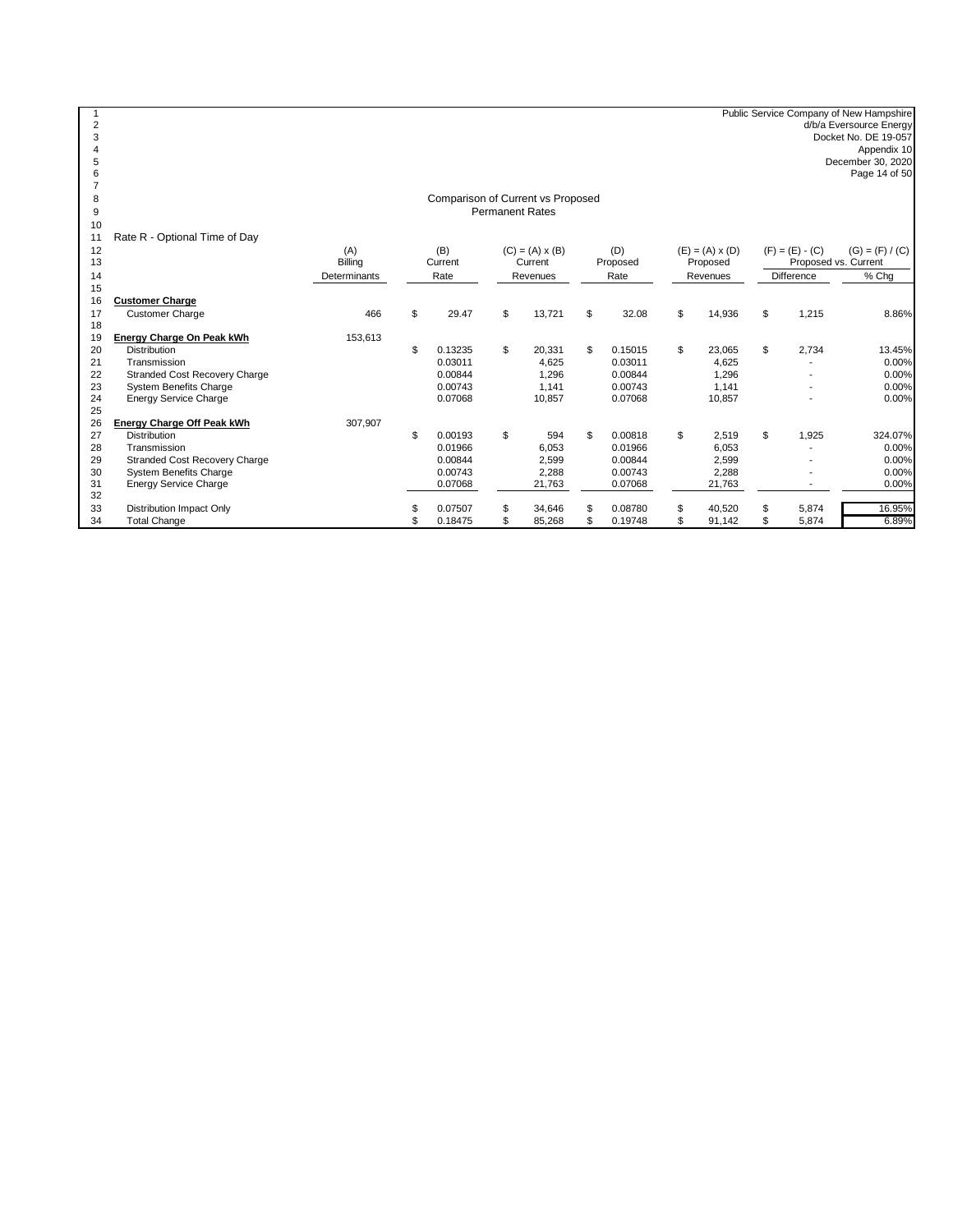Public Service Company of New Hampshire
d/b/a Eversource Energy
Docket No. DE 19-057
Appendix 10
December 30, 2020

## Comparison of Current vs Proposed
## Permanent Rates

Rate R - Optional Time of Day

| | (A) Billing Determinants | (B) Current Rate | (C) = (A) x (B) Current Revenues | (D) Proposed Rate | (E) = (A) x (D) Proposed Revenues | (F) = (E) - (C) Proposed vs. Current Difference | (G) = (F) / (C) Proposed vs. Current % Chg |
|---|---|---|---|---|---|---|---|
| **Customer Charge** | | | | | | | |
| Customer Charge | 466 | $ 29.47 | $ 13,721 | $ 32.08 | $ 14,936 | $ 1,215 | 8.86% |
| **Energy Charge On Peak kWh** | 153,613 | | | | | | |
| Distribution | | $ 0.13235 | $ 20,331 | $ 0.15015 | $ 23,065 | $ 2,734 | 13.45% |
| Transmission | | 0.03011 | 4,625 | 0.03011 | 4,625 | - | 0.00% |
| Stranded Cost Recovery Charge | | 0.00844 | 1,296 | 0.00844 | 1,296 | - | 0.00% |
| System Benefits Charge | | 0.00743 | 1,141 | 0.00743 | 1,141 | - | 0.00% |
| Energy Service Charge | | 0.07068 | 10,857 | 0.07068 | 10,857 | - | 0.00% |
| **Energy Charge Off Peak kWh** | 307,907 | | | | | | |
| Distribution | | $ 0.00193 | $ 594 | $ 0.00818 | $ 2,519 | $ 1,925 | 324.07% |
| Transmission | | 0.01966 | 6,053 | 0.01966 | 6,053 | - | 0.00% |
| Stranded Cost Recovery Charge | | 0.00844 | 2,599 | 0.00844 | 2,599 | - | 0.00% |
| System Benefits Charge | | 0.00743 | 2,288 | 0.00743 | 2,288 | - | 0.00% |
| Energy Service Charge | | 0.07068 | 21,763 | 0.07068 | 21,763 | - | 0.00% |
| Distribution Impact Only | | $ 0.07507 | $ 34,646 | $ 0.08780 | $ 40,520 | $ 5,874 | 16.95% |
| Total Change | | $ 0.18475 | $ 85,268 | $ 0.19748 | $ 91,142 | $ 5,874 | 6.89% |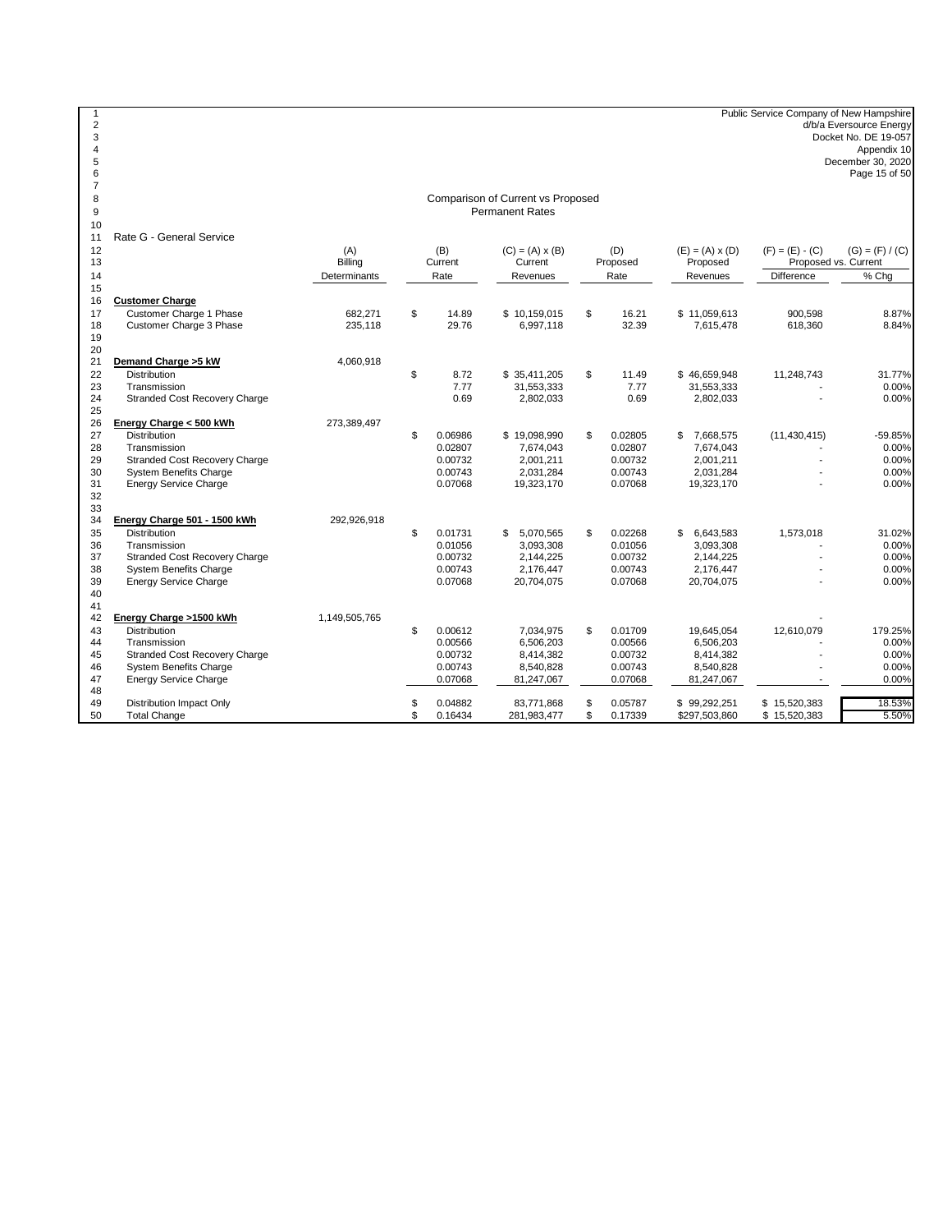Public Service Company of New Hampshire
d/b/a Eversource Energy
Docket No. DE 19-057
Appendix 10
December 30, 2020

## Comparison of Current vs Proposed Permanent Rates

Rate G - General Service

| | (A) Billing Determinants | (B) Current Rate | (C) = (A) x (B) Current Revenues | (D) Proposed Rate | (E) = (A) x (D) Proposed Revenues | (F) = (E) - (C) Proposed vs. Current Difference | (G) = (F) / (C) % Chg |
|---|---|---|---|---|---|---|---|
| **Customer Charge** | | | | | | | |
| Customer Charge 1 Phase | 682,271 | $ 14.89 | $ 10,159,015 | $ 16.21 | $ 11,059,613 | 900,598 | 8.87% |
| Customer Charge 3 Phase | 235,118 | 29.76 | 6,997,118 | 32.39 | 7,615,478 | 618,360 | 8.84% |
| | | | | | | | |
| **Demand Charge >5 kW** | 4,060,918 | | | | | | |
| Distribution | | $ 8.72 | $ 35,411,205 | $ 11.49 | $ 46,659,948 | 11,248,743 | 31.77% |
| Transmission | | 7.77 | 31,553,333 | 7.77 | 31,553,333 | - | 0.00% |
| Stranded Cost Recovery Charge | | 0.69 | 2,802,033 | 0.69 | 2,802,033 | - | 0.00% |
| | | | | | | | |
| **Energy Charge < 500 kWh** | 273,389,497 | | | | | | |
| Distribution | | $ 0.06986 | $ 19,098,990 | $ 0.02805 | $ 7,668,575 | (11,430,415) | -59.85% |
| Transmission | | 0.02807 | 7,674,043 | 0.02807 | 7,674,043 | - | 0.00% |
| Stranded Cost Recovery Charge | | 0.00732 | 2,001,211 | 0.00732 | 2,001,211 | - | 0.00% |
| System Benefits Charge | | 0.00743 | 2,031,284 | 0.00743 | 2,031,284 | - | 0.00% |
| Energy Service Charge | | 0.07068 | 19,323,170 | 0.07068 | 19,323,170 | - | 0.00% |
| | | | | | | | |
| **Energy Charge 501 - 1500 kWh** | 292,926,918 | | | | | | |
| Distribution | | $ 0.01731 | $ 5,070,565 | $ 0.02268 | $ 6,643,583 | 1,573,018 | 31.02% |
| Transmission | | 0.01056 | 3,093,308 | 0.01056 | 3,093,308 | - | 0.00% |
| Stranded Cost Recovery Charge | | 0.00732 | 2,144,225 | 0.00732 | 2,144,225 | - | 0.00% |
| System Benefits Charge | | 0.00743 | 2,176,447 | 0.00743 | 2,176,447 | - | 0.00% |
| Energy Service Charge | | 0.07068 | 20,704,075 | 0.07068 | 20,704,075 | - | 0.00% |
| | | | | | | | |
| **Energy Charge >1500 kWh** | 1,149,505,765 | | | | | - | |
| Distribution | | $ 0.00612 | 7,034,975 | $ 0.01709 | 19,645,054 | 12,610,079 | 179.25% |
| Transmission | | 0.00566 | 6,506,203 | 0.00566 | 6,506,203 | - | 0.00% |
| Stranded Cost Recovery Charge | | 0.00732 | 8,414,382 | 0.00732 | 8,414,382 | - | 0.00% |
| System Benefits Charge | | 0.00743 | 8,540,828 | 0.00743 | 8,540,828 | - | 0.00% |
| Energy Service Charge | | 0.07068 | 81,247,067 | 0.07068 | 81,247,067 | - | 0.00% |
| | | | | | | | |
| Distribution Impact Only | | $ 0.04882 | 83,771,868 | $ 0.05787 | $ 99,292,251 | $ 15,520,383 | 18.53% |
| Total Change | | $ 0.16434 | 281,983,477 | $ 0.17339 | $297,503,860 | $ 15,520,383 | 5.50% |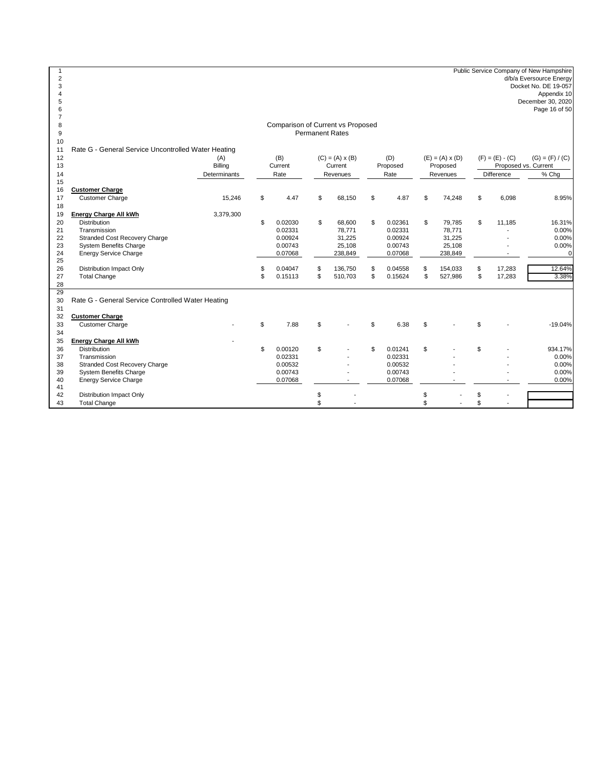Public Service Company of New Hampshire
d/b/a Eversource Energy
Docket No. DE 19-057
Appendix 10
December 30, 2020

## Comparison of Current vs Proposed
### Permanent Rates

**Rate G - General Service Uncontrolled Water Heating**

| | (A) Billing Determinants | (B) Current Rate | (C) = (A) x (B) Current Revenues | (D) Proposed Rate | (E) = (A) x (D) Proposed Revenues | (F) = (E) - (C) Proposed vs. Current Difference | (G) = (F) / (C) % Chg |
|---|---|---|---|---|---|---|---|
| **Customer Charge** | | | | | | | |
| Customer Charge | 15,246 | $ 4.47 | $ 68,150 | $ 4.87 | $ 74,248 | $ 6,098 | 8.95% |
| **Energy Charge All kWh** | 3,379,300 | | | | | | |
| Distribution | | $ 0.02030 | $ 68,600 | $ 0.02361 | $ 79,785 | $ 11,185 | 16.31% |
| Transmission | | 0.02331 | 78,771 | 0.02331 | 78,771 | - | 0.00% |
| Stranded Cost Recovery Charge | | 0.00924 | 31,225 | 0.00924 | 31,225 | - | 0.00% |
| System Benefits Charge | | 0.00743 | 25,108 | 0.00743 | 25,108 | - | 0.00% |
| Energy Service Charge | | 0.07068 | 238,849 | 0.07068 | 238,849 | - | 0 |
| Distribution Impact Only | | $ 0.04047 | $ 136,750 | $ 0.04558 | $ 154,033 | $ 17,283 | 12.64% |
| Total Change | | $ 0.15113 | $ 510,703 | $ 0.15624 | $ 527,986 | $ 17,283 | 3.38% |

**Rate G - General Service Controlled Water Heating**

| | (A) Billing Determinants | (B) Current Rate | (C) = (A) x (B) Current Revenues | (D) Proposed Rate | (E) = (A) x (D) Proposed Revenues | (F) = (E) - (C) Proposed vs. Current Difference | (G) = (F) / (C) % Chg |
|---|---|---|---|---|---|---|---|
| **Customer Charge** | | | | | | | |
| Customer Charge | - | $ 7.88 | $ - | $ 6.38 | $ - | $ - | -19.04% |
| **Energy Charge All kWh** | - | | | | | | |
| Distribution | | $ 0.00120 | $ - | $ 0.01241 | $ - | $ - | 934.17% |
| Transmission | | 0.02331 | - | 0.02331 | - | - | 0.00% |
| Stranded Cost Recovery Charge | | 0.00532 | - | 0.00532 | - | - | 0.00% |
| System Benefits Charge | | 0.00743 | - | 0.00743 | - | - | 0.00% |
| Energy Service Charge | | 0.07068 | - | 0.07068 | - | - | 0.00% |
| Distribution Impact Only | | | $ - | | $ - | $ - | |
| Total Change | | | $ - | | $ - | $ - | |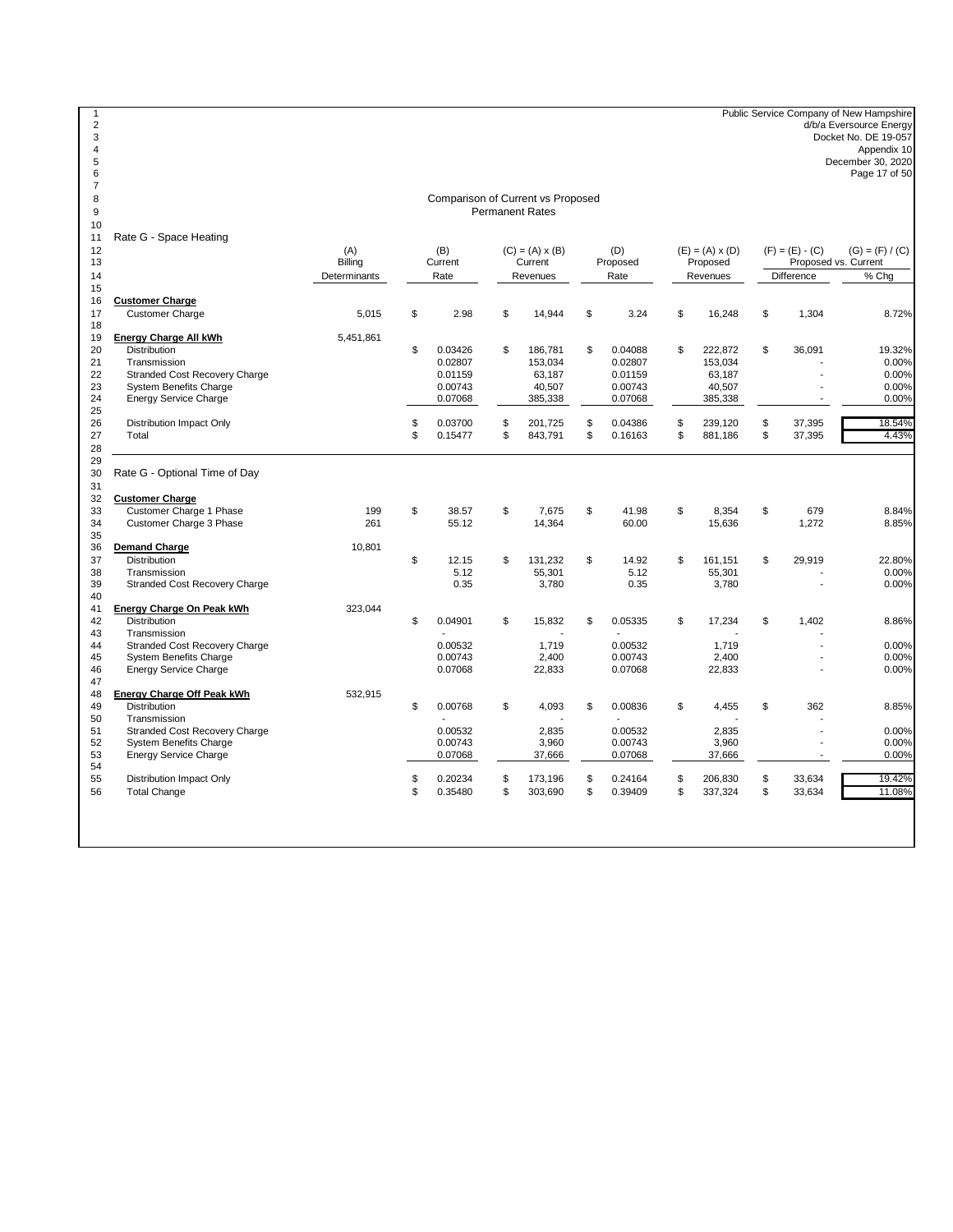Public Service Company of New Hampshire
d/b/a Eversource Energy
Docket No. DE 19-057
Appendix 10
December 30, 2020

## Comparison of Current vs Proposed
## Permanent Rates

### Rate G - Space Heating

| | (A) Billing Determinants | (B) Current Rate | (C) = (A) x (B) Current Revenues | (D) Proposed Rate | (E) = (A) x (D) Proposed Revenues | (F) = (E) - (C) Proposed vs. Current Difference | (G) = (F) / (C) Proposed vs. Current % Chg |
|---|---|---|---|---|---|---|---|
| **Customer Charge** | | | | | | | |
| Customer Charge | 5,015 | $ 2.98 | $ 14,944 | $ 3.24 | $ 16,248 | $ 1,304 | 8.72% |
| **Energy Charge All kWh** | 5,451,861 | | | | | | |
| Distribution | | $ 0.03426 | $ 186,781 | $ 0.04088 | $ 222,872 | $ 36,091 | 19.32% |
| Transmission | | 0.02807 | 153,034 | 0.02807 | 153,034 | - | 0.00% |
| Stranded Cost Recovery Charge | | 0.01159 | 63,187 | 0.01159 | 63,187 | - | 0.00% |
| System Benefits Charge | | 0.00743 | 40,507 | 0.00743 | 40,507 | - | 0.00% |
| Energy Service Charge | | 0.07068 | 385,338 | 0.07068 | 385,338 | - | 0.00% |
| Distribution Impact Only | | $ 0.03700 | $ 201,725 | $ 0.04386 | $ 239,120 | $ 37,395 | 18.54% |
| Total | | $ 0.15477 | $ 843,791 | $ 0.16163 | $ 881,186 | $ 37,395 | 4.43% |

### Rate G - Optional Time of Day

| | (A) Billing Determinants | (B) Current Rate | (C) = (A) x (B) Current Revenues | (D) Proposed Rate | (E) = (A) x (D) Proposed Revenues | (F) = (E) - (C) Proposed vs. Current Difference | (G) = (F) / (C) Proposed vs. Current % Chg |
|---|---|---|---|---|---|---|---|
| **Customer Charge** | | | | | | | |
| Customer Charge 1 Phase | 199 | $ 38.57 | $ 7,675 | $ 41.98 | $ 8,354 | $ 679 | 8.84% |
| Customer Charge 3 Phase | 261 | 55.12 | 14,364 | 60.00 | 15,636 | 1,272 | 8.85% |
| **Demand Charge** | 10,801 | | | | | | |
| Distribution | | $ 12.15 | $ 131,232 | $ 14.92 | $ 161,151 | $ 29,919 | 22.80% |
| Transmission | | 5.12 | 55,301 | 5.12 | 55,301 | - | 0.00% |
| Stranded Cost Recovery Charge | | 0.35 | 3,780 | 0.35 | 3,780 | - | 0.00% |
| **Energy Charge On Peak kWh** | 323,044 | | | | | | |
| Distribution | | $ 0.04901 | $ 15,832 | $ 0.05335 | $ 17,234 | $ 1,402 | 8.86% |
| Transmission | | - | - | - | - | - | |
| Stranded Cost Recovery Charge | | 0.00532 | 1,719 | 0.00532 | 1,719 | - | 0.00% |
| System Benefits Charge | | 0.00743 | 2,400 | 0.00743 | 2,400 | - | 0.00% |
| Energy Service Charge | | 0.07068 | 22,833 | 0.07068 | 22,833 | - | 0.00% |
| **Energy Charge Off Peak kWh** | 532,915 | | | | | | |
| Distribution | | $ 0.00768 | $ 4,093 | $ 0.00836 | $ 4,455 | $ 362 | 8.85% |
| Transmission | | - | - | - | - | - | |
| Stranded Cost Recovery Charge | | 0.00532 | 2,835 | 0.00532 | 2,835 | - | 0.00% |
| System Benefits Charge | | 0.00743 | 3,960 | 0.00743 | 3,960 | - | 0.00% |
| Energy Service Charge | | 0.07068 | 37,666 | 0.07068 | 37,666 | - | 0.00% |
| Distribution Impact Only | | $ 0.20234 | $ 173,196 | $ 0.24164 | $ 206,830 | $ 33,634 | 19.42% |
| Total Change | | $ 0.35480 | $ 303,690 | $ 0.39409 | $ 337,324 | $ 33,634 | 11.08% |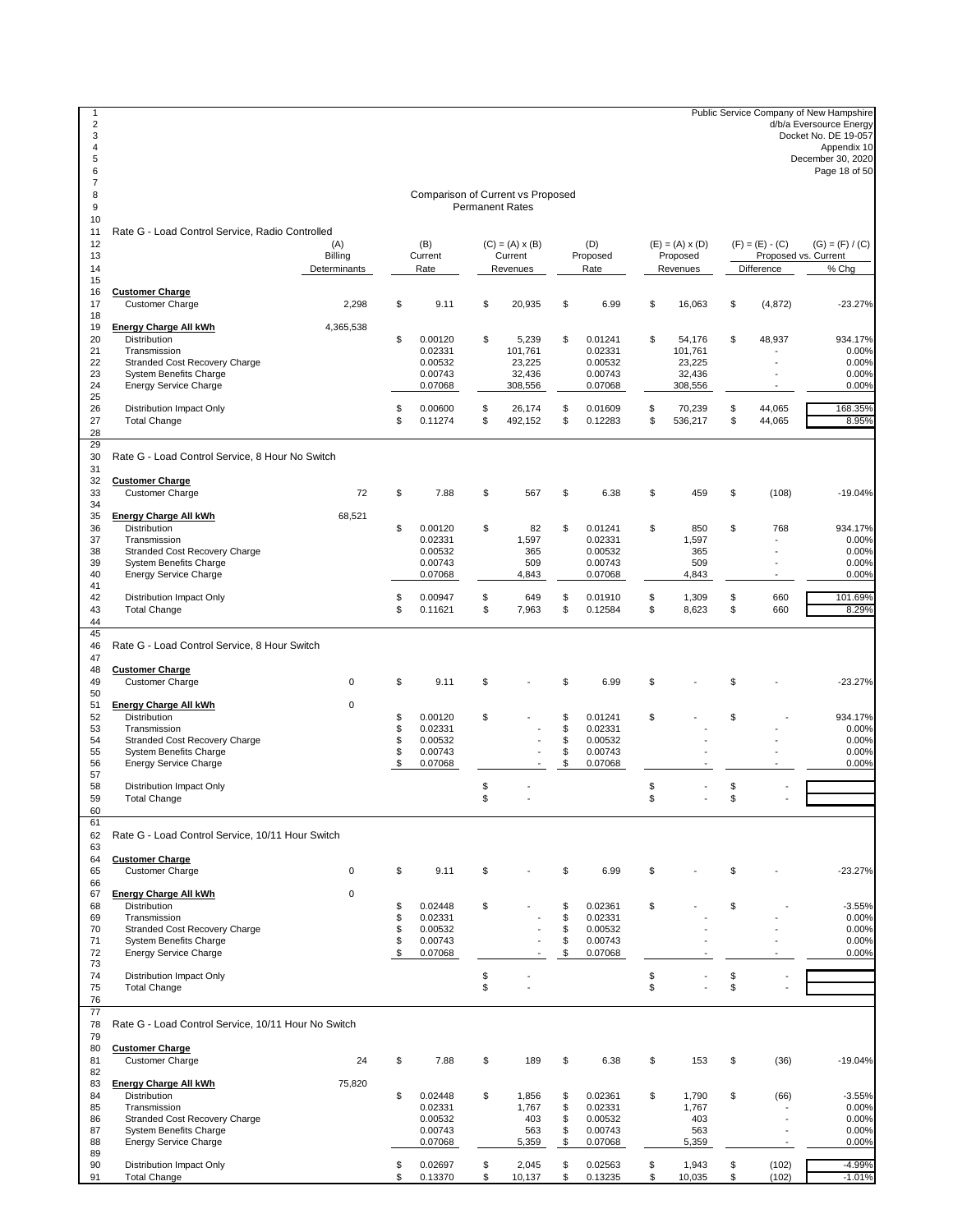Public Service Company of New Hampshire
d/b/a Eversource Energy
Docket No. DE 19-057
Appendix 10
December 30, 2020

## Comparison of Current vs Proposed
## Permanent Rates

### Rate G - Load Control Service, Radio Controlled

| | (A) Billing Determinants | (B) Current Rate | (C) = (A) x (B) Current Revenues | (D) Proposed Rate | (E) = (A) x (D) Proposed Revenues | (F) = (E) - (C) Proposed vs. Current Difference | (G) = (F) / (C) % Chg |
|---|---|---|---|---|---|---|---|
| **Customer Charge** | | | | | | | |
| Customer Charge | 2,298 | $ 9.11 | $ 20,935 | $ 6.99 | $ 16,063 | $ (4,872) | -23.27% |
| **Energy Charge All kWh** | 4,365,538 | | | | | | |
| Distribution | | $ 0.00120 | $ 5,239 | $ 0.01241 | $ 54,176 | $ 48,937 | 934.17% |
| Transmission | | 0.02331 | 101,761 | 0.02331 | 101,761 | - | 0.00% |
| Stranded Cost Recovery Charge | | 0.00532 | 23,225 | 0.00532 | 23,225 | - | 0.00% |
| System Benefits Charge | | 0.00743 | 32,436 | 0.00743 | 32,436 | - | 0.00% |
| Energy Service Charge | | 0.07068 | 308,556 | 0.07068 | 308,556 | - | 0.00% |
| Distribution Impact Only | | $ 0.00600 | $ 26,174 | $ 0.01609 | $ 70,239 | $ 44,065 | 168.35% |
| Total Change | | $ 0.11274 | $ 492,152 | $ 0.12283 | $ 536,217 | $ 44,065 | 8.95% |

### Rate G - Load Control Service, 8 Hour No Switch

| | (A) Billing Determinants | (B) Current Rate | (C) Current Revenues | (D) Proposed Rate | (E) Proposed Revenues | (F) Difference | (G) % Chg |
|---|---|---|---|---|---|---|---|
| **Customer Charge** | | | | | | | |
| Customer Charge | 72 | $ 7.88 | $ 567 | $ 6.38 | $ 459 | $ (108) | -19.04% |
| **Energy Charge All kWh** | 68,521 | | | | | | |
| Distribution | | $ 0.00120 | $ 82 | $ 0.01241 | $ 850 | $ 768 | 934.17% |
| Transmission | | 0.02331 | 1,597 | 0.02331 | 1,597 | - | 0.00% |
| Stranded Cost Recovery Charge | | 0.00532 | 365 | 0.00532 | 365 | - | 0.00% |
| System Benefits Charge | | 0.00743 | 509 | 0.00743 | 509 | - | 0.00% |
| Energy Service Charge | | 0.07068 | 4,843 | 0.07068 | 4,843 | - | 0.00% |
| Distribution Impact Only | | $ 0.00947 | $ 649 | $ 0.01910 | $ 1,309 | $ 660 | 101.69% |
| Total Change | | $ 0.11621 | $ 7,963 | $ 0.12584 | $ 8,623 | $ 660 | 8.29% |

### Rate G - Load Control Service, 8 Hour Switch

| | (A) Billing Determinants | (B) Current Rate | (C) Current Revenues | (D) Proposed Rate | (E) Proposed Revenues | (F) Difference | (G) % Chg |
|---|---|---|---|---|---|---|---|
| **Customer Charge** | | | | | | | |
| Customer Charge | 0 | $ 9.11 | $ - | $ 6.99 | $ - | $ - | -23.27% |
| **Energy Charge All kWh** | 0 | | | | | | |
| Distribution | | $ 0.00120 | $ - | $ 0.01241 | $ - | $ - | 934.17% |
| Transmission | | $ 0.02331 | - | $ 0.02331 | - | - | 0.00% |
| Stranded Cost Recovery Charge | | $ 0.00532 | - | $ 0.00532 | - | - | 0.00% |
| System Benefits Charge | | $ 0.00743 | - | $ 0.00743 | - | - | 0.00% |
| Energy Service Charge | | $ 0.07068 | - | $ 0.07068 | - | - | 0.00% |
| Distribution Impact Only | | | $ - | | $ - | $ - | |
| Total Change | | | $ - | | $ - | $ - | |

### Rate G - Load Control Service, 10/11 Hour Switch

| | (A) Billing Determinants | (B) Current Rate | (C) Current Revenues | (D) Proposed Rate | (E) Proposed Revenues | (F) Difference | (G) % Chg |
|---|---|---|---|---|---|---|---|
| **Customer Charge** | | | | | | | |
| Customer Charge | 0 | $ 9.11 | $ - | $ 6.99 | $ - | $ - | -23.27% |
| **Energy Charge All kWh** | 0 | | | | | | |
| Distribution | | $ 0.02448 | $ - | $ 0.02361 | $ - | $ - | -3.55% |
| Transmission | | $ 0.02331 | - | $ 0.02331 | - | - | 0.00% |
| Stranded Cost Recovery Charge | | $ 0.00532 | - | $ 0.00532 | - | - | 0.00% |
| System Benefits Charge | | $ 0.00743 | - | $ 0.00743 | - | - | 0.00% |
| Energy Service Charge | | $ 0.07068 | - | $ 0.07068 | - | - | 0.00% |
| Distribution Impact Only | | | $ - | | $ - | $ - | |
| Total Change | | | $ - | | $ - | $ - | |

### Rate G - Load Control Service, 10/11 Hour No Switch

| | (A) Billing Determinants | (B) Current Rate | (C) Current Revenues | (D) Proposed Rate | (E) Proposed Revenues | (F) Difference | (G) % Chg |
|---|---|---|---|---|---|---|---|
| **Customer Charge** | | | | | | | |
| Customer Charge | 24 | $ 7.88 | $ 189 | $ 6.38 | $ 153 | $ (36) | -19.04% |
| **Energy Charge All kWh** | 75,820 | | | | | | |
| Distribution | | $ 0.02448 | $ 1,856 | $ 0.02361 | $ 1,790 | $ (66) | -3.55% |
| Transmission | | 0.02331 | 1,767 | $ 0.02331 | 1,767 | - | 0.00% |
| Stranded Cost Recovery Charge | | 0.00532 | 403 | $ 0.00532 | 403 | - | 0.00% |
| System Benefits Charge | | 0.00743 | 563 | $ 0.00743 | 563 | - | 0.00% |
| Energy Service Charge | | 0.07068 | 5,359 | $ 0.07068 | 5,359 | - | 0.00% |
| Distribution Impact Only | | $ 0.02697 | $ 2,045 | $ 0.02563 | $ 1,943 | $ (102) | -4.99% |
| Total Change | | $ 0.13370 | $ 10,137 | $ 0.13235 | $ 10,035 | $ (102) | -1.01% |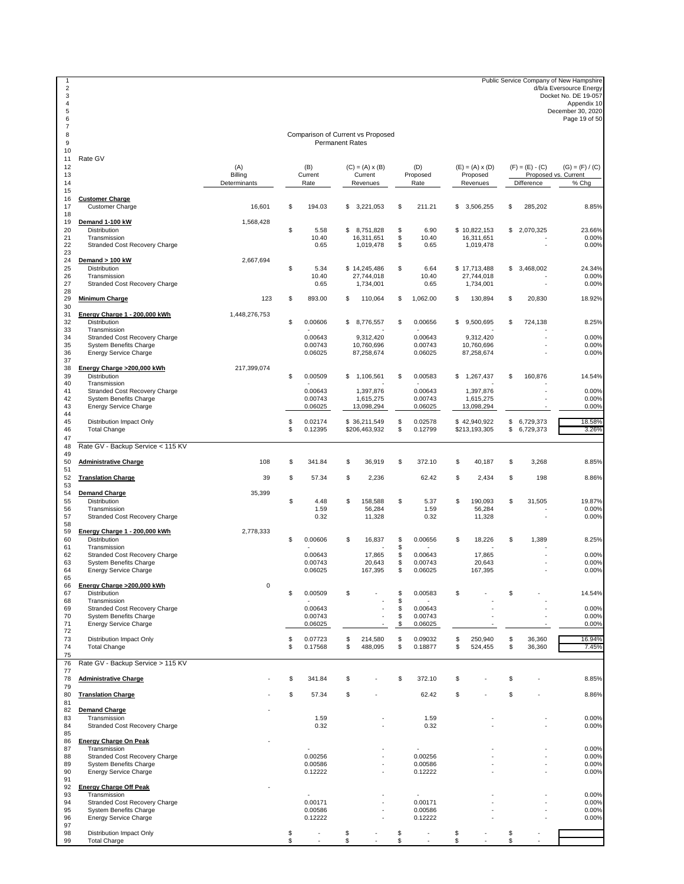Public Service Company of New Hampshire
d/b/a Eversource Energy
Docket No. DE 19-057
Appendix 10
December 30, 2020

## Comparison of Current vs Proposed Permanent Rates

### Rate GV

| | (A) Billing Determinants | (B) Current Rate | (C) = (A) x (B) Current Revenues | (D) Proposed Rate | (E) = (A) x (D) Proposed Revenues | (F) = (E) - (C) Proposed vs. Current Difference | (G) = (F) / (C) Proposed vs. Current % Chg |
|---|---|---|---|---|---|---|---|
| **Customer Charge** | | | | | | | |
| Customer Charge | 16,601 | $ 194.03 | $ 3,221,053 | $ 211.21 | $ 3,506,255 | $ 285,202 | 8.85% |
| **Demand 1-100 kW** | 1,568,428 | | | | | | |
| Distribution | | $ 5.58 | $ 8,751,828 | $ 6.90 | $ 10,822,153 | $ 2,070,325 | 23.66% |
| Transmission | | 10.40 | 16,311,651 | $ 10.40 | 16,311,651 | - | 0.00% |
| Stranded Cost Recovery Charge | | 0.65 | 1,019,478 | $ 0.65 | 1,019,478 | - | 0.00% |
| **Demand > 100 kW** | 2,667,694 | | | | | | |
| Distribution | | $ 5.34 | $ 14,245,486 | $ 6.64 | $ 17,713,488 | $ 3,468,002 | 24.34% |
| Transmission | | 10.40 | 27,744,018 | 10.40 | 27,744,018 | - | 0.00% |
| Stranded Cost Recovery Charge | | 0.65 | 1,734,001 | 0.65 | 1,734,001 | - | 0.00% |
| **Minimum Charge** | 123 | $ 893.00 | $ 110,064 | $ 1,062.00 | $ 130,894 | $ 20,830 | 18.92% |
| **Energy Charge 1 - 200,000 kWh** | 1,448,276,753 | | | | | | |
| Distribution | | $ 0.00606 | $ 8,776,557 | $ 0.00656 | $ 9,500,695 | $ 724,138 | 8.25% |
| Transmission | | - | - | - | - | - | |
| Stranded Cost Recovery Charge | | 0.00643 | 9,312,420 | 0.00643 | 9,312,420 | - | 0.00% |
| System Benefits Charge | | 0.00743 | 10,760,696 | 0.00743 | 10,760,696 | - | 0.00% |
| Energy Service Charge | | 0.06025 | 87,258,674 | 0.06025 | 87,258,674 | - | 0.00% |
| **Energy Charge >200,000 kWh** | 217,399,074 | | | | | | |
| Distribution | | $ 0.00509 | $ 1,106,561 | $ 0.00583 | $ 1,267,437 | $ 160,876 | 14.54% |
| Transmission | | - | - | - | - | - | |
| Stranded Cost Recovery Charge | | 0.00643 | 1,397,876 | 0.00643 | 1,397,876 | - | 0.00% |
| System Benefits Charge | | 0.00743 | 1,615,275 | 0.00743 | 1,615,275 | - | 0.00% |
| Energy Service Charge | | 0.06025 | 13,098,294 | 0.06025 | 13,098,294 | - | 0.00% |
| Distribution Impact Only | | $ 0.02174 | $ 36,211,549 | $ 0.02578 | $ 42,940,922 | $ 6,729,373 | 18.58% |
| Total Change | | $ 0.12395 | $206,463,932 | $ 0.12799 | $213,193,305 | $ 6,729,373 | 3.26% |

### Rate GV - Backup Service < 115 KV

| | (A) Billing Determinants | (B) Current Rate | (C) Current Revenues | (D) Proposed Rate | (E) Proposed Revenues | (F) Difference | (G) % Chg |
|---|---|---|---|---|---|---|---|
| **Administrative Charge** | 108 | $ 341.84 | $ 36,919 | $ 372.10 | $ 40,187 | $ 3,268 | 8.85% |
| **Translation Charge** | 39 | $ 57.34 | $ 2,236 | 62.42 | $ 2,434 | $ 198 | 8.86% |
| **Demand Charge** | 35,399 | | | | | | |
| Distribution | | $ 4.48 | $ 158,588 | $ 5.37 | $ 190,093 | $ 31,505 | 19.87% |
| Transmission | | 1.59 | 56,284 | 1.59 | 56,284 | - | 0.00% |
| Stranded Cost Recovery Charge | | 0.32 | 11,328 | 0.32 | 11,328 | - | 0.00% |
| **Energy Charge 1 - 200,000 kWh** | 2,778,333 | | | | | | |
| Distribution | | $ 0.00606 | $ 16,837 | $ 0.00656 | $ 18,226 | $ 1,389 | 8.25% |
| Transmission | | - | - | $ - | - | - | |
| Stranded Cost Recovery Charge | | 0.00643 | 17,865 | $ 0.00643 | 17,865 | - | 0.00% |
| System Benefits Charge | | 0.00743 | 20,643 | $ 0.00743 | 20,643 | - | 0.00% |
| Energy Service Charge | | 0.06025 | 167,395 | $ 0.06025 | 167,395 | - | 0.00% |
| **Energy Charge >200,000 kWh** | 0 | | | | | | |
| Distribution | | $ 0.00509 | $ - | $ 0.00583 | $ - | $ - | 14.54% |
| Transmission | | - | - | $ - | - | - | |
| Stranded Cost Recovery Charge | | 0.00643 | - | $ 0.00643 | - | - | 0.00% |
| System Benefits Charge | | 0.00743 | - | $ 0.00743 | - | - | 0.00% |
| Energy Service Charge | | 0.06025 | - | $ 0.06025 | - | - | 0.00% |
| Distribution Impact Only | | $ 0.07723 | $ 214,580 | $ 0.09032 | $ 250,940 | $ 36,360 | 16.94% |
| Total Change | | $ 0.17568 | $ 488,095 | $ 0.18877 | $ 524,455 | $ 36,360 | 7.45% |

### Rate GV - Backup Service > 115 KV

| | (A) Billing Determinants | (B) Current Rate | (C) Current Revenues | (D) Proposed Rate | (E) Proposed Revenues | (F) Difference | (G) % Chg |
|---|---|---|---|---|---|---|---|
| **Administrative Charge** | - | $ 341.84 | $ - | $ 372.10 | $ - | $ - | 8.85% |
| **Translation Charge** | - | $ 57.34 | $ - | 62.42 | $ - | $ - | 8.86% |
| **Demand Charge** | - | | | | | | |
| Transmission | | 1.59 | - | 1.59 | - | - | 0.00% |
| Stranded Cost Recovery Charge | | 0.32 | - | 0.32 | - | - | 0.00% |
| **Energy Charge On Peak** | - | | | | | | |
| Transmission | | - | - | - | - | - | 0.00% |
| Stranded Cost Recovery Charge | | 0.00256 | - | 0.00256 | - | - | 0.00% |
| System Benefits Charge | | 0.00586 | - | 0.00586 | - | - | 0.00% |
| Energy Service Charge | | 0.12222 | - | 0.12222 | - | - | 0.00% |
| **Energy Charge Off Peak** | - | | | | | | |
| Transmission | | - | - | - | - | - | 0.00% |
| Stranded Cost Recovery Charge | | 0.00171 | - | 0.00171 | - | - | 0.00% |
| System Benefits Charge | | 0.00586 | - | 0.00586 | - | - | 0.00% |
| Energy Service Charge | | 0.12222 | - | 0.12222 | - | - | 0.00% |
| Distribution Impact Only | | $ - | $ - | $ - | $ - | $ - | |
| Total Charge | | $ - | $ - | $ - | $ - | $ - | |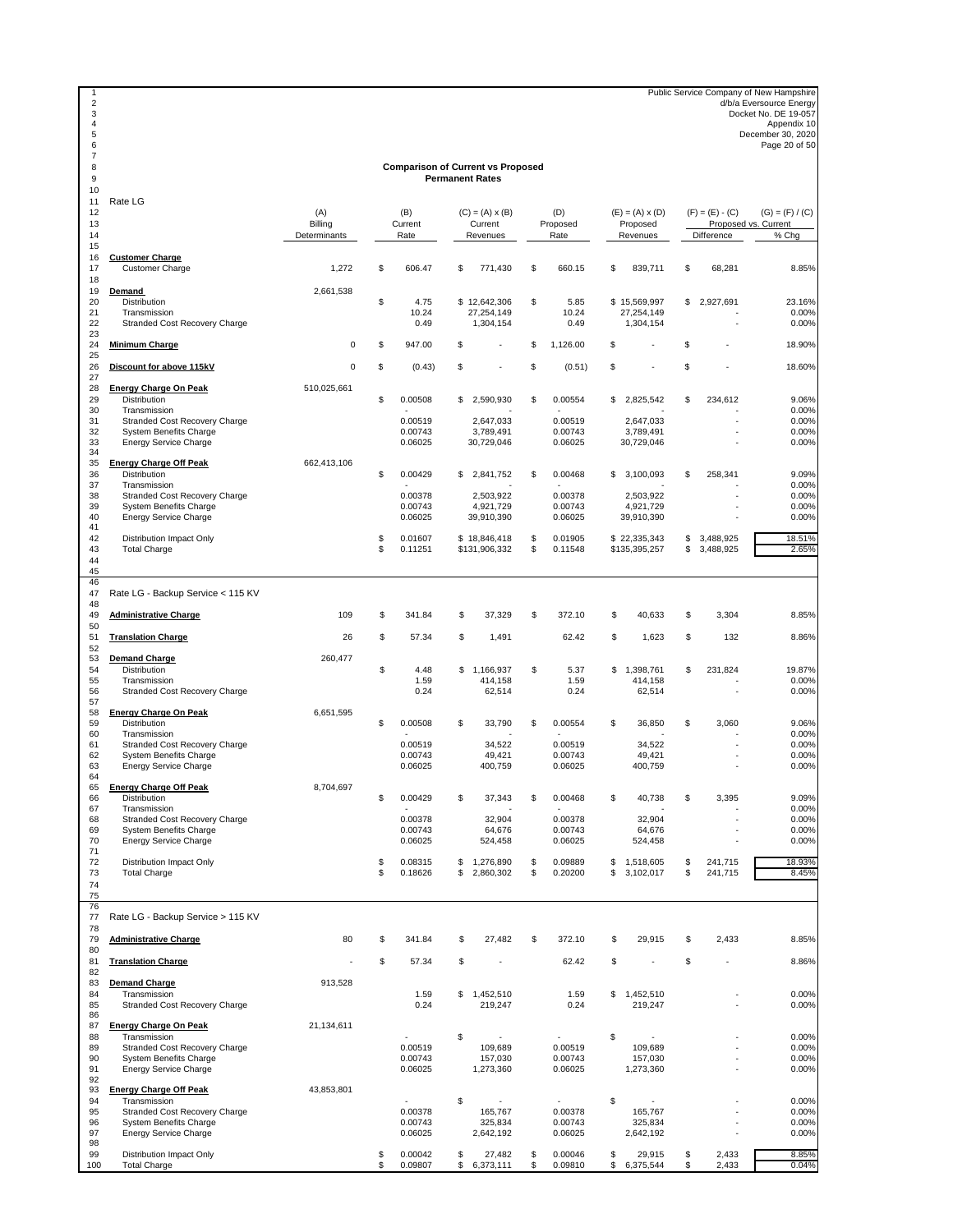Public Service Company of New Hampshire
d/b/a Eversource Energy
Docket No. DE 19-057
Appendix 10
December 30, 2020

## Comparison of Current vs Proposed Permanent Rates

### Rate LG

| | (A) Billing Determinants | (B) Current Rate | (C) = (A) x (B) Current Revenues | (D) Proposed Rate | (E) = (A) x (D) Proposed Revenues | (F) = (E) - (C) Proposed vs. Current Difference | (G) = (F) / (C) Proposed vs. Current % Chg |
|---|---|---|---|---|---|---|---|
| **Customer Charge** | | | | | | | |
| Customer Charge | 1,272 | $ 606.47 | $ 771,430 | $ 660.15 | $ 839,711 | $ 68,281 | 8.85% |
| **Demand** | 2,661,538 | | | | | | |
| Distribution | | $ 4.75 | $ 12,642,306 | $ 5.85 | $ 15,569,997 | $ 2,927,691 | 23.16% |
| Transmission | | 10.24 | 27,254,149 | 10.24 | 27,254,149 | - | 0.00% |
| Stranded Cost Recovery Charge | | 0.49 | 1,304,154 | 0.49 | 1,304,154 | - | 0.00% |
| **Minimum Charge** | 0 | $ 947.00 | $ - | $ 1,126.00 | $ - | $ - | 18.90% |
| **Discount for above 115kV** | 0 | $ (0.43) | $ - | $ (0.51) | $ - | $ - | 18.60% |
| **Energy Charge On Peak** | 510,025,661 | | | | | | |
| Distribution | | $ 0.00508 | $ 2,590,930 | $ 0.00554 | $ 2,825,542 | $ 234,612 | 9.06% |
| Transmission | | - | - | - | - | - | 0.00% |
| Stranded Cost Recovery Charge | | 0.00519 | 2,647,033 | 0.00519 | 2,647,033 | - | 0.00% |
| System Benefits Charge | | 0.00743 | 3,789,491 | 0.00743 | 3,789,491 | - | 0.00% |
| Energy Service Charge | | 0.06025 | 30,729,046 | 0.06025 | 30,729,046 | - | 0.00% |
| **Energy Charge Off Peak** | 662,413,106 | | | | | | |
| Distribution | | $ 0.00429 | $ 2,841,752 | $ 0.00468 | $ 3,100,093 | $ 258,341 | 9.09% |
| Transmission | | - | - | - | - | - | 0.00% |
| Stranded Cost Recovery Charge | | 0.00378 | 2,503,922 | 0.00378 | 2,503,922 | - | 0.00% |
| System Benefits Charge | | 0.00743 | 4,921,729 | 0.00743 | 4,921,729 | - | 0.00% |
| Energy Service Charge | | 0.06025 | 39,910,390 | 0.06025 | 39,910,390 | - | 0.00% |
| Distribution Impact Only | | $ 0.01607 | $ 18,846,418 | $ 0.01905 | $ 22,335,343 | $ 3,488,925 | 18.51% |
| Total Charge | | $ 0.11251 | $131,906,332 | $ 0.11548 | $135,395,257 | $ 3,488,925 | 2.65% |

### Rate LG - Backup Service < 115 KV

| | (A) Billing Determinants | (B) Current Rate | (C) Current Revenues | (D) Proposed Rate | (E) Proposed Revenues | (F) Difference | (G) % Chg |
|---|---|---|---|---|---|---|---|
| **Administrative Charge** | 109 | $ 341.84 | $ 37,329 | $ 372.10 | $ 40,633 | $ 3,304 | 8.85% |
| **Translation Charge** | 26 | $ 57.34 | $ 1,491 | 62.42 | $ 1,623 | $ 132 | 8.86% |
| **Demand Charge** | 260,477 | | | | | | |
| Distribution | | $ 4.48 | $ 1,166,937 | $ 5.37 | $ 1,398,761 | $ 231,824 | 19.87% |
| Transmission | | 1.59 | 414,158 | 1.59 | 414,158 | - | 0.00% |
| Stranded Cost Recovery Charge | | 0.24 | 62,514 | 0.24 | 62,514 | - | 0.00% |
| **Energy Charge On Peak** | 6,651,595 | | | | | | |
| Distribution | | $ 0.00508 | $ 33,790 | $ 0.00554 | $ 36,850 | $ 3,060 | 9.06% |
| Transmission | | - | - | - | - | - | 0.00% |
| Stranded Cost Recovery Charge | | 0.00519 | 34,522 | 0.00519 | 34,522 | - | 0.00% |
| System Benefits Charge | | 0.00743 | 49,421 | 0.00743 | 49,421 | - | 0.00% |
| Energy Service Charge | | 0.06025 | 400,759 | 0.06025 | 400,759 | - | 0.00% |
| **Energy Charge Off Peak** | 8,704,697 | | | | | | |
| Distribution | | $ 0.00429 | $ 37,343 | $ 0.00468 | $ 40,738 | $ 3,395 | 9.09% |
| Transmission | | - | - | - | - | - | 0.00% |
| Stranded Cost Recovery Charge | | 0.00378 | 32,904 | 0.00378 | 32,904 | - | 0.00% |
| System Benefits Charge | | 0.00743 | 64,676 | 0.00743 | 64,676 | - | 0.00% |
| Energy Service Charge | | 0.06025 | 524,458 | 0.06025 | 524,458 | - | 0.00% |
| Distribution Impact Only | | $ 0.08315 | $ 1,276,890 | $ 0.09889 | $ 1,518,605 | $ 241,715 | 18.93% |
| Total Charge | | $ 0.18626 | $ 2,860,302 | $ 0.20200 | $ 3,102,017 | $ 241,715 | 8.45% |

### Rate LG - Backup Service > 115 KV

| | (A) Billing Determinants | (B) Current Rate | (C) Current Revenues | (D) Proposed Rate | (E) Proposed Revenues | (F) Difference | (G) % Chg |
|---|---|---|---|---|---|---|---|
| **Administrative Charge** | 80 | $ 341.84 | $ 27,482 | $ 372.10 | $ 29,915 | $ 2,433 | 8.85% |
| **Translation Charge** | - | $ 57.34 | $ - | 62.42 | $ - | $ - | 8.86% |
| **Demand Charge** | 913,528 | | | | | | |
| Transmission | | 1.59 | $ 1,452,510 | 1.59 | $ 1,452,510 | - | 0.00% |
| Stranded Cost Recovery Charge | | 0.24 | 219,247 | 0.24 | 219,247 | - | 0.00% |
| **Energy Charge On Peak** | 21,134,611 | | | | | | |
| Transmission | | - | $ - | - | $ - | - | 0.00% |
| Stranded Cost Recovery Charge | | 0.00519 | 109,689 | 0.00519 | 109,689 | - | 0.00% |
| System Benefits Charge | | 0.00743 | 157,030 | 0.00743 | 157,030 | - | 0.00% |
| Energy Service Charge | | 0.06025 | 1,273,360 | 0.06025 | 1,273,360 | - | 0.00% |
| **Energy Charge Off Peak** | 43,853,801 | | | | | | |
| Transmission | | - | $ - | - | $ - | - | 0.00% |
| Stranded Cost Recovery Charge | | 0.00378 | 165,767 | 0.00378 | 165,767 | - | 0.00% |
| System Benefits Charge | | 0.00743 | 325,834 | 0.00743 | 325,834 | - | 0.00% |
| Energy Service Charge | | 0.06025 | 2,642,192 | 0.06025 | 2,642,192 | - | 0.00% |
| Distribution Impact Only | | $ 0.00042 | $ 27,482 | $ 0.00046 | $ 29,915 | $ 2,433 | 8.85% |
| Total Charge | | $ 0.09807 | $ 6,373,111 | $ 0.09810 | $ 6,375,544 | $ 2,433 | 0.04% |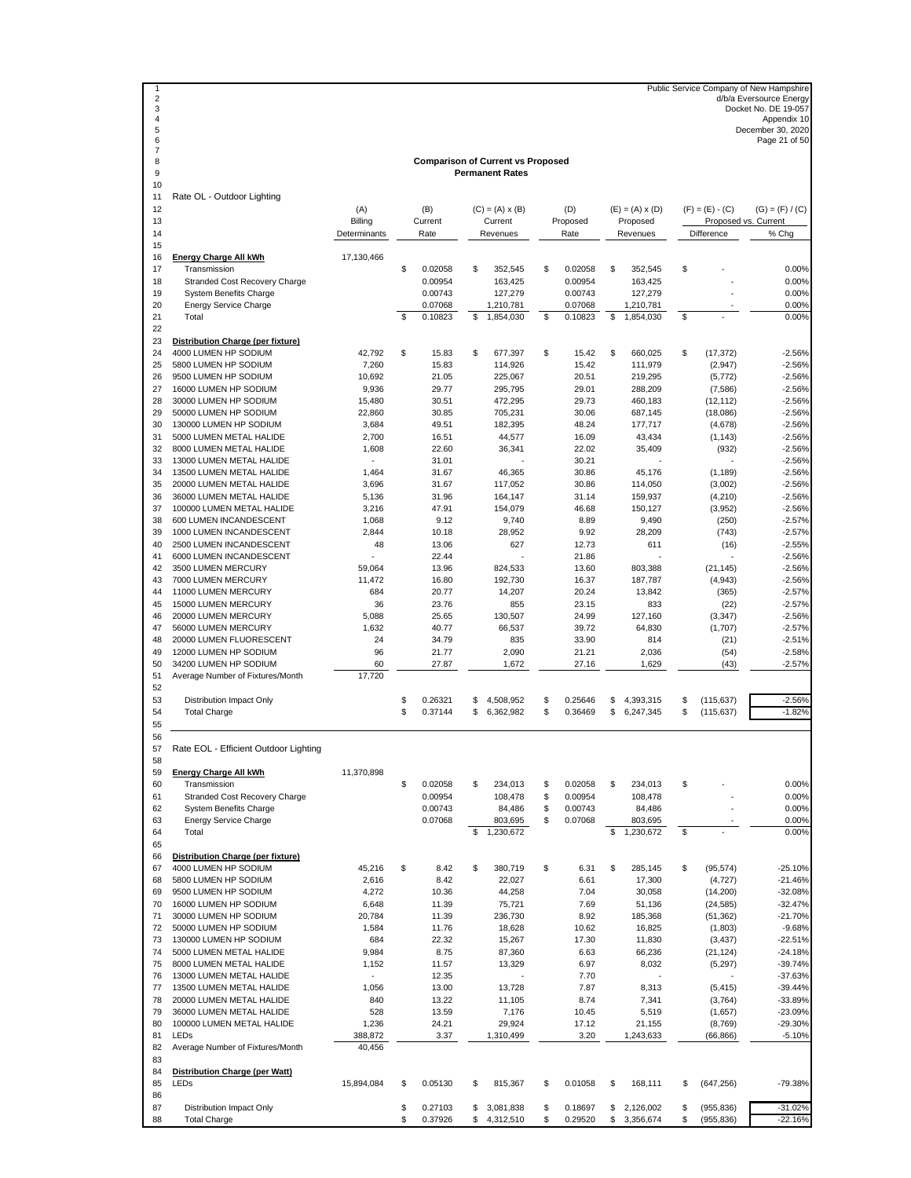Public Service Company of New Hampshire
d/b/a Eversource Energy
Docket No. DE 19-057
Appendix 10
December 30, 2020

## Comparison of Current vs Proposed Permanent Rates

### Rate OL - Outdoor Lighting

| | (A) Billing Determinants | (B) Current Rate | (C) = (A) x (B) Current Revenues | (D) Proposed Rate | (E) = (A) x (D) Proposed Revenues | (F) = (E) - (C) Proposed vs. Current Difference | (G) = (F) / (C) % Chg |
|---|---|---|---|---|---|---|---|
| **Energy Charge All kWh** | 17,130,466 | | | | | | |
| Transmission | | $ 0.02058 | $ 352,545 | $ 0.02058 | $ 352,545 | $ - | 0.00% |
| Stranded Cost Recovery Charge | | 0.00954 | 163,425 | 0.00954 | 163,425 | - | 0.00% |
| System Benefits Charge | | 0.00743 | 127,279 | 0.00743 | 127,279 | - | 0.00% |
| Energy Service Charge | | 0.07068 | 1,210,781 | 0.07068 | 1,210,781 | - | 0.00% |
| Total | | $ 0.10823 | $ 1,854,030 | $ 0.10823 | $ 1,854,030 | $ - | 0.00% |
| **Distribution Charge (per fixture)** | | | | | | | |
| 4000 LUMEN HP SODIUM | 42,792 | $ 15.83 | $ 677,397 | $ 15.42 | $ 660,025 | $ (17,372) | -2.56% |
| 5800 LUMEN HP SODIUM | 7,260 | 15.83 | 114,926 | 15.42 | 111,979 | (2,947) | -2.56% |
| 9500 LUMEN HP SODIUM | 10,692 | 21.05 | 225,067 | 20.51 | 219,295 | (5,772) | -2.56% |
| 16000 LUMEN HP SODIUM | 9,936 | 29.77 | 295,795 | 29.01 | 288,209 | (7,586) | -2.56% |
| 30000 LUMEN HP SODIUM | 15,480 | 30.51 | 472,295 | 29.73 | 460,183 | (12,112) | -2.56% |
| 50000 LUMEN HP SODIUM | 22,860 | 30.85 | 705,231 | 30.06 | 687,145 | (18,086) | -2.56% |
| 130000 LUMEN HP SODIUM | 3,684 | 49.51 | 182,395 | 48.24 | 177,717 | (4,678) | -2.56% |
| 5000 LUMEN METAL HALIDE | 2,700 | 16.51 | 44,577 | 16.09 | 43,434 | (1,143) | -2.56% |
| 8000 LUMEN METAL HALIDE | 1,608 | 22.60 | 36,341 | 22.02 | 35,409 | (932) | -2.56% |
| 13000 LUMEN METAL HALIDE | - | 31.01 | - | 30.21 | - | - | -2.56% |
| 13500 LUMEN METAL HALIDE | 1,464 | 31.67 | 46,365 | 30.86 | 45,176 | (1,189) | -2.56% |
| 20000 LUMEN METAL HALIDE | 3,696 | 31.67 | 117,052 | 30.86 | 114,050 | (3,002) | -2.56% |
| 36000 LUMEN METAL HALIDE | 5,136 | 31.96 | 164,147 | 31.14 | 159,937 | (4,210) | -2.56% |
| 100000 LUMEN METAL HALIDE | 3,216 | 47.91 | 154,079 | 46.68 | 150,127 | (3,952) | -2.56% |
| 600 LUMEN INCANDESCENT | 1,068 | 9.12 | 9,740 | 8.89 | 9,490 | (250) | -2.57% |
| 1000 LUMEN INCANDESCENT | 2,844 | 10.18 | 28,952 | 9.92 | 28,209 | (743) | -2.57% |
| 2500 LUMEN INCANDESCENT | 48 | 13.06 | 627 | 12.73 | 611 | (16) | -2.55% |
| 6000 LUMEN INCANDESCENT | - | 22.44 | - | 21.86 | - | - | -2.56% |
| 3500 LUMEN MERCURY | 59,064 | 13.96 | 824,533 | 13.60 | 803,388 | (21,145) | -2.56% |
| 7000 LUMEN MERCURY | 11,472 | 16.80 | 192,730 | 16.37 | 187,787 | (4,943) | -2.56% |
| 11000 LUMEN MERCURY | 684 | 20.77 | 14,207 | 20.24 | 13,842 | (365) | -2.57% |
| 15000 LUMEN MERCURY | 36 | 23.76 | 855 | 23.15 | 833 | (22) | -2.57% |
| 20000 LUMEN MERCURY | 5,088 | 25.65 | 130,507 | 24.99 | 127,160 | (3,347) | -2.56% |
| 56000 LUMEN MERCURY | 1,632 | 40.77 | 66,537 | 39.72 | 64,830 | (1,707) | -2.57% |
| 20000 LUMEN FLUORESCENT | 24 | 34.79 | 835 | 33.90 | 814 | (21) | -2.51% |
| 12000 LUMEN HP SODIUM | 96 | 21.77 | 2,090 | 21.21 | 2,036 | (54) | -2.58% |
| 34200 LUMEN HP SODIUM | 60 | 27.87 | 1,672 | 27.16 | 1,629 | (43) | -2.57% |
| Average Number of Fixtures/Month | 17,720 | | | | | | |
| Distribution Impact Only | | $ 0.26321 | $ 4,508,952 | $ 0.25646 | $ 4,393,315 | $ (115,637) | -2.56% |
| Total Charge | | $ 0.37144 | $ 6,362,982 | $ 0.36469 | $ 6,247,345 | $ (115,637) | -1.82% |

### Rate EOL - Efficient Outdoor Lighting

| | (A) Billing Determinants | (B) Current Rate | (C) = (A) x (B) Current Revenues | (D) Proposed Rate | (E) = (A) x (D) Proposed Revenues | (F) = (E) - (C) Proposed vs. Current Difference | (G) = (F) / (C) % Chg |
|---|---|---|---|---|---|---|---|
| **Energy Charge All kWh** | 11,370,898 | | | | | | |
| Transmission | | $ 0.02058 | $ 234,013 | $ 0.02058 | $ 234,013 | $ - | 0.00% |
| Stranded Cost Recovery Charge | | 0.00954 | 108,478 | $ 0.00954 | 108,478 | - | 0.00% |
| System Benefits Charge | | 0.00743 | 84,486 | $ 0.00743 | 84,486 | - | 0.00% |
| Energy Service Charge | | 0.07068 | 803,695 | $ 0.07068 | 803,695 | - | 0.00% |
| Total | | | $ 1,230,672 | | $ 1,230,672 | $ - | 0.00% |
| **Distribution Charge (per fixture)** | | | | | | | |
| 4000 LUMEN HP SODIUM | 45,216 | $ 8.42 | $ 380,719 | $ 6.31 | $ 285,145 | $ (95,574) | -25.10% |
| 5800 LUMEN HP SODIUM | 2,616 | 8.42 | 22,027 | 6.61 | 17,300 | (4,727) | -21.46% |
| 9500 LUMEN HP SODIUM | 4,272 | 10.36 | 44,258 | 7.04 | 30,058 | (14,200) | -32.08% |
| 16000 LUMEN HP SODIUM | 6,648 | 11.39 | 75,721 | 7.69 | 51,136 | (24,585) | -32.47% |
| 30000 LUMEN HP SODIUM | 20,784 | 11.39 | 236,730 | 8.92 | 185,368 | (51,362) | -21.70% |
| 50000 LUMEN HP SODIUM | 1,584 | 11.76 | 18,628 | 10.62 | 16,825 | (1,803) | -9.68% |
| 130000 LUMEN HP SODIUM | 684 | 22.32 | 15,267 | 17.30 | 11,830 | (3,437) | -22.51% |
| 5000 LUMEN METAL HALIDE | 9,984 | 8.75 | 87,360 | 6.63 | 66,236 | (21,124) | -24.18% |
| 8000 LUMEN METAL HALIDE | 1,152 | 11.57 | 13,329 | 6.97 | 8,032 | (5,297) | -39.74% |
| 13000 LUMEN METAL HALIDE | - | 12.35 | - | 7.70 | - | - | -37.63% |
| 13500 LUMEN METAL HALIDE | 1,056 | 13.00 | 13,728 | 7.87 | 8,313 | (5,415) | -39.44% |
| 20000 LUMEN METAL HALIDE | 840 | 13.22 | 11,105 | 8.74 | 7,341 | (3,764) | -33.89% |
| 36000 LUMEN METAL HALIDE | 528 | 13.59 | 7,176 | 10.45 | 5,519 | (1,657) | -23.09% |
| 100000 LUMEN METAL HALIDE | 1,236 | 24.21 | 29,924 | 17.12 | 21,155 | (8,769) | -29.30% |
| LEDs | 388,872 | 3.37 | 1,310,499 | 3.20 | 1,243,633 | (66,866) | -5.10% |
| Average Number of Fixtures/Month | 40,456 | | | | | | |
| **Distribution Charge (per Watt)** | | | | | | | |
| LEDs | 15,894,084 | $ 0.05130 | $ 815,367 | $ 0.01058 | $ 168,111 | $ (647,256) | -79.38% |
| Distribution Impact Only | | $ 0.27103 | $ 3,081,838 | $ 0.18697 | $ 2,126,002 | $ (955,836) | -31.02% |
| Total Charge | | $ 0.37926 | $ 4,312,510 | $ 0.29520 | $ 3,356,674 | $ (955,836) | -22.16% |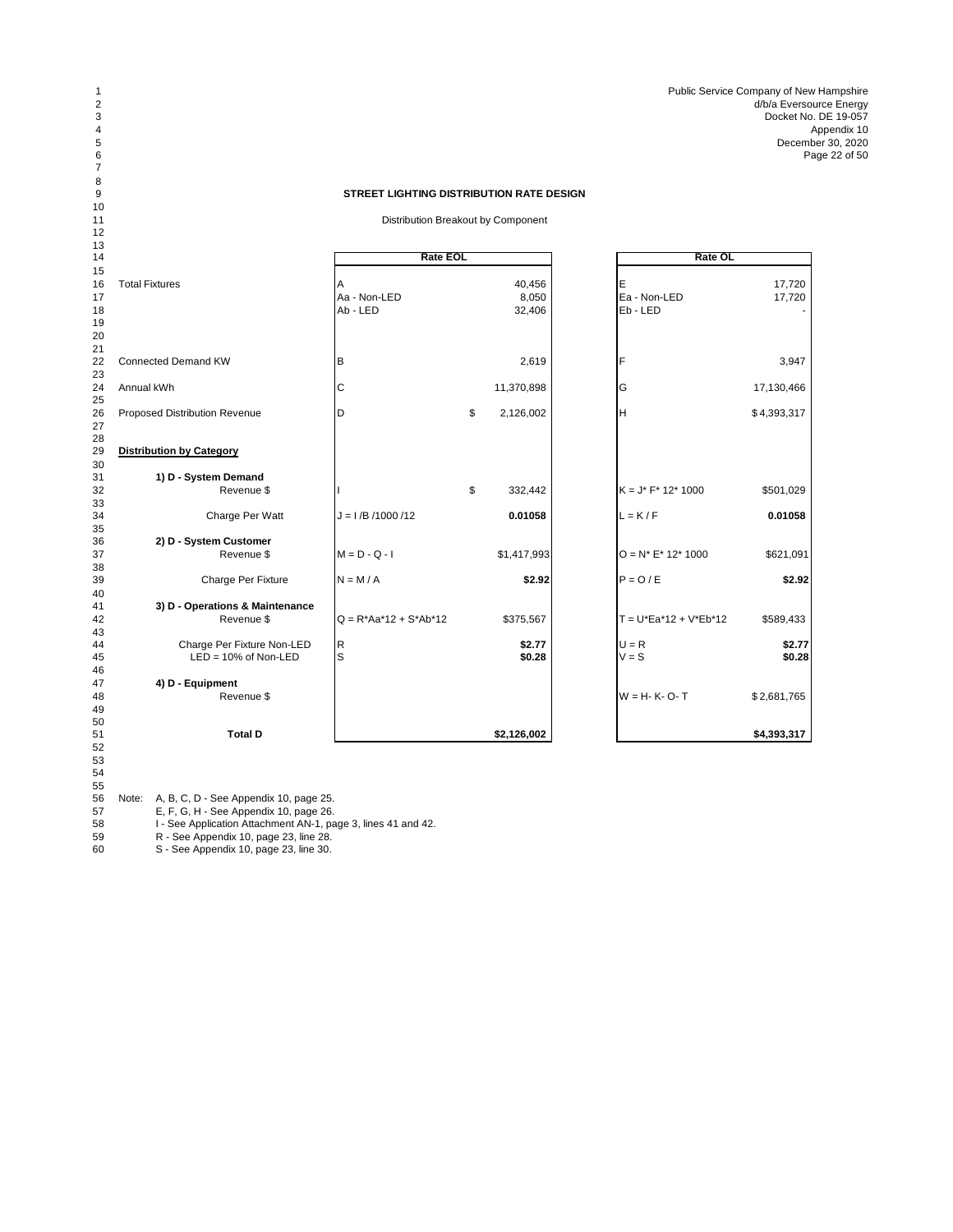Public Service Company of New Hampshire
d/b/a Eversource Energy
Docket No. DE 19-057
Appendix 10
December 30, 2020

**STREET LIGHTING DISTRIBUTION RATE DESIGN**

Distribution Breakout by Component

| | Rate EOL | | Rate OL | |
|---|---|---|---|---|
| Total Fixtures | A | 40,456 | E | 17,720 |
| | Aa - Non-LED | 8,050 | Ea - Non-LED | 17,720 |
| | Ab - LED | 32,406 | Eb - LED | - |
| Connected Demand KW | B | 2,619 | F | 3,947 |
| Annual kWh | C | 11,370,898 | G | 17,130,466 |
| Proposed Distribution Revenue | D | $ 2,126,002 | H | $ 4,393,317 |
| **Distribution by Category** | | | | |
| **1) D - System Demand** | | | | |
| Revenue $ | I | $ 332,442 | K = J* F* 12* 1000 | $501,029 |
| Charge Per Watt | J = I /B /1000 /12 | **0.01058** | L = K / F | **0.01058** |
| **2) D - System Customer** | | | | |
| Revenue $ | M = D - Q - I | $1,417,993 | O = N* E* 12* 1000 | $621,091 |
| Charge Per Fixture | N = M / A | **$2.92** | P = O / E | **$2.92** |
| **3) D - Operations & Maintenance** | | | | |
| Revenue $ | Q = R*Aa*12 + S*Ab*12 | $375,567 | T = U*Ea*12 + V*Eb*12 | $589,433 |
| Charge Per Fixture Non-LED | R | **$2.77** | U = R | **$2.77** |
| LED = 10% of Non-LED | S | **$0.28** | V = S | **$0.28** |
| **4) D - Equipment** | | | | |
| Revenue $ | | | W = H- K- O- T | $ 2,681,765 |
| **Total D** | | **$2,126,002** | | **$4,393,317** |

Note: A, B, C, D - See Appendix 10, page 25.
E, F, G, H - See Appendix 10, page 26.
I - See Application Attachment AN-1, page 3, lines 41 and 42.
R - See Appendix 10, page 23, line 28.
S - See Appendix 10, page 23, line 30.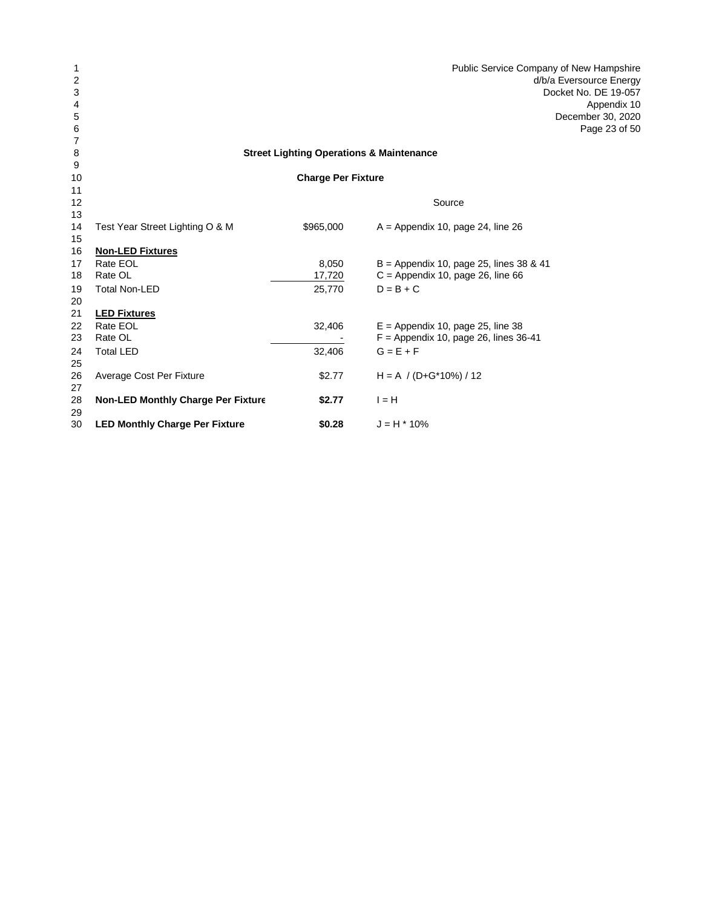Public Service Company of New Hampshire
d/b/a Eversource Energy
Docket No. DE 19-057
Appendix 10
December 30, 2020

## Street Lighting Operations & Maintenance

### Charge Per Fixture

| Line | Description | Amount | Source |
|---|---|---|---|
| 14 | Test Year Street Lighting O & M | \$965,000 | A = Appendix 10, page 24, line 26 |
| 16 | **Non-LED Fixtures** | | |
| 17 | Rate EOL | 8,050 | B = Appendix 10, page 25, lines 38 & 41 |
| 18 | Rate OL | 17,720 | C = Appendix 10, page 26, line 66 |
| 19 | Total Non-LED | 25,770 | D = B + C |
| 21 | **LED Fixtures** | | |
| 22 | Rate EOL | 32,406 | E = Appendix 10, page 25, line 38 |
| 23 | Rate OL | - | F = Appendix 10, page 26, lines 36-41 |
| 24 | Total LED | 32,406 | G = E + F |
| 26 | Average Cost Per Fixture | \$2.77 | H = A / (D+G*10%) / 12 |
| 28 | **Non-LED Monthly Charge Per Fixture** | **\$2.77** | I = H |
| 30 | **LED Monthly Charge Per Fixture** | **\$0.28** | J = H * 10% |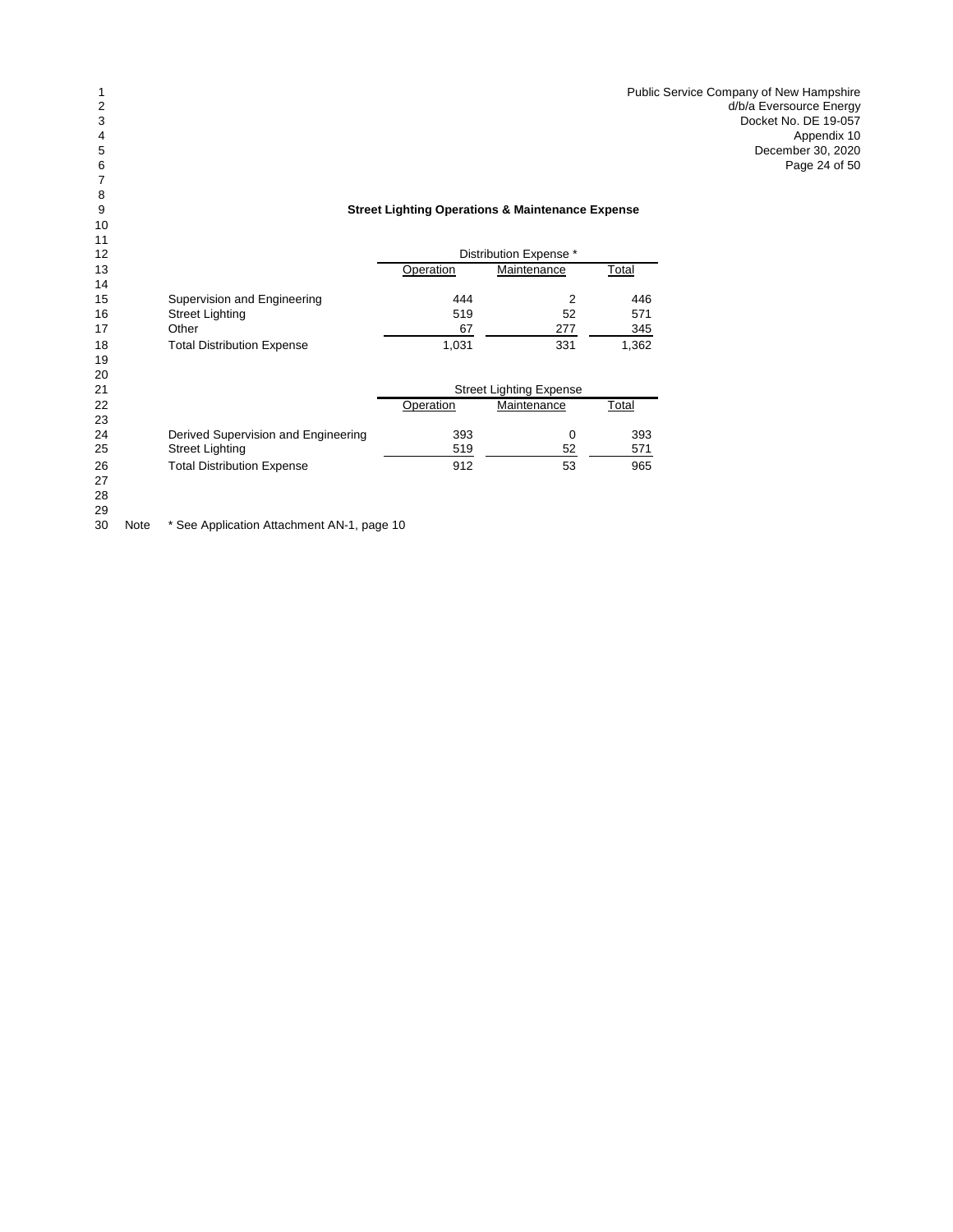Public Service Company of New Hampshire
d/b/a Eversource Energy
Docket No. DE 19-057
Appendix 10
December 30, 2020

### Street Lighting Operations & Maintenance Expense

| | Distribution Expense * | | |
|---|---|---|---|
| | Operation | Maintenance | Total |
| Supervision and Engineering | 444 | 2 | 446 |
| Street Lighting | 519 | 52 | 571 |
| Other | 67 | 277 | 345 |
| Total Distribution Expense | 1,031 | 331 | 1,362 |

| | Street Lighting Expense | | |
|---|---|---|---|
| | Operation | Maintenance | Total |
| Derived Supervision and Engineering | 393 | 0 | 393 |
| Street Lighting | 519 | 52 | 571 |
| Total Distribution Expense | 912 | 53 | 965 |

Note * See Application Attachment AN-1, page 10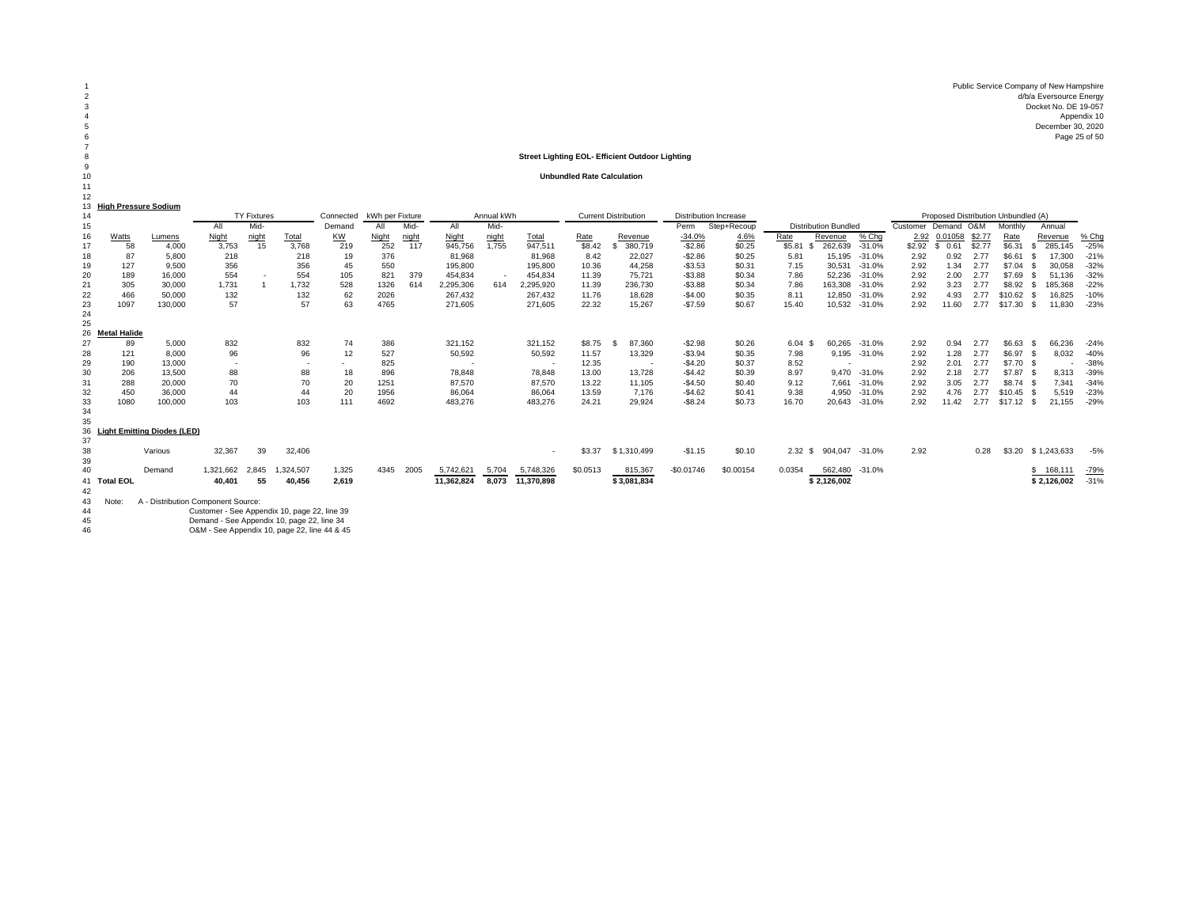Public Service Company of New Hampshire
d/b/a Eversource Energy
Docket No. DE 19-057
Appendix 10
December 30, 2020

## Street Lighting EOL- Efficient Outdoor Lighting

### Unbundled Rate Calculation

| Watts | Lumens | TY Fixtures All Night | TY Fixtures Mid-night | TY Fixtures Total | Connected Demand KW | kWh per Fixture All Night | kWh per Fixture Mid-night | Annual kWh All Night | Annual kWh Mid-night | Annual kWh Total | Current Distribution Rate | Current Distribution Revenue | Distribution Increase Perm -34.0% | Distribution Increase Step+Recoup 4.6% | Distribution Bundled Rate | Distribution Bundled Revenue | Distribution Bundled % Chg | Proposed Distribution Unbundled (A) Customer 2.92 | Demand 0.01058 | O&M $2.77 | Monthly Rate | Annual Revenue | % Chg |
|---|---|---|---|---|---|---|---|---|---|---|---|---|---|---|---|---|---|---|---|---|---|---|---|
| **High Pressure Sodium** | | | | | | | | | | | | | | | | | | | | | | | |
| 58 | 4,000 | 3,753 | 15 | 3,768 | 219 | 252 | 117 | 945,756 | 1,755 | 947,511 | $8.42 | $ 380,719 | -$2.86 | $0.25 | $5.81 | $ 262,639 | -31.0% | $2.92 | $ 0.61 | $2.77 | $6.31 | $ 285,145 | -25% |
| 87 | 5,800 | 218 | | 218 | 19 | 376 | | 81,968 | | 81,968 | 8.42 | 22,027 | -$2.86 | $0.25 | 5.81 | 15,195 | -31.0% | 2.92 | 0.92 | 2.77 | $6.61 | $ 17,300 | -21% |
| 127 | 9,500 | 356 | | 356 | 45 | 550 | | 195,800 | | 195,800 | 10.36 | 44,258 | -$3.53 | $0.31 | 7.15 | 30,531 | -31.0% | 2.92 | 1.34 | 2.77 | $7.04 | $ 30,058 | -32% |
| 189 | 16,000 | 554 | - | 554 | 105 | 821 | 379 | 454,834 | - | 454,834 | 11.39 | 75,721 | -$3.88 | $0.34 | 7.86 | 52,236 | -31.0% | 2.92 | 2.00 | 2.77 | $7.69 | $ 51,136 | -32% |
| 305 | 30,000 | 1,731 | 1 | 1,732 | 528 | 1326 | 614 | 2,295,306 | 614 | 2,295,920 | 11.39 | 236,730 | -$3.88 | $0.34 | 7.86 | 163,308 | -31.0% | 2.92 | 3.23 | 2.77 | $8.92 | $ 185,368 | -22% |
| 466 | 50,000 | 132 | | 132 | 62 | 2026 | | 267,432 | | 267,432 | 11.76 | 18,628 | -$4.00 | $0.35 | 8.11 | 12,850 | -31.0% | 2.92 | 4.93 | 2.77 | $10.62 | $ 16,825 | -10% |
| 1097 | 130,000 | 57 | | 57 | 63 | 4765 | | 271,605 | | 271,605 | 22.32 | 15,267 | -$7.59 | $0.67 | 15.40 | 10,532 | -31.0% | 2.92 | 11.60 | 2.77 | $17.30 | $ 11,830 | -23% |
| **Metal Halide** | | | | | | | | | | | | | | | | | | | | | | | |
| 89 | 5,000 | 832 | | 832 | 74 | 386 | | 321,152 | | 321,152 | $8.75 | $ 87,360 | -$2.98 | $0.26 | 6.04 | $ 60,265 | -31.0% | 2.92 | 0.94 | 2.77 | $6.63 | $ 66,236 | -24% |
| 121 | 8,000 | 96 | | 96 | 12 | 527 | | 50,592 | | 50,592 | 11.57 | 13,329 | -$3.94 | $0.35 | 7.98 | 9,195 | -31.0% | 2.92 | 1.28 | 2.77 | $6.97 | $ 8,032 | -40% |
| 190 | 13,000 | - | | - | - | 825 | | - | | - | 12.35 | - | -$4.20 | $0.37 | 8.52 | - | | 2.92 | 2.01 | 2.77 | $7.70 | $ - | -38% |
| 206 | 13,500 | 88 | | 88 | 18 | 896 | | 78,848 | | 78,848 | 13.00 | 13,728 | -$4.42 | $0.39 | 8.97 | 9,470 | -31.0% | 2.92 | 2.18 | 2.77 | $7.87 | $ 8,313 | -39% |
| 288 | 20,000 | 70 | | 70 | 20 | 1251 | | 87,570 | | 87,570 | 13.22 | 11,105 | -$4.50 | $0.40 | 9.12 | 7,661 | -31.0% | 2.92 | 3.05 | 2.77 | $8.74 | $ 7,341 | -34% |
| 450 | 36,000 | 44 | | 44 | 20 | 1956 | | 86,064 | | 86,064 | 13.59 | 7,176 | -$4.62 | $0.41 | 9.38 | 4,950 | -31.0% | 2.92 | 4.76 | 2.77 | $10.45 | $ 5,519 | -23% |
| 1080 | 100,000 | 103 | | 103 | 111 | 4692 | | 483,276 | | 483,276 | 24.21 | 29,924 | -$8.24 | $0.73 | 16.70 | 20,643 | -31.0% | 2.92 | 11.42 | 2.77 | $17.12 | $ 21,155 | -29% |
| **Light Emitting Diodes (LED)** | | | | | | | | | | | | | | | | | | | | | | | |
| | Various | 32,367 | 39 | 32,406 | | | | | | - | $3.37 | $ 1,310,499 | -$1.15 | $0.10 | 2.32 | $ 904,047 | -31.0% | 2.92 | | 0.28 | $3.20 | $ 1,243,633 | -5% |
| | Demand | 1,321,662 | 2,845 | 1,324,507 | 1,325 | 4345 | 2005 | 5,742,621 | 5,704 | 5,748,326 | $0.0513 | 815,367 | -$0.01746 | $0.00154 | 0.0354 | 562,480 | -31.0% | | | | | $ 168,111 | -79% |
| **Total EOL** | | **40,401** | **55** | **40,456** | **2,619** | | | **11,362,824** | **8,073** | **11,370,898** | | **$ 3,081,834** | | | | **$ 2,126,002** | | | | | | **$ 2,126,002** | -31% |

Note: A - Distribution Component Source:
Customer - See Appendix 10, page 22, line 39
Demand - See Appendix 10, page 22, line 34
O&M - See Appendix 10, page 22, line 44 & 45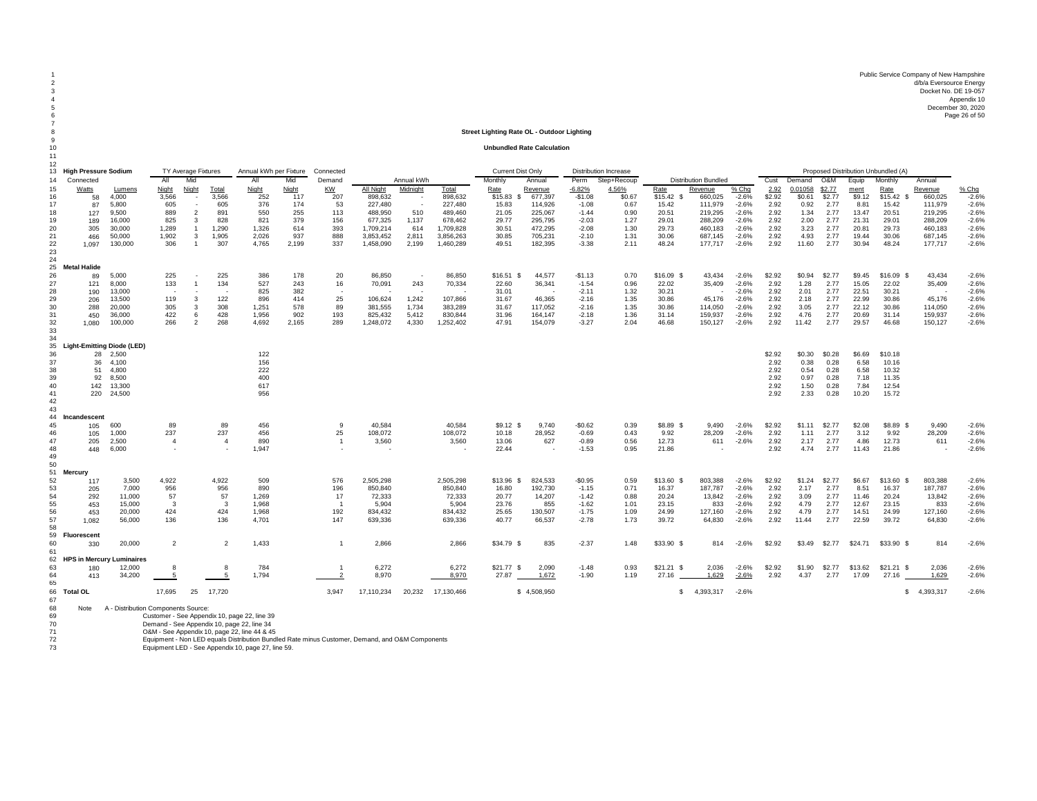Public Service Company of New Hampshire
d/b/a Eversource Energy
Docket No. DE 19-057
Appendix 10
December 30, 2020

**Street Lighting Rate OL - Outdoor Lighting**

**Unbundled Rate Calculation**

| Line | Connected Watts | Lumens | TY Average Fixtures All Night | TY Average Fixtures Mid Night | TY Average Fixtures Total | Annual kWh per Fixture All Night | Annual kWh per Fixture Mid Night | Connected Demand KW | Annual kWh All Night | Annual kWh Midnight | Annual kWh Total | Current Dist Only Monthly Rate | Current Dist Only Annual Revenue | Distribution Increase Perm -6.82% | Distribution Increase Step+Recoup 4.56% | Distribution Bundled Rate | Distribution Bundled Revenue | Distribution Bundled % Chg | Cust 2.92 | Demand 0.01058 | O&M $2.77 | Equip ment | Monthly Rate | Annual Revenue | % Chg |
|---|---|---|---|---|---|---|---|---|---|---|---|---|---|---|---|---|---|---|---|---|---|---|---|---|---|
| 13 | **High Pressure Sodium** | | | | | | | | | | | | | | | | | | | | | | | | |
| 16 | 58 | 4,000 | 3,566 | - | 3,566 | 252 | 117 | 207 | 898,632 | - | 898,632 | $15.83 | $ 677,397 | -$1.08 | $0.67 | $15.42 | $ 660,025 | -2.6% | $2.92 | $0.61 | $2.77 | $9.12 | $15.42 | $ 660,025 | -2.6% |
| 17 | 87 | 5,800 | 605 | - | 605 | 376 | 174 | 53 | 227,480 | - | 227,480 | 15.83 | 114,926 | -1.08 | 0.67 | 15.42 | 111,979 | -2.6% | 2.92 | 0.92 | 2.77 | 8.81 | 15.42 | 111,979 | -2.6% |
| 18 | 127 | 9,500 | 889 | 2 | 891 | 550 | 255 | 113 | 488,950 | 510 | 489,460 | 21.05 | 225,067 | -1.44 | 0.90 | 20.51 | 219,295 | -2.6% | 2.92 | 1.34 | 2.77 | 13.47 | 20.51 | 219,295 | -2.6% |
| 19 | 189 | 16,000 | 825 | 3 | 828 | 821 | 379 | 156 | 677,325 | 1,137 | 678,462 | 29.77 | 295,795 | -2.03 | 1.27 | 29.01 | 288,209 | -2.6% | 2.92 | 2.00 | 2.77 | 21.31 | 29.01 | 288,209 | -2.6% |
| 20 | 305 | 30,000 | 1,289 | 1 | 1,290 | 1,326 | 614 | 393 | 1,709,214 | 614 | 1,709,828 | 30.51 | 472,295 | -2.08 | 1.30 | 29.73 | 460,183 | -2.6% | 2.92 | 3.23 | 2.77 | 20.81 | 29.73 | 460,183 | -2.6% |
| 21 | 466 | 50,000 | 1,902 | 3 | 1,905 | 2,026 | 937 | 888 | 3,853,452 | 2,811 | 3,856,263 | 30.85 | 705,231 | -2.10 | 1.31 | 30.06 | 687,145 | -2.6% | 2.92 | 4.93 | 2.77 | 19.44 | 30.06 | 687,145 | -2.6% |
| 22 | 1,097 | 130,000 | 306 | 1 | 307 | 4,765 | 2,199 | 337 | 1,458,090 | 2,199 | 1,460,289 | 49.51 | 182,395 | -3.38 | 2.11 | 48.24 | 177,717 | -2.6% | 2.92 | 11.60 | 2.77 | 30.94 | 48.24 | 177,717 | -2.6% |
| 25 | **Metal Halide** | | | | | | | | | | | | | | | | | | | | | | | | |
| 26 | 89 | 5,000 | 225 | - | 225 | 386 | 178 | 20 | 86,850 | - | 86,850 | $16.51 | $ 44,577 | -$1.13 | 0.70 | $16.09 | $ 43,434 | -2.6% | $2.92 | $0.94 | $2.77 | $9.45 | $16.09 | $ 43,434 | -2.6% |
| 27 | 121 | 8,000 | 133 | 1 | 134 | 527 | 243 | 16 | 70,091 | 243 | 70,334 | 22.60 | 36,341 | -1.54 | 0.96 | 22.02 | 35,409 | -2.6% | 2.92 | 1.28 | 2.77 | 15.05 | 22.02 | 35,409 | -2.6% |
| 28 | 190 | 13,000 | - | - | - | 825 | 382 | - | - | - | - | 31.01 | - | -2.11 | 1.32 | 30.21 | - | -2.6% | 2.92 | 2.01 | 2.77 | 22.51 | 30.21 | - | -2.6% |
| 29 | 206 | 13,500 | 119 | 3 | 122 | 896 | 414 | 25 | 106,624 | 1,242 | 107,866 | 31.67 | 46,365 | -2.16 | 1.35 | 30.86 | 45,176 | -2.6% | 2.92 | 2.18 | 2.77 | 22.99 | 30.86 | 45,176 | -2.6% |
| 30 | 288 | 20,000 | 305 | 3 | 308 | 1,251 | 578 | 89 | 381,555 | 1,734 | 383,289 | 31.67 | 117,052 | -2.16 | 1.35 | 30.86 | 114,050 | -2.6% | 2.92 | 3.05 | 2.77 | 22.12 | 30.86 | 114,050 | -2.6% |
| 31 | 450 | 36,000 | 422 | 6 | 428 | 1,956 | 902 | 193 | 825,432 | 5,412 | 830,844 | 31.96 | 164,147 | -2.18 | 1.36 | 31.14 | 159,937 | -2.6% | 2.92 | 4.76 | 2.77 | 20.69 | 31.14 | 159,937 | -2.6% |
| 32 | 1,080 | 100,000 | 266 | 2 | 268 | 4,692 | 2,165 | 289 | 1,248,072 | 4,330 | 1,252,402 | 47.91 | 154,079 | -3.27 | 2.04 | 46.68 | 150,127 | -2.6% | 2.92 | 11.42 | 2.77 | 29.57 | 46.68 | 150,127 | -2.6% |
| 35 | **Light-Emitting Diode (LED)** | | | | | | | | | | | | | | | | | | | | | | | | |
| 36 | 28 | 2,500 | | | | 122 | | | | | | | | | | | | | $2.92 | $0.30 | $0.28 | $6.69 | $10.18 | | |
| 37 | 36 | 4,100 | | | | 156 | | | | | | | | | | | | | 2.92 | 0.38 | 0.28 | 6.58 | 10.16 | | |
| 38 | 51 | 4,800 | | | | 222 | | | | | | | | | | | | | 2.92 | 0.54 | 0.28 | 6.58 | 10.32 | | |
| 39 | 92 | 8,500 | | | | 400 | | | | | | | | | | | | | 2.92 | 0.97 | 0.28 | 7.18 | 11.35 | | |
| 40 | 142 | 13,300 | | | | 617 | | | | | | | | | | | | | 2.92 | 1.50 | 0.28 | 7.84 | 12.54 | | |
| 41 | 220 | 24,500 | | | | 956 | | | | | | | | | | | | | 2.92 | 2.33 | 0.28 | 10.20 | 15.72 | | |
| 44 | **Incandescent** | | | | | | | | | | | | | | | | | | | | | | | | |
| 45 | 105 | 600 | 89 | | 89 | 456 | | 9 | 40,584 | | 40,584 | $9.12 | $ 9,740 | -$0.62 | 0.39 | $8.89 | $ 9,490 | -2.6% | $2.92 | $1.11 | $2.77 | $2.08 | $8.89 | $ 9,490 | -2.6% |
| 46 | 105 | 1,000 | 237 | | 237 | 456 | | 25 | 108,072 | | 108,072 | 10.18 | 28,952 | -0.69 | 0.43 | 9.92 | 28,209 | -2.6% | 2.92 | 1.11 | 2.77 | 3.12 | 9.92 | 28,209 | -2.6% |
| 47 | 205 | 2,500 | 4 | | 4 | 890 | | 1 | 3,560 | | 3,560 | 13.06 | 627 | -0.89 | 0.56 | 12.73 | 611 | -2.6% | 2.92 | 2.17 | 2.77 | 4.86 | 12.73 | 611 | -2.6% |
| 48 | 448 | 6,000 | - | | - | 1,947 | | - | - | | - | 22.44 | - | -1.53 | 0.95 | 21.86 | - | | 2.92 | 4.74 | 2.77 | 11.43 | 21.86 | - | -2.6% |
| 51 | **Mercury** | | | | | | | | | | | | | | | | | | | | | | | | |
| 52 | 117 | 3,500 | 4,922 | | 4,922 | 509 | | 576 | 2,505,298 | | 2,505,298 | $13.96 | $ 824,533 | -$0.95 | 0.59 | $13.60 | $ 803,388 | -2.6% | $2.92 | $1.24 | $2.77 | $6.67 | $13.60 | $ 803,388 | -2.6% |
| 53 | 205 | 7,000 | 956 | | 956 | 890 | | 196 | 850,840 | | 850,840 | 16.80 | 192,730 | -1.15 | 0.71 | 16.37 | 187,787 | -2.6% | 2.92 | 2.17 | 2.77 | 8.51 | 16.37 | 187,787 | -2.6% |
| 54 | 292 | 11,000 | 57 | | 57 | 1,269 | | 17 | 72,333 | | 72,333 | 20.77 | 14,207 | -1.42 | 0.88 | 20.24 | 13,842 | -2.6% | 2.92 | 3.09 | 2.77 | 11.46 | 20.24 | 13,842 | -2.6% |
| 55 | 453 | 15,000 | 3 | | 3 | 1,968 | | 1 | 5,904 | | 5,904 | 23.76 | 855 | -1.62 | 1.01 | 23.15 | 833 | -2.6% | 2.92 | 4.79 | 2.77 | 12.67 | 23.15 | 833 | -2.6% |
| 56 | 453 | 20,000 | 424 | | 424 | 1,968 | | 192 | 834,432 | | 834,432 | 25.65 | 130,507 | -1.75 | 1.09 | 24.99 | 127,160 | -2.6% | 2.92 | 4.79 | 2.77 | 14.51 | 24.99 | 127,160 | -2.6% |
| 57 | 1,082 | 56,000 | 136 | | 136 | 4,701 | | 147 | 639,336 | | 639,336 | 40.77 | 66,537 | -2.78 | 1.73 | 39.72 | 64,830 | -2.6% | 2.92 | 11.44 | 2.77 | 22.59 | 39.72 | 64,830 | -2.6% |
| 59 | **Fluorescent** | | | | | | | | | | | | | | | | | | | | | | | | |
| 60 | 330 | 20,000 | 2 | | 2 | 1,433 | | 1 | 2,866 | | 2,866 | $34.79 | $ 835 | -2.37 | 1.48 | $33.90 | $ 814 | -2.6% | $2.92 | $3.49 | $2.77 | $24.71 | $33.90 | $ 814 | -2.6% |
| 62 | **HPS in Mercury Luminaires** | | | | | | | | | | | | | | | | | | | | | | | | |
| 63 | 180 | 12,000 | 8 | | 8 | 784 | | 1 | 6,272 | | 6,272 | $21.77 | $ 2,090 | -1.48 | 0.93 | $21.21 | $ 2,036 | -2.6% | $2.92 | $1.90 | $2.77 | $13.62 | $21.21 | $ 2,036 | -2.6% |
| 64 | 413 | 34,200 | 5 | | 5 | 1,794 | | 2 | 8,970 | | 8,970 | 27.87 | 1,672 | -1.90 | 1.19 | 27.16 | 1,629 | -2.6% | 2.92 | 4.37 | 2.77 | 17.09 | 27.16 | 1,629 | -2.6% |
| 66 | **Total OL** | | 17,695 | 25 | 17,720 | | | 3,947 | 17,110,234 | 20,232 | 17,130,466 | | $ 4,508,950 | | | | $ 4,393,317 | -2.6% | | | | | | $ 4,393,317 | -2.6% |

Note A - Distribution Components Source:
- Customer - See Appendix 10, page 22, line 39
- Demand - See Appendix 10, page 22, line 34
- O&M - See Appendix 10, page 22, line 44 & 45
- Equipment - Non LED equals Distribution Bundled Rate minus Customer, Demand, and O&M Components
- Equipment LED - See Appendix 10, page 27, line 59.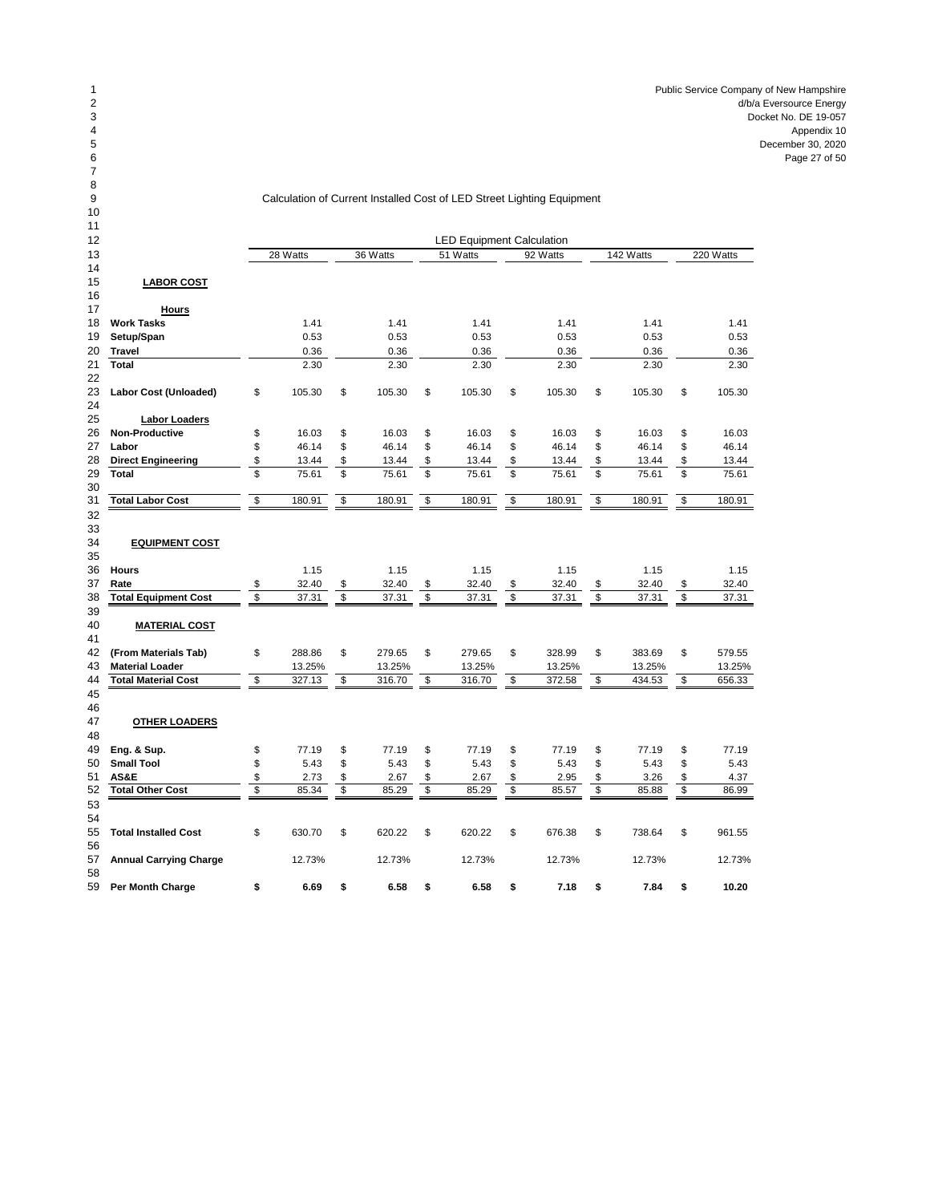Public Service Company of New Hampshire
d/b/a Eversource Energy
Docket No. DE 19-057
Appendix 10
December 30, 2020

Calculation of Current Installed Cost of LED Street Lighting Equipment

| | LED Equipment Calculation | | | | | |
|---|---|---|---|---|---|---|
| | 28 Watts | 36 Watts | 51 Watts | 92 Watts | 142 Watts | 220 Watts |
| **LABOR COST** | | | | | | |
| **Hours** | | | | | | |
| **Work Tasks** | 1.41 | 1.41 | 1.41 | 1.41 | 1.41 | 1.41 |
| **Setup/Span** | 0.53 | 0.53 | 0.53 | 0.53 | 0.53 | 0.53 |
| **Travel** | 0.36 | 0.36 | 0.36 | 0.36 | 0.36 | 0.36 |
| **Total** | 2.30 | 2.30 | 2.30 | 2.30 | 2.30 | 2.30 |
| **Labor Cost (Unloaded)** | $ 105.30 | $ 105.30 | $ 105.30 | $ 105.30 | $ 105.30 | $ 105.30 |
| **Labor Loaders** | | | | | | |
| **Non-Productive** | $ 16.03 | $ 16.03 | $ 16.03 | $ 16.03 | $ 16.03 | $ 16.03 |
| **Labor** | $ 46.14 | $ 46.14 | $ 46.14 | $ 46.14 | $ 46.14 | $ 46.14 |
| **Direct Engineering** | $ 13.44 | $ 13.44 | $ 13.44 | $ 13.44 | $ 13.44 | $ 13.44 |
| **Total** | $ 75.61 | $ 75.61 | $ 75.61 | $ 75.61 | $ 75.61 | $ 75.61 |
| **Total Labor Cost** | $ 180.91 | $ 180.91 | $ 180.91 | $ 180.91 | $ 180.91 | $ 180.91 |
| **EQUIPMENT COST** | | | | | | |
| **Hours** | 1.15 | 1.15 | 1.15 | 1.15 | 1.15 | 1.15 |
| **Rate** | $ 32.40 | $ 32.40 | $ 32.40 | $ 32.40 | $ 32.40 | $ 32.40 |
| **Total Equipment Cost** | $ 37.31 | $ 37.31 | $ 37.31 | $ 37.31 | $ 37.31 | $ 37.31 |
| **MATERIAL COST** | | | | | | |
| **(From Materials Tab)** | $ 288.86 | $ 279.65 | $ 279.65 | $ 328.99 | $ 383.69 | $ 579.55 |
| **Material Loader** | 13.25% | 13.25% | 13.25% | 13.25% | 13.25% | 13.25% |
| **Total Material Cost** | $ 327.13 | $ 316.70 | $ 316.70 | $ 372.58 | $ 434.53 | $ 656.33 |
| **OTHER LOADERS** | | | | | | |
| **Eng. & Sup.** | $ 77.19 | $ 77.19 | $ 77.19 | $ 77.19 | $ 77.19 | $ 77.19 |
| **Small Tool** | $ 5.43 | $ 5.43 | $ 5.43 | $ 5.43 | $ 5.43 | $ 5.43 |
| **AS&E** | $ 2.73 | $ 2.67 | $ 2.67 | $ 2.95 | $ 3.26 | $ 4.37 |
| **Total Other Cost** | $ 85.34 | $ 85.29 | $ 85.29 | $ 85.57 | $ 85.88 | $ 86.99 |
| **Total Installed Cost** | $ 630.70 | $ 620.22 | $ 620.22 | $ 676.38 | $ 738.64 | $ 961.55 |
| **Annual Carrying Charge** | 12.73% | 12.73% | 12.73% | 12.73% | 12.73% | 12.73% |
| **Per Month Charge** | **$ 6.69** | **$ 6.58** | **$ 6.58** | **$ 7.18** | **$ 7.84** | **$ 10.20** |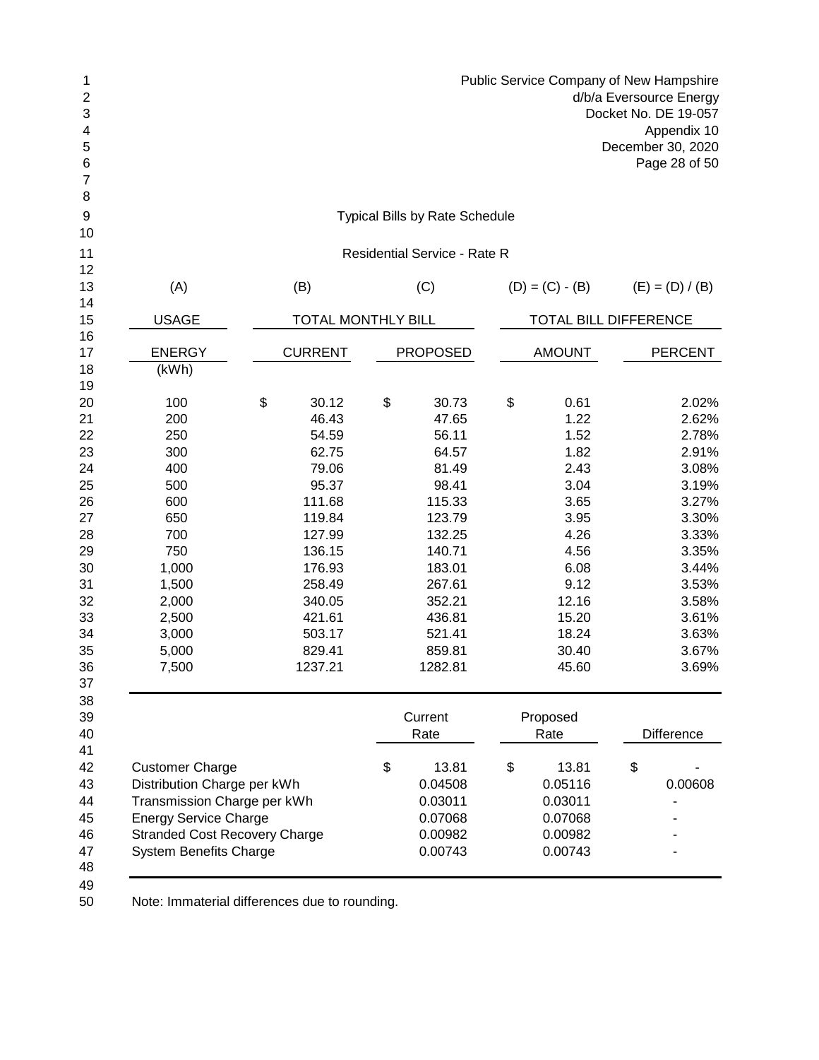Public Service Company of New Hampshire
d/b/a Eversource Energy
Docket No. DE 19-057
Appendix 10
December 30, 2020

## Typical Bills by Rate Schedule

### Residential Service - Rate R

| (A) | (B) | (C) | (D) = (C) - (B) | (E) = (D) / (B) |
|---|---|---|---|---|
| USAGE | TOTAL MONTHLY BILL | | TOTAL BILL DIFFERENCE | |
| ENERGY (kWh) | CURRENT | PROPOSED | AMOUNT | PERCENT |
| 100 | $ 30.12 | $ 30.73 | $ 0.61 | 2.02% |
| 200 | 46.43 | 47.65 | 1.22 | 2.62% |
| 250 | 54.59 | 56.11 | 1.52 | 2.78% |
| 300 | 62.75 | 64.57 | 1.82 | 2.91% |
| 400 | 79.06 | 81.49 | 2.43 | 3.08% |
| 500 | 95.37 | 98.41 | 3.04 | 3.19% |
| 600 | 111.68 | 115.33 | 3.65 | 3.27% |
| 650 | 119.84 | 123.79 | 3.95 | 3.30% |
| 700 | 127.99 | 132.25 | 4.26 | 3.33% |
| 750 | 136.15 | 140.71 | 4.56 | 3.35% |
| 1,000 | 176.93 | 183.01 | 6.08 | 3.44% |
| 1,500 | 258.49 | 267.61 | 9.12 | 3.53% |
| 2,000 | 340.05 | 352.21 | 12.16 | 3.58% |
| 2,500 | 421.61 | 436.81 | 15.20 | 3.61% |
| 3,000 | 503.17 | 521.41 | 18.24 | 3.63% |
| 5,000 | 829.41 | 859.81 | 30.40 | 3.67% |
| 7,500 | 1237.21 | 1282.81 | 45.60 | 3.69% |

| | Current Rate | Proposed Rate | Difference |
|---|---|---|---|
| Customer Charge | $ 13.81 | $ 13.81 | $ - |
| Distribution Charge per kWh | 0.04508 | 0.05116 | 0.00608 |
| Transmission Charge per kWh | 0.03011 | 0.03011 | - |
| Energy Service Charge | 0.07068 | 0.07068 | - |
| Stranded Cost Recovery Charge | 0.00982 | 0.00982 | - |
| System Benefits Charge | 0.00743 | 0.00743 | - |

Note: Immaterial differences due to rounding.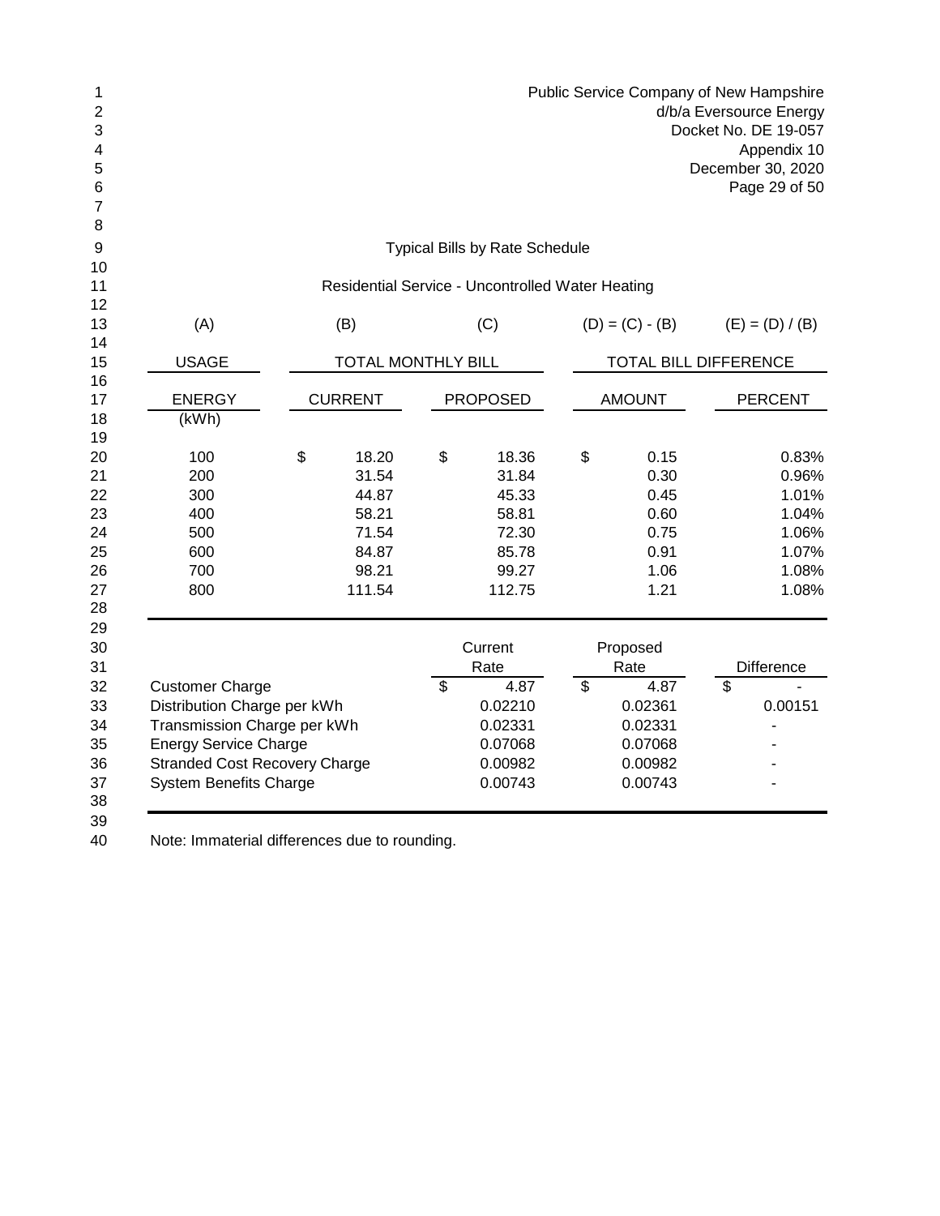Public Service Company of New Hampshire
d/b/a Eversource Energy
Docket No. DE 19-057
Appendix 10
December 30, 2020

## Typical Bills by Rate Schedule

### Residential Service - Uncontrolled Water Heating

| (A) | (B) | (C) | (D) = (C) - (B) | (E) = (D) / (B) |
|---|---|---|---|---|
| USAGE | TOTAL MONTHLY BILL | | TOTAL BILL DIFFERENCE | |
| ENERGY (kWh) | CURRENT | PROPOSED | AMOUNT | PERCENT |
| 100 | $ 18.20 | $ 18.36 | $ 0.15 | 0.83% |
| 200 | 31.54 | 31.84 | 0.30 | 0.96% |
| 300 | 44.87 | 45.33 | 0.45 | 1.01% |
| 400 | 58.21 | 58.81 | 0.60 | 1.04% |
| 500 | 71.54 | 72.30 | 0.75 | 1.06% |
| 600 | 84.87 | 85.78 | 0.91 | 1.07% |
| 700 | 98.21 | 99.27 | 1.06 | 1.08% |
| 800 | 111.54 | 112.75 | 1.21 | 1.08% |

| | Current Rate | Proposed Rate | Difference |
|---|---|---|---|
| Customer Charge | $ 4.87 | $ 4.87 | $ - |
| Distribution Charge per kWh | 0.02210 | 0.02361 | 0.00151 |
| Transmission Charge per kWh | 0.02331 | 0.02331 | - |
| Energy Service Charge | 0.07068 | 0.07068 | - |
| Stranded Cost Recovery Charge | 0.00982 | 0.00982 | - |
| System Benefits Charge | 0.00743 | 0.00743 | - |

Note: Immaterial differences due to rounding.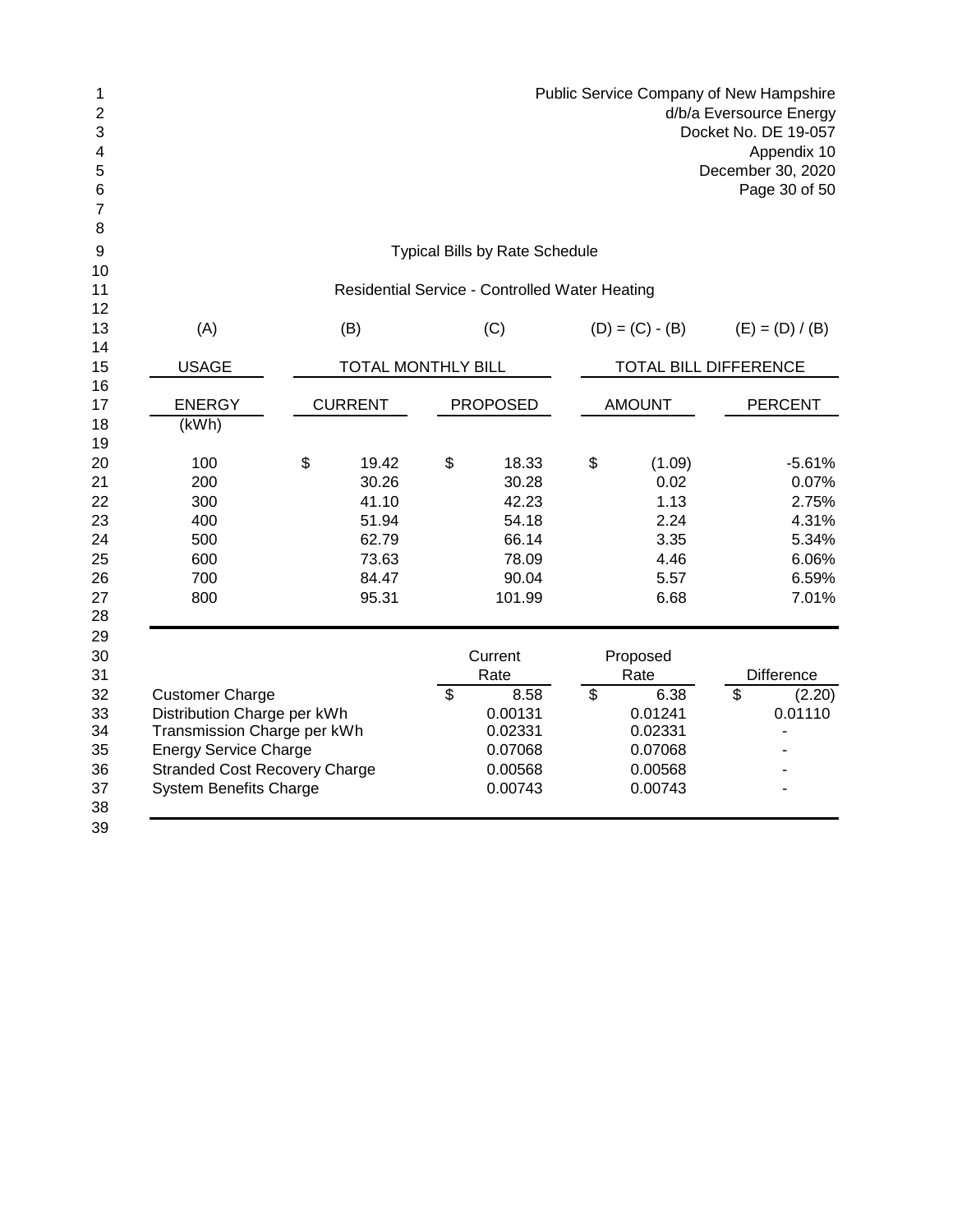Public Service Company of New Hampshire
d/b/a Eversource Energy
Docket No. DE 19-057
Appendix 10
December 30, 2020

## Typical Bills by Rate Schedule

### Residential Service - Controlled Water Heating

| (A) | (B) | (C) | (D) = (C) - (B) | (E) = (D) / (B) |
|---|---|---|---|---|
| USAGE | TOTAL MONTHLY BILL | | TOTAL BILL DIFFERENCE | |
| ENERGY (kWh) | CURRENT | PROPOSED | AMOUNT | PERCENT |
| 100 | $ 19.42 | $ 18.33 | $ (1.09) | -5.61% |
| 200 | 30.26 | 30.28 | 0.02 | 0.07% |
| 300 | 41.10 | 42.23 | 1.13 | 2.75% |
| 400 | 51.94 | 54.18 | 2.24 | 4.31% |
| 500 | 62.79 | 66.14 | 3.35 | 5.34% |
| 600 | 73.63 | 78.09 | 4.46 | 6.06% |
| 700 | 84.47 | 90.04 | 5.57 | 6.59% |
| 800 | 95.31 | 101.99 | 6.68 | 7.01% |

| | Current Rate | Proposed Rate | Difference |
|---|---|---|---|
| Customer Charge | $ 8.58 | $ 6.38 | $ (2.20) |
| Distribution Charge per kWh | 0.00131 | 0.01241 | 0.01110 |
| Transmission Charge per kWh | 0.02331 | 0.02331 | - |
| Energy Service Charge | 0.07068 | 0.07068 | - |
| Stranded Cost Recovery Charge | 0.00568 | 0.00568 | - |
| System Benefits Charge | 0.00743 | 0.00743 | - |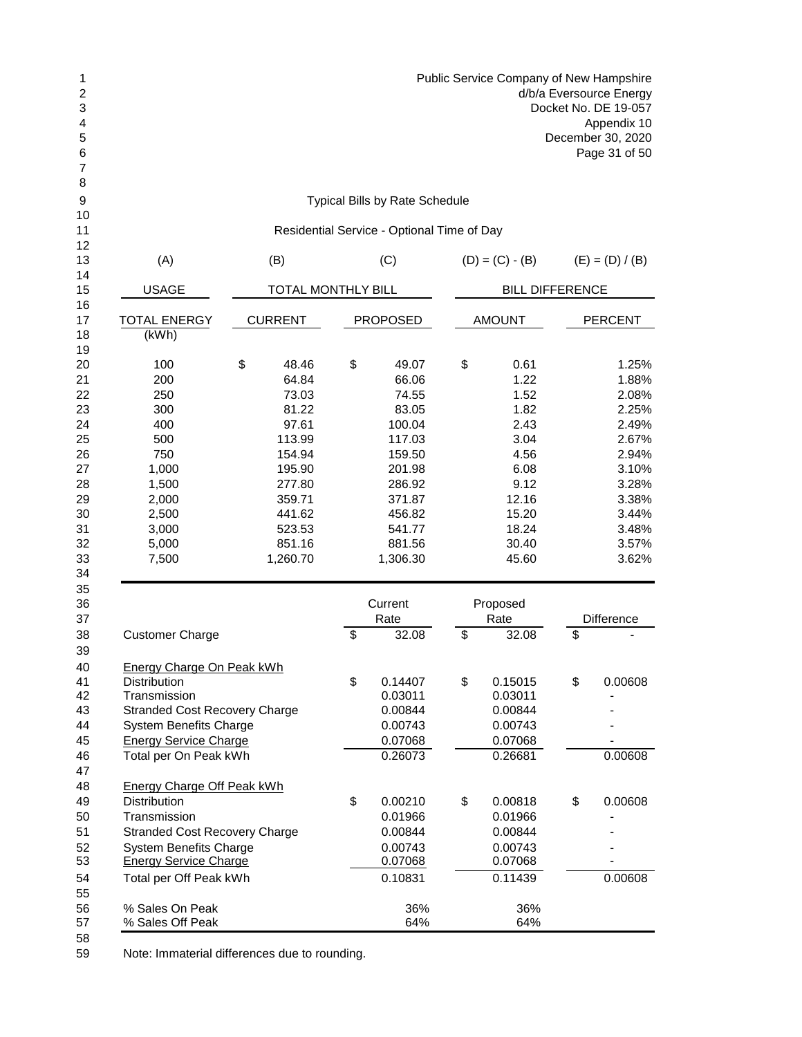Public Service Company of New Hampshire
d/b/a Eversource Energy
Docket No. DE 19-057
Appendix 10
December 30, 2020

## Typical Bills by Rate Schedule

### Residential Service - Optional Time of Day

| (A) | (B) | (C) | (D) = (C) - (B) | (E) = (D) / (B) |
|---|---|---|---|---|
| USAGE | TOTAL MONTHLY BILL | | BILL DIFFERENCE | |
| TOTAL ENERGY (kWh) | CURRENT | PROPOSED | AMOUNT | PERCENT |
| 100 | $ 48.46 | $ 49.07 | $ 0.61 | 1.25% |
| 200 | 64.84 | 66.06 | 1.22 | 1.88% |
| 250 | 73.03 | 74.55 | 1.52 | 2.08% |
| 300 | 81.22 | 83.05 | 1.82 | 2.25% |
| 400 | 97.61 | 100.04 | 2.43 | 2.49% |
| 500 | 113.99 | 117.03 | 3.04 | 2.67% |
| 750 | 154.94 | 159.50 | 4.56 | 2.94% |
| 1,000 | 195.90 | 201.98 | 6.08 | 3.10% |
| 1,500 | 277.80 | 286.92 | 9.12 | 3.28% |
| 2,000 | 359.71 | 371.87 | 12.16 | 3.38% |
| 2,500 | 441.62 | 456.82 | 15.20 | 3.44% |
| 3,000 | 523.53 | 541.77 | 18.24 | 3.48% |
| 5,000 | 851.16 | 881.56 | 30.40 | 3.57% |
| 7,500 | 1,260.70 | 1,306.30 | 45.60 | 3.62% |

| | Current Rate | Proposed Rate | Difference |
|---|---|---|---|
| Customer Charge | $ 32.08 | $ 32.08 | $ - |
| **Energy Charge On Peak kWh** | | | |
| Distribution | $ 0.14407 | $ 0.15015 | $ 0.00608 |
| Transmission | 0.03011 | 0.03011 | - |
| Stranded Cost Recovery Charge | 0.00844 | 0.00844 | - |
| System Benefits Charge | 0.00743 | 0.00743 | - |
| Energy Service Charge | 0.07068 | 0.07068 | - |
| Total per On Peak kWh | 0.26073 | 0.26681 | 0.00608 |
| **Energy Charge Off Peak kWh** | | | |
| Distribution | $ 0.00210 | $ 0.00818 | $ 0.00608 |
| Transmission | 0.01966 | 0.01966 | - |
| Stranded Cost Recovery Charge | 0.00844 | 0.00844 | - |
| System Benefits Charge | 0.00743 | 0.00743 | - |
| Energy Service Charge | 0.07068 | 0.07068 | - |
| Total per Off Peak kWh | 0.10831 | 0.11439 | 0.00608 |
| % Sales On Peak | 36% | 36% | |
| % Sales Off Peak | 64% | 64% | |

Note: Immaterial differences due to rounding.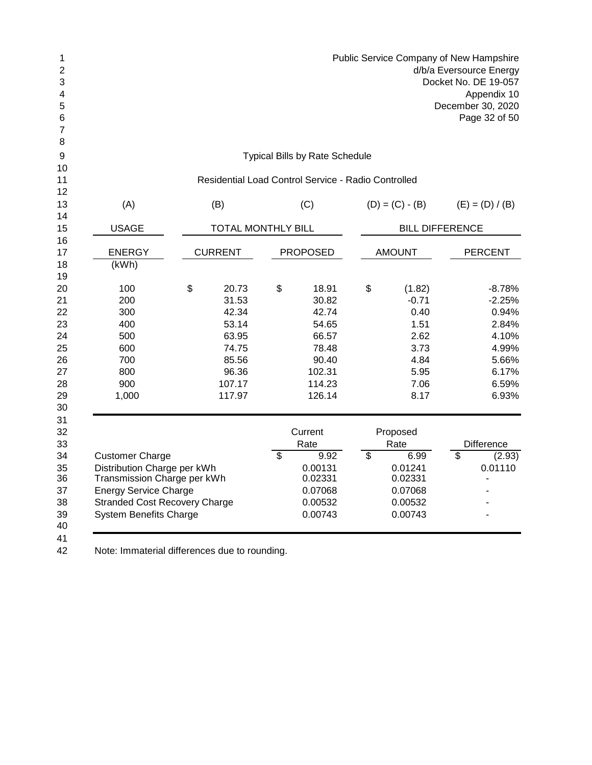Public Service Company of New Hampshire
d/b/a Eversource Energy
Docket No. DE 19-057
Appendix 10
December 30, 2020

## Typical Bills by Rate Schedule

### Residential Load Control Service - Radio Controlled

| (A) | (B) | (C) | (D) = (C) - (B) | (E) = (D) / (B) |
|---|---|---|---|---|
| USAGE | TOTAL MONTHLY BILL | | BILL DIFFERENCE | |
| ENERGY (kWh) | CURRENT | PROPOSED | AMOUNT | PERCENT |
| 100 | $ 20.73 | $ 18.91 | $ (1.82) | -8.78% |
| 200 | 31.53 | 30.82 | -0.71 | -2.25% |
| 300 | 42.34 | 42.74 | 0.40 | 0.94% |
| 400 | 53.14 | 54.65 | 1.51 | 2.84% |
| 500 | 63.95 | 66.57 | 2.62 | 4.10% |
| 600 | 74.75 | 78.48 | 3.73 | 4.99% |
| 700 | 85.56 | 90.40 | 4.84 | 5.66% |
| 800 | 96.36 | 102.31 | 5.95 | 6.17% |
| 900 | 107.17 | 114.23 | 7.06 | 6.59% |
| 1,000 | 117.97 | 126.14 | 8.17 | 6.93% |

| | Current Rate | Proposed Rate | Difference |
|---|---|---|---|
| Customer Charge | $ 9.92 | $ 6.99 | $ (2.93) |
| Distribution Charge per kWh | 0.00131 | 0.01241 | 0.01110 |
| Transmission Charge per kWh | 0.02331 | 0.02331 | - |
| Energy Service Charge | 0.07068 | 0.07068 | - |
| Stranded Cost Recovery Charge | 0.00532 | 0.00532 | - |
| System Benefits Charge | 0.00743 | 0.00743 | - |

Note: Immaterial differences due to rounding.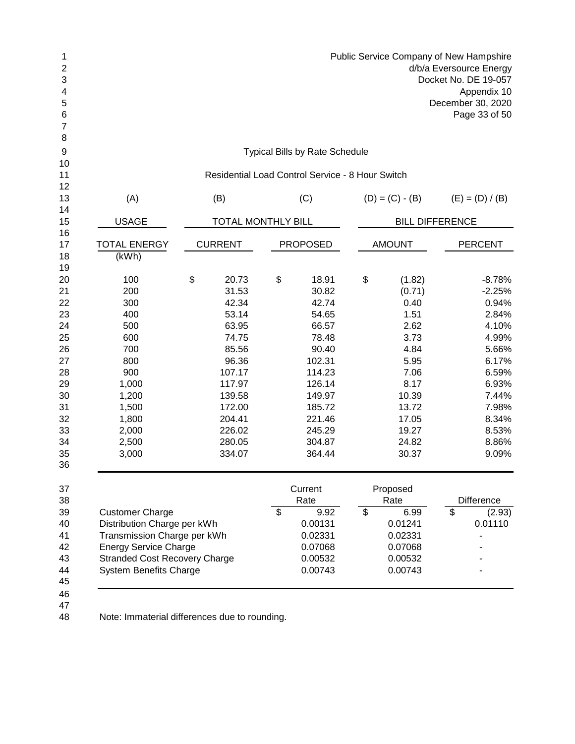Public Service Company of New Hampshire
d/b/a Eversource Energy
Docket No. DE 19-057
Appendix 10
December 30, 2020

## Typical Bills by Rate Schedule

### Residential Load Control Service - 8 Hour Switch

| (A) | (B) | (C) | (D) = (C) - (B) | (E) = (D) / (B) |
|---|---|---|---|---|
| USAGE | TOTAL MONTHLY BILL | | BILL DIFFERENCE | |
| TOTAL ENERGY (kWh) | CURRENT | PROPOSED | AMOUNT | PERCENT |
| 100 | $ 20.73 | $ 18.91 | $ (1.82) | -8.78% |
| 200 | 31.53 | 30.82 | (0.71) | -2.25% |
| 300 | 42.34 | 42.74 | 0.40 | 0.94% |
| 400 | 53.14 | 54.65 | 1.51 | 2.84% |
| 500 | 63.95 | 66.57 | 2.62 | 4.10% |
| 600 | 74.75 | 78.48 | 3.73 | 4.99% |
| 700 | 85.56 | 90.40 | 4.84 | 5.66% |
| 800 | 96.36 | 102.31 | 5.95 | 6.17% |
| 900 | 107.17 | 114.23 | 7.06 | 6.59% |
| 1,000 | 117.97 | 126.14 | 8.17 | 6.93% |
| 1,200 | 139.58 | 149.97 | 10.39 | 7.44% |
| 1,500 | 172.00 | 185.72 | 13.72 | 7.98% |
| 1,800 | 204.41 | 221.46 | 17.05 | 8.34% |
| 2,000 | 226.02 | 245.29 | 19.27 | 8.53% |
| 2,500 | 280.05 | 304.87 | 24.82 | 8.86% |
| 3,000 | 334.07 | 364.44 | 30.37 | 9.09% |

| | Current Rate | Proposed Rate | Difference |
|---|---|---|---|
| Customer Charge | $ 9.92 | $ 6.99 | $ (2.93) |
| Distribution Charge per kWh | 0.00131 | 0.01241 | 0.01110 |
| Transmission Charge per kWh | 0.02331 | 0.02331 | - |
| Energy Service Charge | 0.07068 | 0.07068 | - |
| Stranded Cost Recovery Charge | 0.00532 | 0.00532 | - |
| System Benefits Charge | 0.00743 | 0.00743 | - |

Note: Immaterial differences due to rounding.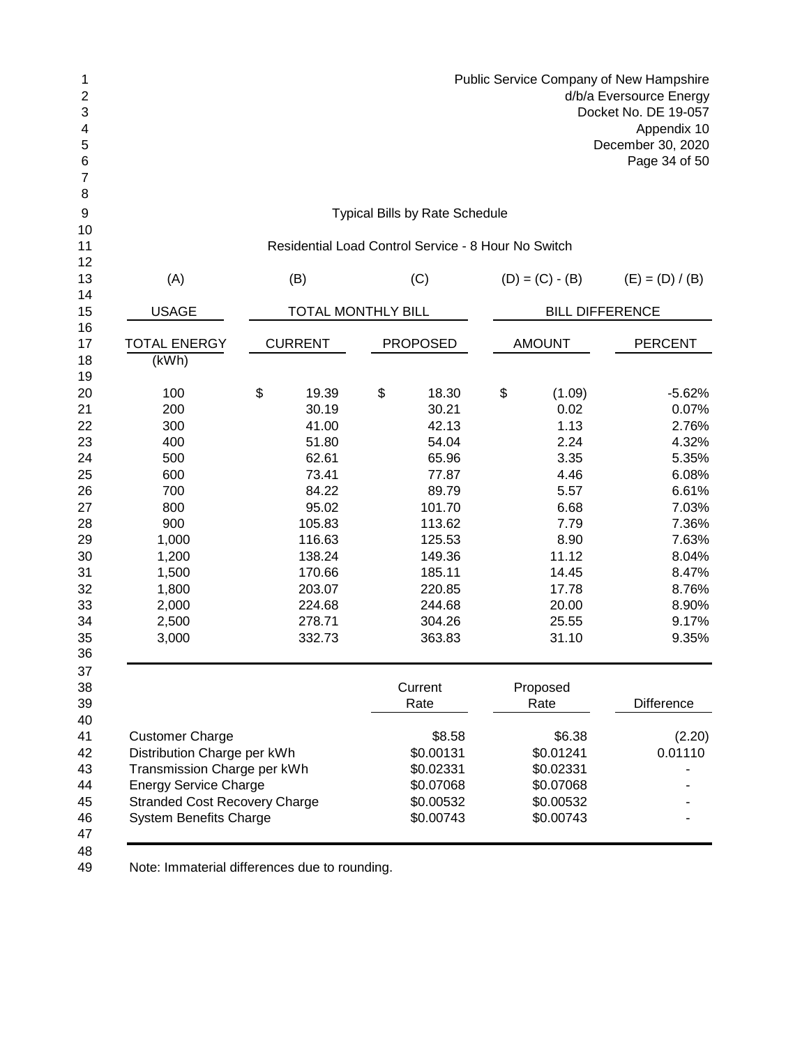Public Service Company of New Hampshire
d/b/a Eversource Energy
Docket No. DE 19-057
Appendix 10
December 30, 2020

## Typical Bills by Rate Schedule

### Residential Load Control Service - 8 Hour No Switch

| (A) | (B) | (C) | (D) = (C) - (B) | (E) = (D) / (B) |
|---|---|---|---|---|
| USAGE | TOTAL MONTHLY BILL | | BILL DIFFERENCE | |
| TOTAL ENERGY (kWh) | CURRENT | PROPOSED | AMOUNT | PERCENT |
| 100 | $ 19.39 | $ 18.30 | $ (1.09) | -5.62% |
| 200 | 30.19 | 30.21 | 0.02 | 0.07% |
| 300 | 41.00 | 42.13 | 1.13 | 2.76% |
| 400 | 51.80 | 54.04 | 2.24 | 4.32% |
| 500 | 62.61 | 65.96 | 3.35 | 5.35% |
| 600 | 73.41 | 77.87 | 4.46 | 6.08% |
| 700 | 84.22 | 89.79 | 5.57 | 6.61% |
| 800 | 95.02 | 101.70 | 6.68 | 7.03% |
| 900 | 105.83 | 113.62 | 7.79 | 7.36% |
| 1,000 | 116.63 | 125.53 | 8.90 | 7.63% |
| 1,200 | 138.24 | 149.36 | 11.12 | 8.04% |
| 1,500 | 170.66 | 185.11 | 14.45 | 8.47% |
| 1,800 | 203.07 | 220.85 | 17.78 | 8.76% |
| 2,000 | 224.68 | 244.68 | 20.00 | 8.90% |
| 2,500 | 278.71 | 304.26 | 25.55 | 9.17% |
| 3,000 | 332.73 | 363.83 | 31.10 | 9.35% |

| | Current Rate | Proposed Rate | Difference |
|---|---|---|---|
| Customer Charge | $8.58 | $6.38 | (2.20) |
| Distribution Charge per kWh | $0.00131 | $0.01241 | 0.01110 |
| Transmission Charge per kWh | $0.02331 | $0.02331 | - |
| Energy Service Charge | $0.07068 | $0.07068 | - |
| Stranded Cost Recovery Charge | $0.00532 | $0.00532 | - |
| System Benefits Charge | $0.00743 | $0.00743 | - |

Note: Immaterial differences due to rounding.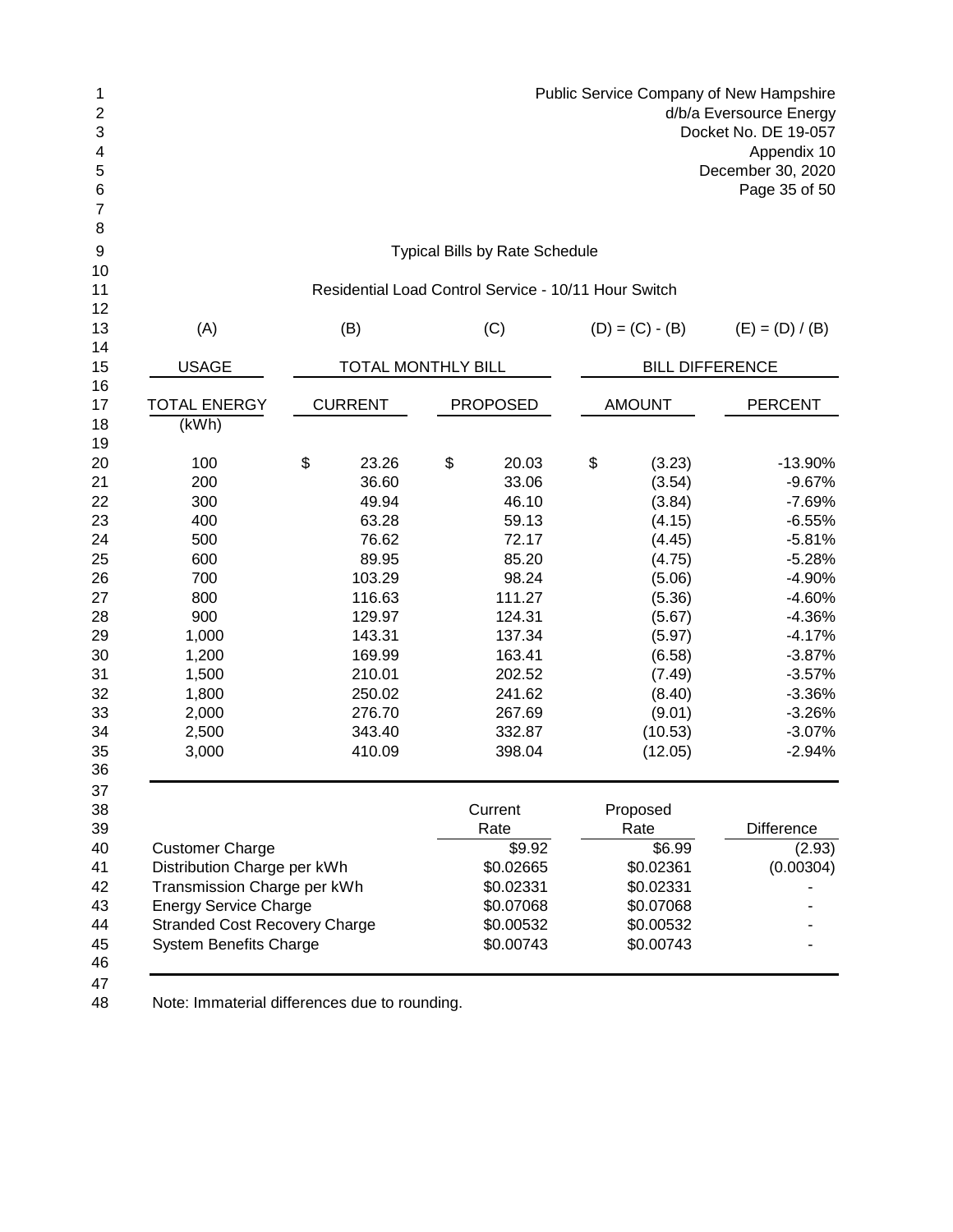Public Service Company of New Hampshire
d/b/a Eversource Energy
Docket No. DE 19-057
Appendix 10
December 30, 2020

## Typical Bills by Rate Schedule

### Residential Load Control Service - 10/11 Hour Switch

| (A) | (B) | (C) | (D) = (C) - (B) | (E) = (D) / (B) |
|---|---|---|---|---|
| USAGE | TOTAL MONTHLY BILL | | BILL DIFFERENCE | |
| TOTAL ENERGY (kWh) | CURRENT | PROPOSED | AMOUNT | PERCENT |
| 100 | $ 23.26 | $ 20.03 | $ (3.23) | -13.90% |
| 200 | 36.60 | 33.06 | (3.54) | -9.67% |
| 300 | 49.94 | 46.10 | (3.84) | -7.69% |
| 400 | 63.28 | 59.13 | (4.15) | -6.55% |
| 500 | 76.62 | 72.17 | (4.45) | -5.81% |
| 600 | 89.95 | 85.20 | (4.75) | -5.28% |
| 700 | 103.29 | 98.24 | (5.06) | -4.90% |
| 800 | 116.63 | 111.27 | (5.36) | -4.60% |
| 900 | 129.97 | 124.31 | (5.67) | -4.36% |
| 1,000 | 143.31 | 137.34 | (5.97) | -4.17% |
| 1,200 | 169.99 | 163.41 | (6.58) | -3.87% |
| 1,500 | 210.01 | 202.52 | (7.49) | -3.57% |
| 1,800 | 250.02 | 241.62 | (8.40) | -3.36% |
| 2,000 | 276.70 | 267.69 | (9.01) | -3.26% |
| 2,500 | 343.40 | 332.87 | (10.53) | -3.07% |
| 3,000 | 410.09 | 398.04 | (12.05) | -2.94% |

| | Current Rate | Proposed Rate | Difference |
|---|---|---|---|
| Customer Charge | $9.92 | $6.99 | (2.93) |
| Distribution Charge per kWh | $0.02665 | $0.02361 | (0.00304) |
| Transmission Charge per kWh | $0.02331 | $0.02331 | - |
| Energy Service Charge | $0.07068 | $0.07068 | - |
| Stranded Cost Recovery Charge | $0.00532 | $0.00532 | - |
| System Benefits Charge | $0.00743 | $0.00743 | - |

Note: Immaterial differences due to rounding.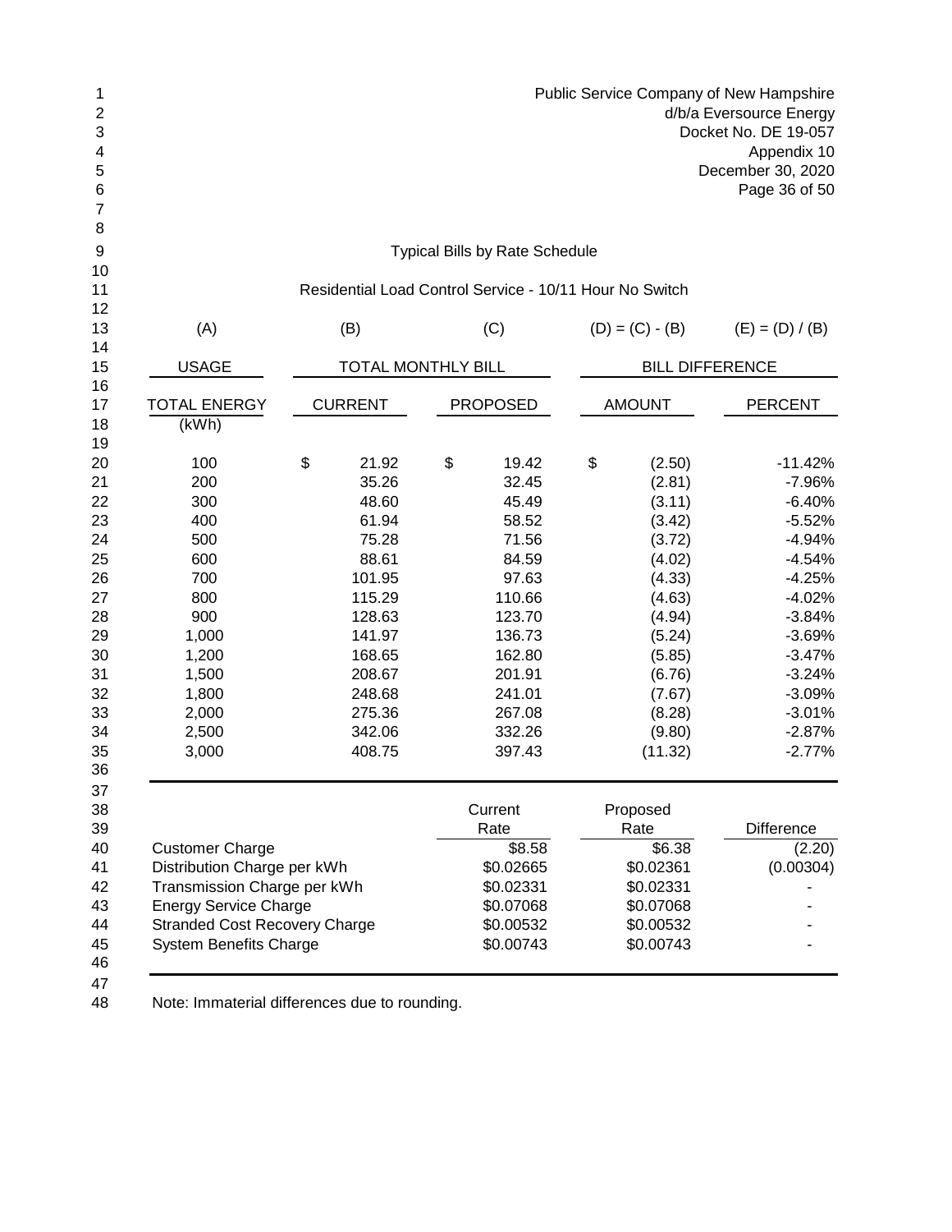Public Service Company of New Hampshire
d/b/a Eversource Energy
Docket No. DE 19-057
Appendix 10
December 30, 2020

## Typical Bills by Rate Schedule

### Residential Load Control Service - 10/11 Hour No Switch

| (A) | (B) | (C) | (D) = (C) - (B) | (E) = (D) / (B) |
|---|---|---|---|---|
| USAGE | TOTAL MONTHLY BILL | | BILL DIFFERENCE | |
| TOTAL ENERGY (kWh) | CURRENT | PROPOSED | AMOUNT | PERCENT |
| 100 | $ 21.92 | $ 19.42 | $ (2.50) | -11.42% |
| 200 | 35.26 | 32.45 | (2.81) | -7.96% |
| 300 | 48.60 | 45.49 | (3.11) | -6.40% |
| 400 | 61.94 | 58.52 | (3.42) | -5.52% |
| 500 | 75.28 | 71.56 | (3.72) | -4.94% |
| 600 | 88.61 | 84.59 | (4.02) | -4.54% |
| 700 | 101.95 | 97.63 | (4.33) | -4.25% |
| 800 | 115.29 | 110.66 | (4.63) | -4.02% |
| 900 | 128.63 | 123.70 | (4.94) | -3.84% |
| 1,000 | 141.97 | 136.73 | (5.24) | -3.69% |
| 1,200 | 168.65 | 162.80 | (5.85) | -3.47% |
| 1,500 | 208.67 | 201.91 | (6.76) | -3.24% |
| 1,800 | 248.68 | 241.01 | (7.67) | -3.09% |
| 2,000 | 275.36 | 267.08 | (8.28) | -3.01% |
| 2,500 | 342.06 | 332.26 | (9.80) | -2.87% |
| 3,000 | 408.75 | 397.43 | (11.32) | -2.77% |

| | Current Rate | Proposed Rate | Difference |
|---|---|---|---|
| Customer Charge | $8.58 | $6.38 | (2.20) |
| Distribution Charge per kWh | $0.02665 | $0.02361 | (0.00304) |
| Transmission Charge per kWh | $0.02331 | $0.02331 | - |
| Energy Service Charge | $0.07068 | $0.07068 | - |
| Stranded Cost Recovery Charge | $0.00532 | $0.00532 | - |
| System Benefits Charge | $0.00743 | $0.00743 | - |

Note: Immaterial differences due to rounding.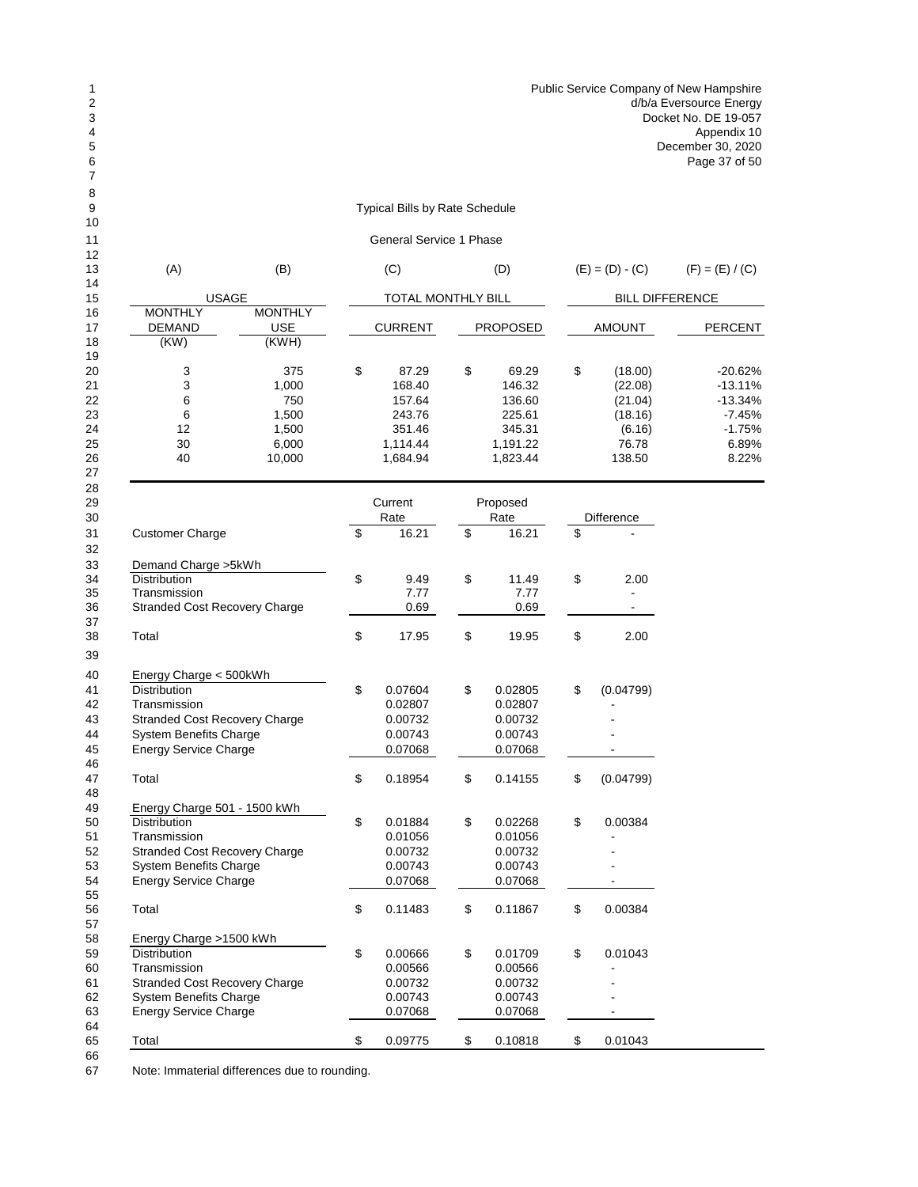Public Service Company of New Hampshire
d/b/a Eversource Energy
Docket No. DE 19-057
Appendix 10
December 30, 2020

## Typical Bills by Rate Schedule

### General Service 1 Phase

| (A) | (B) | (C) | (D) | (E) = (D) - (C) | (F) = (E) / (C) |
|---|---|---|---|---|---|
| USAGE | | TOTAL MONTHLY BILL | | BILL DIFFERENCE | |
| MONTHLY DEMAND (KW) | MONTHLY USE (KWH) | CURRENT | PROPOSED | AMOUNT | PERCENT |
| 3 | 375 | $ 87.29 | $ 69.29 | $ (18.00) | -20.62% |
| 3 | 1,000 | 168.40 | 146.32 | (22.08) | -13.11% |
| 6 | 750 | 157.64 | 136.60 | (21.04) | -13.34% |
| 6 | 1,500 | 243.76 | 225.61 | (18.16) | -7.45% |
| 12 | 1,500 | 351.46 | 345.31 | (6.16) | -1.75% |
| 30 | 6,000 | 1,114.44 | 1,191.22 | 76.78 | 6.89% |
| 40 | 10,000 | 1,684.94 | 1,823.44 | 138.50 | 8.22% |

| | Current Rate | Proposed Rate | Difference |
|---|---|---|---|
| Customer Charge | $ 16.21 | $ 16.21 | $ - |
| **Demand Charge >5kWh** | | | |
| Distribution | $ 9.49 | $ 11.49 | $ 2.00 |
| Transmission | 7.77 | 7.77 | - |
| Stranded Cost Recovery Charge | 0.69 | 0.69 | - |
| Total | $ 17.95 | $ 19.95 | $ 2.00 |
| **Energy Charge < 500kWh** | | | |
| Distribution | $ 0.07604 | $ 0.02805 | $ (0.04799) |
| Transmission | 0.02807 | 0.02807 | - |
| Stranded Cost Recovery Charge | 0.00732 | 0.00732 | - |
| System Benefits Charge | 0.00743 | 0.00743 | - |
| Energy Service Charge | 0.07068 | 0.07068 | - |
| Total | $ 0.18954 | $ 0.14155 | $ (0.04799) |
| **Energy Charge 501 - 1500 kWh** | | | |
| Distribution | $ 0.01884 | $ 0.02268 | $ 0.00384 |
| Transmission | 0.01056 | 0.01056 | - |
| Stranded Cost Recovery Charge | 0.00732 | 0.00732 | - |
| System Benefits Charge | 0.00743 | 0.00743 | - |
| Energy Service Charge | 0.07068 | 0.07068 | - |
| Total | $ 0.11483 | $ 0.11867 | $ 0.00384 |
| **Energy Charge >1500 kWh** | | | |
| Distribution | $ 0.00666 | $ 0.01709 | $ 0.01043 |
| Transmission | 0.00566 | 0.00566 | - |
| Stranded Cost Recovery Charge | 0.00732 | 0.00732 | - |
| System Benefits Charge | 0.00743 | 0.00743 | - |
| Energy Service Charge | 0.07068 | 0.07068 | - |
| Total | $ 0.09775 | $ 0.10818 | $ 0.01043 |

Note: Immaterial differences due to rounding.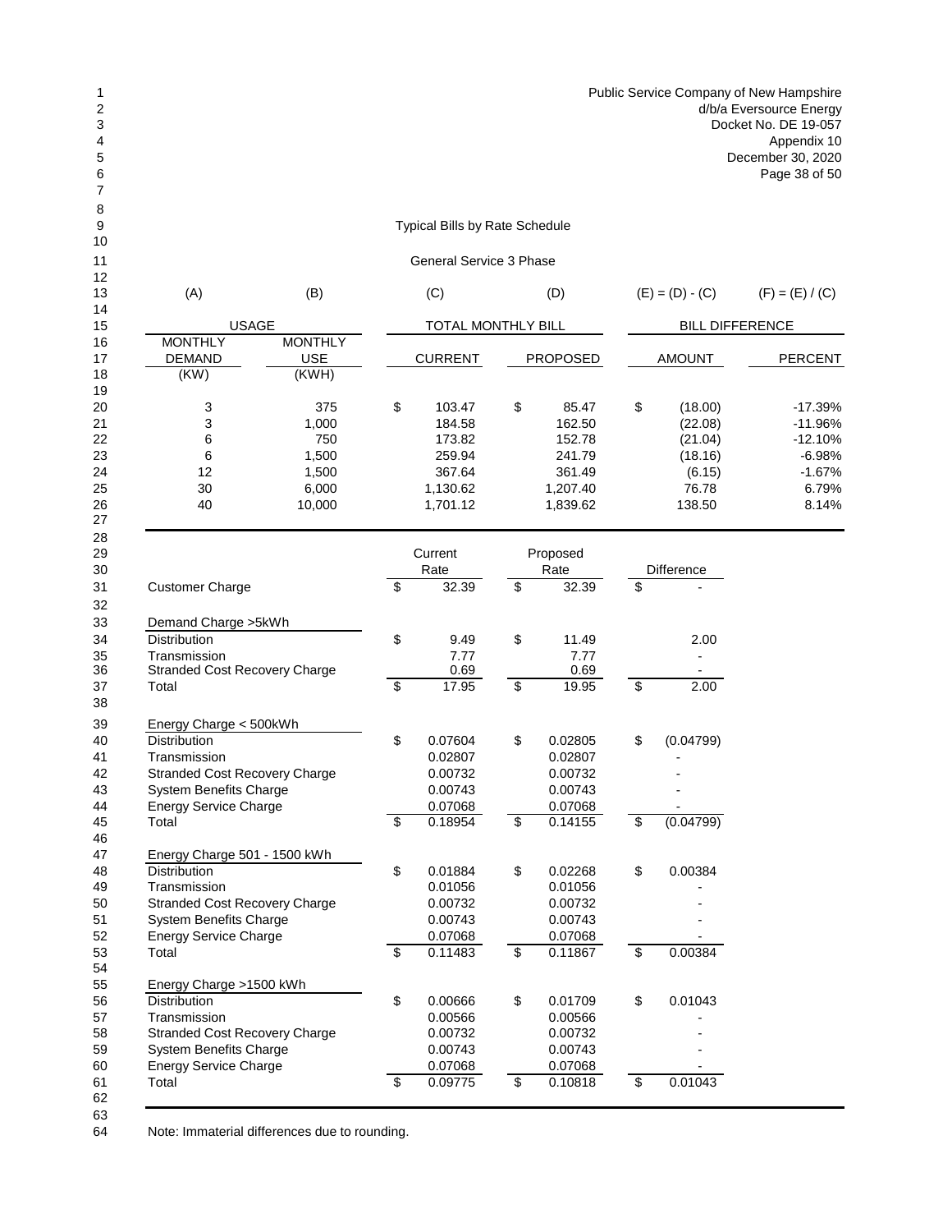Public Service Company of New Hampshire
d/b/a Eversource Energy
Docket No. DE 19-057
Appendix 10
December 30, 2020

## Typical Bills by Rate Schedule

### General Service 3 Phase

| (A) | (B) | (C) | (D) | (E) = (D) - (C) | (F) = (E) / (C) |
|---|---|---|---|---|---|
| USAGE | | TOTAL MONTHLY BILL | | BILL DIFFERENCE | |
| MONTHLY DEMAND (KW) | MONTHLY USE (KWH) | CURRENT | PROPOSED | AMOUNT | PERCENT |
| 3 | 375 | $ 103.47 | $ 85.47 | $ (18.00) | -17.39% |
| 3 | 1,000 | 184.58 | 162.50 | (22.08) | -11.96% |
| 6 | 750 | 173.82 | 152.78 | (21.04) | -12.10% |
| 6 | 1,500 | 259.94 | 241.79 | (18.16) | -6.98% |
| 12 | 1,500 | 367.64 | 361.49 | (6.15) | -1.67% |
| 30 | 6,000 | 1,130.62 | 1,207.40 | 76.78 | 6.79% |
| 40 | 10,000 | 1,701.12 | 1,839.62 | 138.50 | 8.14% |

| | Current Rate | Proposed Rate | Difference |
|---|---|---|---|
| Customer Charge | $ 32.39 | $ 32.39 | $ - |
| **Demand Charge >5kWh** | | | |
| Distribution | $ 9.49 | $ 11.49 | 2.00 |
| Transmission | 7.77 | 7.77 | - |
| Stranded Cost Recovery Charge | 0.69 | 0.69 | - |
| Total | $ 17.95 | $ 19.95 | $ 2.00 |
| **Energy Charge < 500kWh** | | | |
| Distribution | $ 0.07604 | $ 0.02805 | $ (0.04799) |
| Transmission | 0.02807 | 0.02807 | - |
| Stranded Cost Recovery Charge | 0.00732 | 0.00732 | - |
| System Benefits Charge | 0.00743 | 0.00743 | - |
| Energy Service Charge | 0.07068 | 0.07068 | - |
| Total | $ 0.18954 | $ 0.14155 | $ (0.04799) |
| **Energy Charge 501 - 1500 kWh** | | | |
| Distribution | $ 0.01884 | $ 0.02268 | $ 0.00384 |
| Transmission | 0.01056 | 0.01056 | - |
| Stranded Cost Recovery Charge | 0.00732 | 0.00732 | - |
| System Benefits Charge | 0.00743 | 0.00743 | - |
| Energy Service Charge | 0.07068 | 0.07068 | - |
| Total | $ 0.11483 | $ 0.11867 | $ 0.00384 |
| **Energy Charge >1500 kWh** | | | |
| Distribution | $ 0.00666 | $ 0.01709 | $ 0.01043 |
| Transmission | 0.00566 | 0.00566 | - |
| Stranded Cost Recovery Charge | 0.00732 | 0.00732 | - |
| System Benefits Charge | 0.00743 | 0.00743 | - |
| Energy Service Charge | 0.07068 | 0.07068 | - |
| Total | $ 0.09775 | $ 0.10818 | $ 0.01043 |

Note: Immaterial differences due to rounding.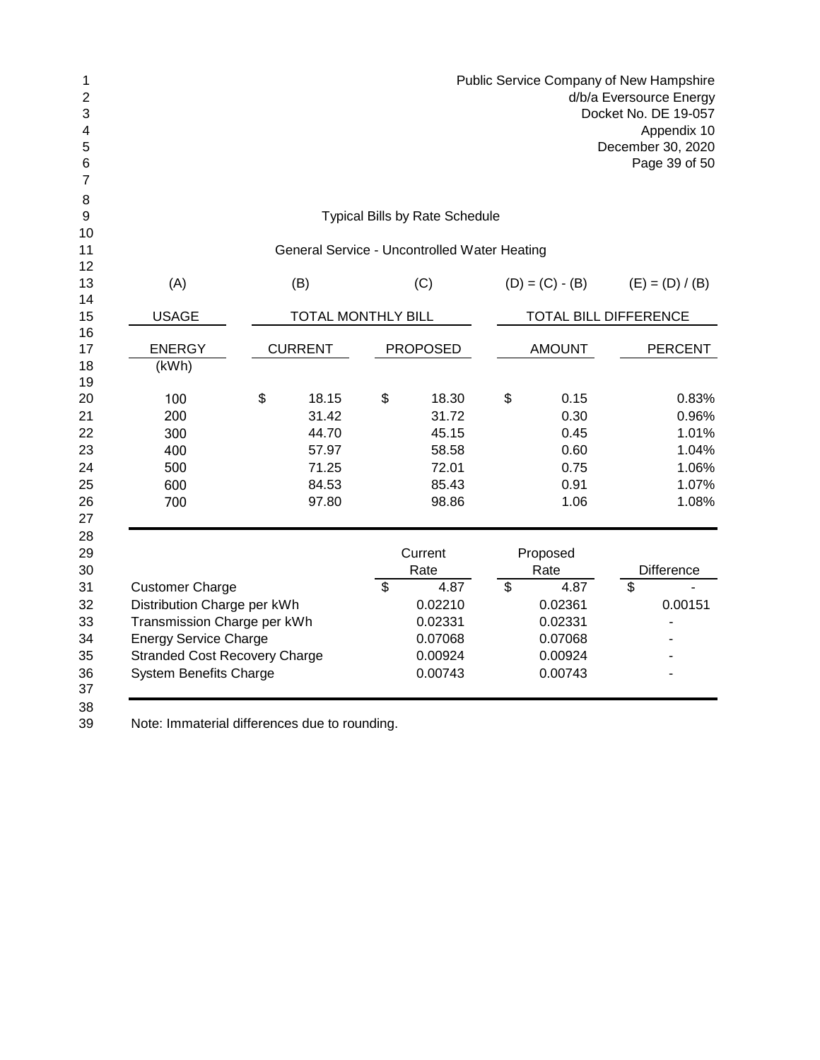Public Service Company of New Hampshire
d/b/a Eversource Energy
Docket No. DE 19-057
Appendix 10
December 30, 2020

## Typical Bills by Rate Schedule

### General Service - Uncontrolled Water Heating

| (A) | (B) | (C) | (D) = (C) - (B) | (E) = (D) / (B) |
|---|---|---|---|---|
| USAGE | TOTAL MONTHLY BILL | | TOTAL BILL DIFFERENCE | |
| ENERGY (kWh) | CURRENT | PROPOSED | AMOUNT | PERCENT |
| 100 | $ 18.15 | $ 18.30 | $ 0.15 | 0.83% |
| 200 | 31.42 | 31.72 | 0.30 | 0.96% |
| 300 | 44.70 | 45.15 | 0.45 | 1.01% |
| 400 | 57.97 | 58.58 | 0.60 | 1.04% |
| 500 | 71.25 | 72.01 | 0.75 | 1.06% |
| 600 | 84.53 | 85.43 | 0.91 | 1.07% |
| 700 | 97.80 | 98.86 | 1.06 | 1.08% |

| | Current Rate | Proposed Rate | Difference |
|---|---|---|---|
| Customer Charge | $ 4.87 | $ 4.87 | $ - |
| Distribution Charge per kWh | 0.02210 | 0.02361 | 0.00151 |
| Transmission Charge per kWh | 0.02331 | 0.02331 | - |
| Energy Service Charge | 0.07068 | 0.07068 | - |
| Stranded Cost Recovery Charge | 0.00924 | 0.00924 | - |
| System Benefits Charge | 0.00743 | 0.00743 | - |

Note: Immaterial differences due to rounding.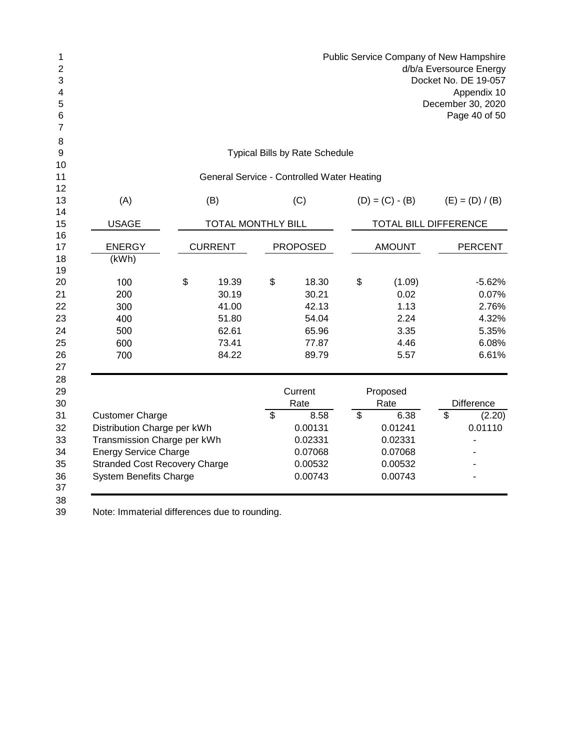Public Service Company of New Hampshire
d/b/a Eversource Energy
Docket No. DE 19-057
Appendix 10
December 30, 2020

## Typical Bills by Rate Schedule

### General Service - Controlled Water Heating

| (A) | (B) | (C) | (D) = (C) - (B) | (E) = (D) / (B) |
|---|---|---|---|---|
| USAGE | TOTAL MONTHLY BILL | | TOTAL BILL DIFFERENCE | |
| ENERGY (kWh) | CURRENT | PROPOSED | AMOUNT | PERCENT |
| 100 | $ 19.39 | $ 18.30 | $ (1.09) | -5.62% |
| 200 | 30.19 | 30.21 | 0.02 | 0.07% |
| 300 | 41.00 | 42.13 | 1.13 | 2.76% |
| 400 | 51.80 | 54.04 | 2.24 | 4.32% |
| 500 | 62.61 | 65.96 | 3.35 | 5.35% |
| 600 | 73.41 | 77.87 | 4.46 | 6.08% |
| 700 | 84.22 | 89.79 | 5.57 | 6.61% |

| | Current Rate | Proposed Rate | Difference |
|---|---|---|---|
| Customer Charge | $ 8.58 | $ 6.38 | $ (2.20) |
| Distribution Charge per kWh | 0.00131 | 0.01241 | 0.01110 |
| Transmission Charge per kWh | 0.02331 | 0.02331 | - |
| Energy Service Charge | 0.07068 | 0.07068 | - |
| Stranded Cost Recovery Charge | 0.00532 | 0.00532 | - |
| System Benefits Charge | 0.00743 | 0.00743 | - |

Note: Immaterial differences due to rounding.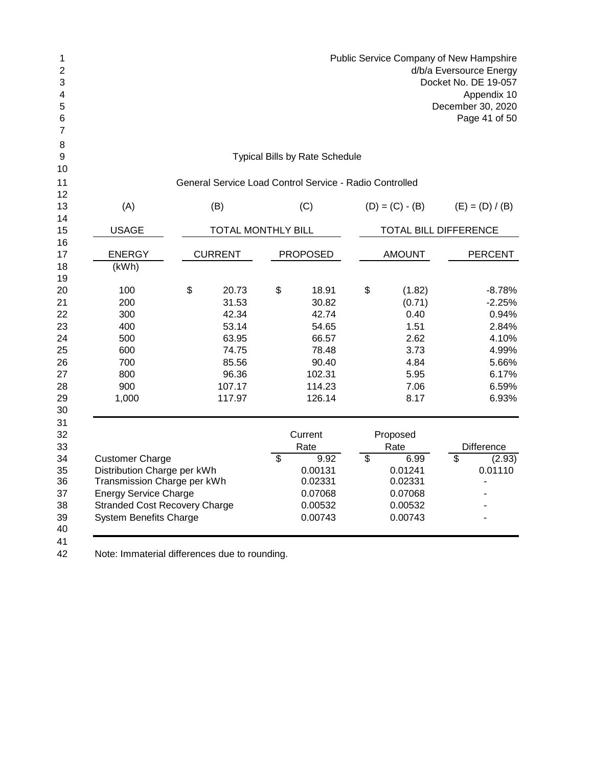Public Service Company of New Hampshire
d/b/a Eversource Energy
Docket No. DE 19-057
Appendix 10
December 30, 2020

## Typical Bills by Rate Schedule

### General Service Load Control Service - Radio Controlled

| (A) | (B) | (C) | (D) = (C) - (B) | (E) = (D) / (B) |
|---|---|---|---|---|
| USAGE | TOTAL MONTHLY BILL | | TOTAL BILL DIFFERENCE | |
| ENERGY (kWh) | CURRENT | PROPOSED | AMOUNT | PERCENT |
| 100 | $ 20.73 | $ 18.91 | $ (1.82) | -8.78% |
| 200 | 31.53 | 30.82 | (0.71) | -2.25% |
| 300 | 42.34 | 42.74 | 0.40 | 0.94% |
| 400 | 53.14 | 54.65 | 1.51 | 2.84% |
| 500 | 63.95 | 66.57 | 2.62 | 4.10% |
| 600 | 74.75 | 78.48 | 3.73 | 4.99% |
| 700 | 85.56 | 90.40 | 4.84 | 5.66% |
| 800 | 96.36 | 102.31 | 5.95 | 6.17% |
| 900 | 107.17 | 114.23 | 7.06 | 6.59% |
| 1,000 | 117.97 | 126.14 | 8.17 | 6.93% |

| | Current Rate | Proposed Rate | Difference |
|---|---|---|---|
| Customer Charge | $ 9.92 | $ 6.99 | $ (2.93) |
| Distribution Charge per kWh | 0.00131 | 0.01241 | 0.01110 |
| Transmission Charge per kWh | 0.02331 | 0.02331 | - |
| Energy Service Charge | 0.07068 | 0.07068 | - |
| Stranded Cost Recovery Charge | 0.00532 | 0.00532 | - |
| System Benefits Charge | 0.00743 | 0.00743 | - |

Note: Immaterial differences due to rounding.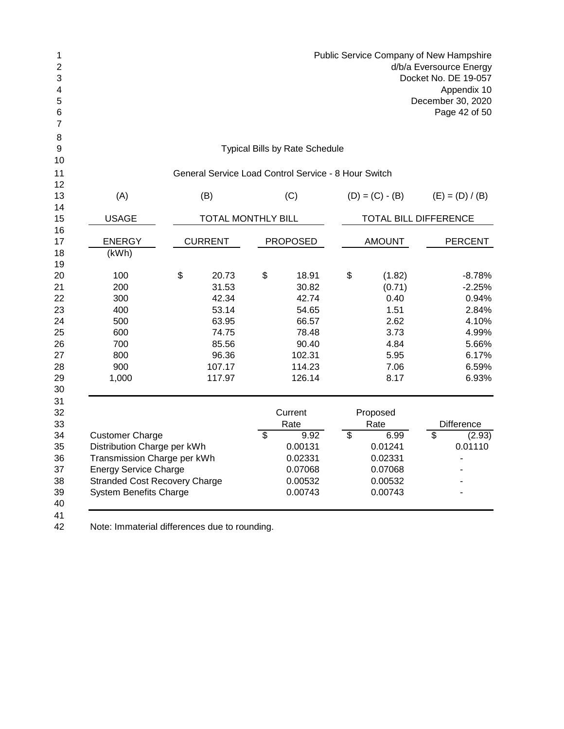Public Service Company of New Hampshire
d/b/a Eversource Energy
Docket No. DE 19-057
Appendix 10
December 30, 2020

## Typical Bills by Rate Schedule

### General Service Load Control Service - 8 Hour Switch

| (A) | (B) | (C) | (D) = (C) - (B) | (E) = (D) / (B) |
|---|---|---|---|---|
| USAGE | TOTAL MONTHLY BILL | | TOTAL BILL DIFFERENCE | |
| ENERGY (kWh) | CURRENT | PROPOSED | AMOUNT | PERCENT |
| 100 | $ 20.73 | $ 18.91 | $ (1.82) | -8.78% |
| 200 | 31.53 | 30.82 | (0.71) | -2.25% |
| 300 | 42.34 | 42.74 | 0.40 | 0.94% |
| 400 | 53.14 | 54.65 | 1.51 | 2.84% |
| 500 | 63.95 | 66.57 | 2.62 | 4.10% |
| 600 | 74.75 | 78.48 | 3.73 | 4.99% |
| 700 | 85.56 | 90.40 | 4.84 | 5.66% |
| 800 | 96.36 | 102.31 | 5.95 | 6.17% |
| 900 | 107.17 | 114.23 | 7.06 | 6.59% |
| 1,000 | 117.97 | 126.14 | 8.17 | 6.93% |

| | Current Rate | Proposed Rate | Difference |
|---|---|---|---|
| Customer Charge | $ 9.92 | $ 6.99 | $ (2.93) |
| Distribution Charge per kWh | 0.00131 | 0.01241 | 0.01110 |
| Transmission Charge per kWh | 0.02331 | 0.02331 | - |
| Energy Service Charge | 0.07068 | 0.07068 | - |
| Stranded Cost Recovery Charge | 0.00532 | 0.00532 | - |
| System Benefits Charge | 0.00743 | 0.00743 | - |

Note: Immaterial differences due to rounding.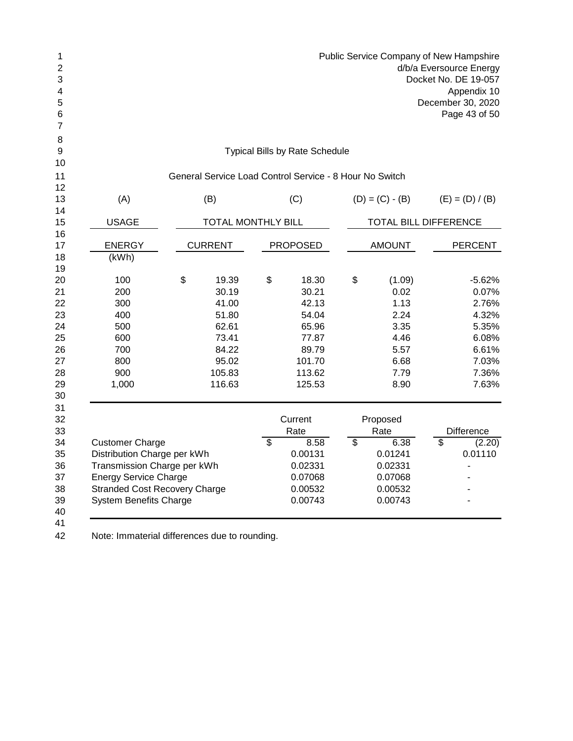Public Service Company of New Hampshire
d/b/a Eversource Energy
Docket No. DE 19-057
Appendix 10
December 30, 2020

## Typical Bills by Rate Schedule

### General Service Load Control Service - 8 Hour No Switch

| (A) | (B) | (C) | (D) = (C) - (B) | (E) = (D) / (B) |
|---|---|---|---|---|
| USAGE | TOTAL MONTHLY BILL | | TOTAL BILL DIFFERENCE | |
| ENERGY (kWh) | CURRENT | PROPOSED | AMOUNT | PERCENT |
| 100 | $ 19.39 | $ 18.30 | $ (1.09) | -5.62% |
| 200 | 30.19 | 30.21 | 0.02 | 0.07% |
| 300 | 41.00 | 42.13 | 1.13 | 2.76% |
| 400 | 51.80 | 54.04 | 2.24 | 4.32% |
| 500 | 62.61 | 65.96 | 3.35 | 5.35% |
| 600 | 73.41 | 77.87 | 4.46 | 6.08% |
| 700 | 84.22 | 89.79 | 5.57 | 6.61% |
| 800 | 95.02 | 101.70 | 6.68 | 7.03% |
| 900 | 105.83 | 113.62 | 7.79 | 7.36% |
| 1,000 | 116.63 | 125.53 | 8.90 | 7.63% |

| | Current Rate | Proposed Rate | Difference |
|---|---|---|---|
| Customer Charge | $ 8.58 | $ 6.38 | $ (2.20) |
| Distribution Charge per kWh | 0.00131 | 0.01241 | 0.01110 |
| Transmission Charge per kWh | 0.02331 | 0.02331 | - |
| Energy Service Charge | 0.07068 | 0.07068 | - |
| Stranded Cost Recovery Charge | 0.00532 | 0.00532 | - |
| System Benefits Charge | 0.00743 | 0.00743 | - |

Note: Immaterial differences due to rounding.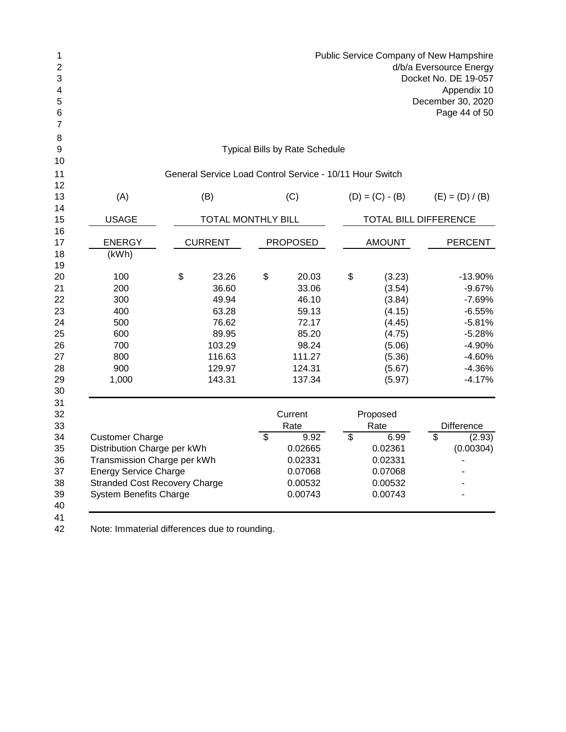Public Service Company of New Hampshire
d/b/a Eversource Energy
Docket No. DE 19-057
Appendix 10
December 30, 2020

## Typical Bills by Rate Schedule

### General Service Load Control Service - 10/11 Hour Switch

| (A) | (B) | (C) | (D) = (C) - (B) | (E) = (D) / (B) |
|---|---|---|---|---|
| USAGE | TOTAL MONTHLY BILL | | TOTAL BILL DIFFERENCE | |
| ENERGY (kWh) | CURRENT | PROPOSED | AMOUNT | PERCENT |
| 100 | $ 23.26 | $ 20.03 | $ (3.23) | -13.90% |
| 200 | 36.60 | 33.06 | (3.54) | -9.67% |
| 300 | 49.94 | 46.10 | (3.84) | -7.69% |
| 400 | 63.28 | 59.13 | (4.15) | -6.55% |
| 500 | 76.62 | 72.17 | (4.45) | -5.81% |
| 600 | 89.95 | 85.20 | (4.75) | -5.28% |
| 700 | 103.29 | 98.24 | (5.06) | -4.90% |
| 800 | 116.63 | 111.27 | (5.36) | -4.60% |
| 900 | 129.97 | 124.31 | (5.67) | -4.36% |
| 1,000 | 143.31 | 137.34 | (5.97) | -4.17% |

| | Current Rate | Proposed Rate | Difference |
|---|---|---|---|
| Customer Charge | $ 9.92 | $ 6.99 | $ (2.93) |
| Distribution Charge per kWh | 0.02665 | 0.02361 | (0.00304) |
| Transmission Charge per kWh | 0.02331 | 0.02331 | - |
| Energy Service Charge | 0.07068 | 0.07068 | - |
| Stranded Cost Recovery Charge | 0.00532 | 0.00532 | - |
| System Benefits Charge | 0.00743 | 0.00743 | - |

Note: Immaterial differences due to rounding.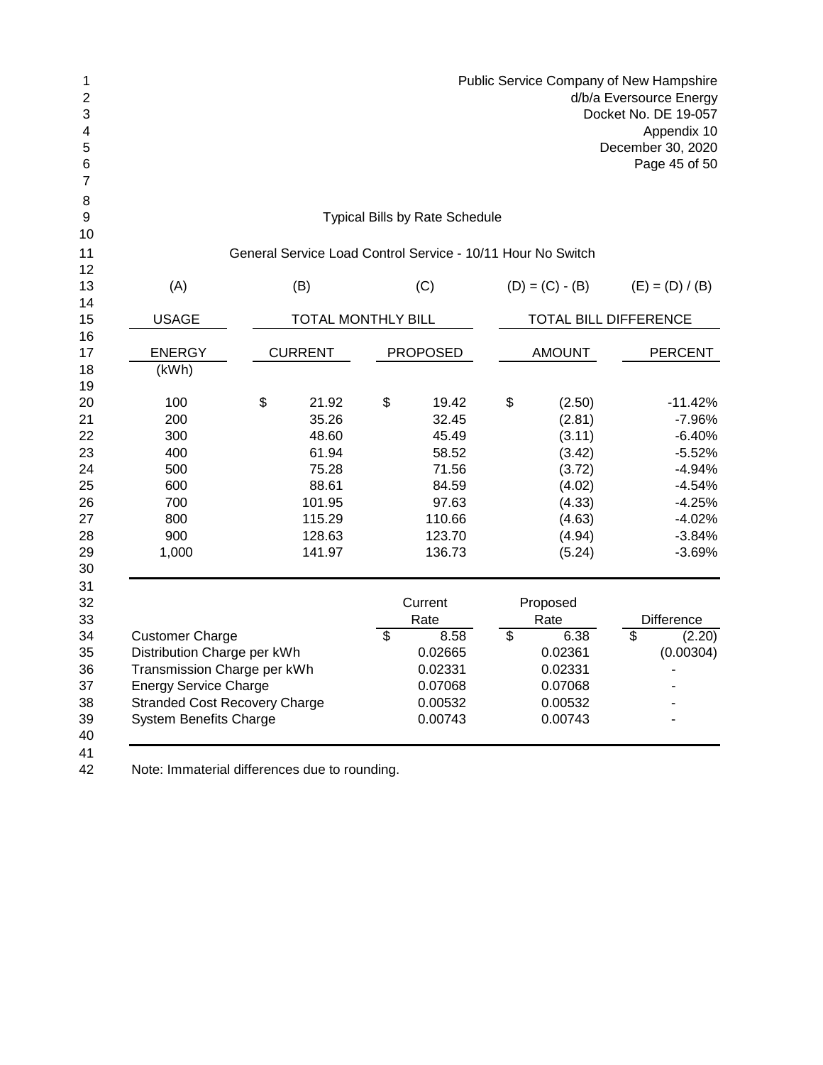Public Service Company of New Hampshire
d/b/a Eversource Energy
Docket No. DE 19-057
Appendix 10
December 30, 2020

## Typical Bills by Rate Schedule

### General Service Load Control Service - 10/11 Hour No Switch

| (A) | (B) | (C) | (D) = (C) - (B) | (E) = (D) / (B) |
|---|---|---|---|---|
| USAGE | TOTAL MONTHLY BILL | | TOTAL BILL DIFFERENCE | |
| ENERGY (kWh) | CURRENT | PROPOSED | AMOUNT | PERCENT |
| 100 | $ 21.92 | $ 19.42 | $ (2.50) | -11.42% |
| 200 | 35.26 | 32.45 | (2.81) | -7.96% |
| 300 | 48.60 | 45.49 | (3.11) | -6.40% |
| 400 | 61.94 | 58.52 | (3.42) | -5.52% |
| 500 | 75.28 | 71.56 | (3.72) | -4.94% |
| 600 | 88.61 | 84.59 | (4.02) | -4.54% |
| 700 | 101.95 | 97.63 | (4.33) | -4.25% |
| 800 | 115.29 | 110.66 | (4.63) | -4.02% |
| 900 | 128.63 | 123.70 | (4.94) | -3.84% |
| 1,000 | 141.97 | 136.73 | (5.24) | -3.69% |

| | Current Rate | Proposed Rate | Difference |
|---|---|---|---|
| Customer Charge | $ 8.58 | $ 6.38 | $ (2.20) |
| Distribution Charge per kWh | 0.02665 | 0.02361 | (0.00304) |
| Transmission Charge per kWh | 0.02331 | 0.02331 | - |
| Energy Service Charge | 0.07068 | 0.07068 | - |
| Stranded Cost Recovery Charge | 0.00532 | 0.00532 | - |
| System Benefits Charge | 0.00743 | 0.00743 | - |

Note: Immaterial differences due to rounding.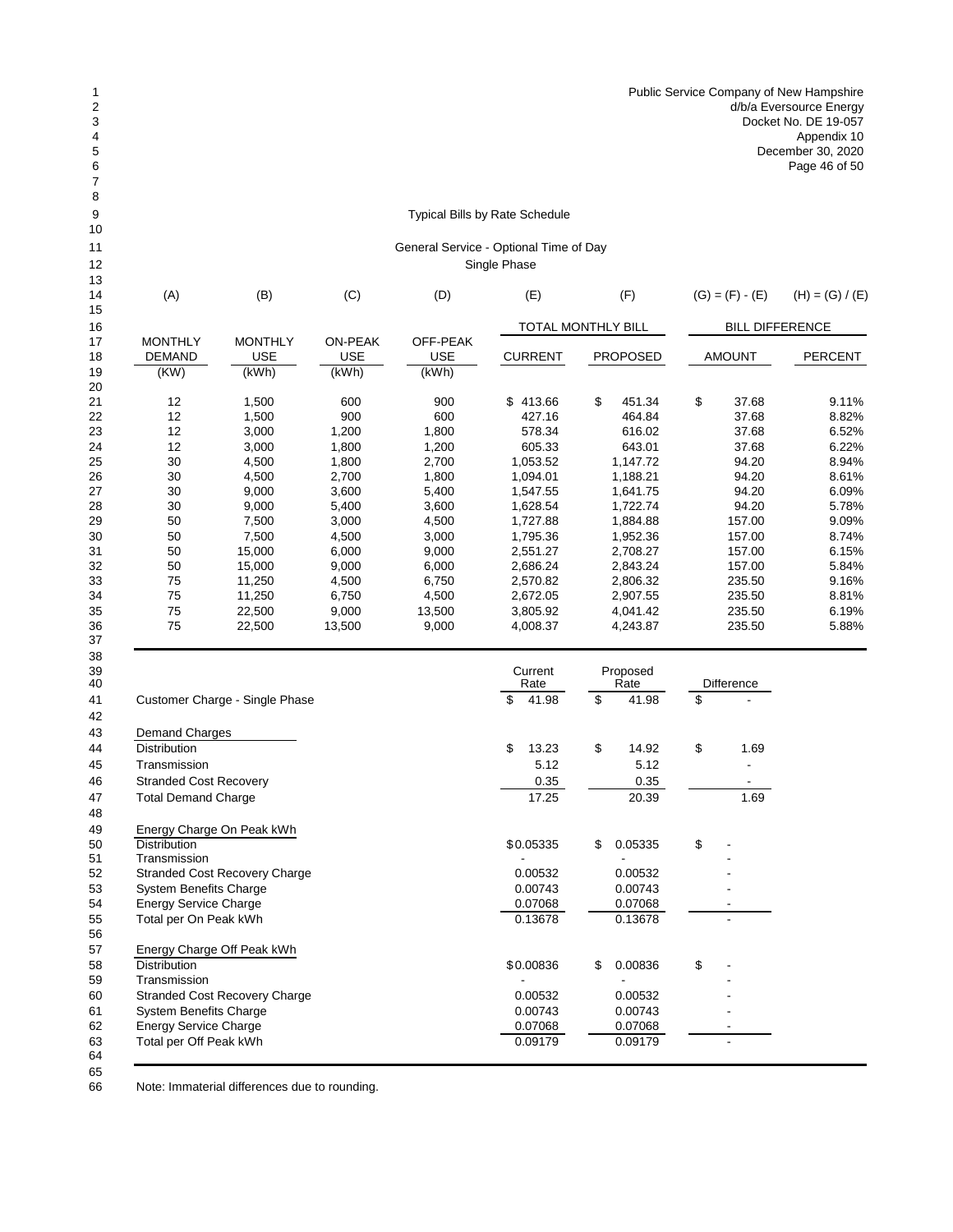Public Service Company of New Hampshire
d/b/a Eversource Energy
Docket No. DE 19-057
Appendix 10
December 30, 2020

## Typical Bills by Rate Schedule

### General Service - Optional Time of Day
### Single Phase

| (A) | (B) | (C) | (D) | (E) | (F) | (G) = (F) - (E) | (H) = (G) / (E) |
|---|---|---|---|---|---|---|---|
| | | | | TOTAL MONTHLY BILL | | BILL DIFFERENCE | |
| MONTHLY DEMAND (KW) | MONTHLY USE (kWh) | ON-PEAK USE (kWh) | OFF-PEAK USE (kWh) | CURRENT | PROPOSED | AMOUNT | PERCENT |
| 12 | 1,500 | 600 | 900 | $ 413.66 | $ 451.34 | $ 37.68 | 9.11% |
| 12 | 1,500 | 900 | 600 | 427.16 | 464.84 | 37.68 | 8.82% |
| 12 | 3,000 | 1,200 | 1,800 | 578.34 | 616.02 | 37.68 | 6.52% |
| 12 | 3,000 | 1,800 | 1,200 | 605.33 | 643.01 | 37.68 | 6.22% |
| 30 | 4,500 | 1,800 | 2,700 | 1,053.52 | 1,147.72 | 94.20 | 8.94% |
| 30 | 4,500 | 2,700 | 1,800 | 1,094.01 | 1,188.21 | 94.20 | 8.61% |
| 30 | 9,000 | 3,600 | 5,400 | 1,547.55 | 1,641.75 | 94.20 | 6.09% |
| 30 | 9,000 | 5,400 | 3,600 | 1,628.54 | 1,722.74 | 94.20 | 5.78% |
| 50 | 7,500 | 3,000 | 4,500 | 1,727.88 | 1,884.88 | 157.00 | 9.09% |
| 50 | 7,500 | 4,500 | 3,000 | 1,795.36 | 1,952.36 | 157.00 | 8.74% |
| 50 | 15,000 | 6,000 | 9,000 | 2,551.27 | 2,708.27 | 157.00 | 6.15% |
| 50 | 15,000 | 9,000 | 6,000 | 2,686.24 | 2,843.24 | 157.00 | 5.84% |
| 75 | 11,250 | 4,500 | 6,750 | 2,570.82 | 2,806.32 | 235.50 | 9.16% |
| 75 | 11,250 | 6,750 | 4,500 | 2,672.05 | 2,907.55 | 235.50 | 8.81% |
| 75 | 22,500 | 9,000 | 13,500 | 3,805.92 | 4,041.42 | 235.50 | 6.19% |
| 75 | 22,500 | 13,500 | 9,000 | 4,008.37 | 4,243.87 | 235.50 | 5.88% |

| | Current Rate | Proposed Rate | Difference |
|---|---|---|---|
| Customer Charge - Single Phase | $ 41.98 | $ 41.98 | $ - |
| **Demand Charges** | | | |
| Distribution | $ 13.23 | $ 14.92 | $ 1.69 |
| Transmission | 5.12 | 5.12 | - |
| Stranded Cost Recovery | 0.35 | 0.35 | - |
| Total Demand Charge | 17.25 | 20.39 | 1.69 |
| **Energy Charge On Peak kWh** | | | |
| Distribution | $0.05335 | $ 0.05335 | $ - |
| Transmission | - | - | - |
| Stranded Cost Recovery Charge | 0.00532 | 0.00532 | - |
| System Benefits Charge | 0.00743 | 0.00743 | - |
| Energy Service Charge | 0.07068 | 0.07068 | - |
| Total per On Peak kWh | 0.13678 | 0.13678 | - |
| **Energy Charge Off Peak kWh** | | | |
| Distribution | $0.00836 | $ 0.00836 | $ - |
| Transmission | - | - | - |
| Stranded Cost Recovery Charge | 0.00532 | 0.00532 | - |
| System Benefits Charge | 0.00743 | 0.00743 | - |
| Energy Service Charge | 0.07068 | 0.07068 | - |
| Total per Off Peak kWh | 0.09179 | 0.09179 | - |

Note: Immaterial differences due to rounding.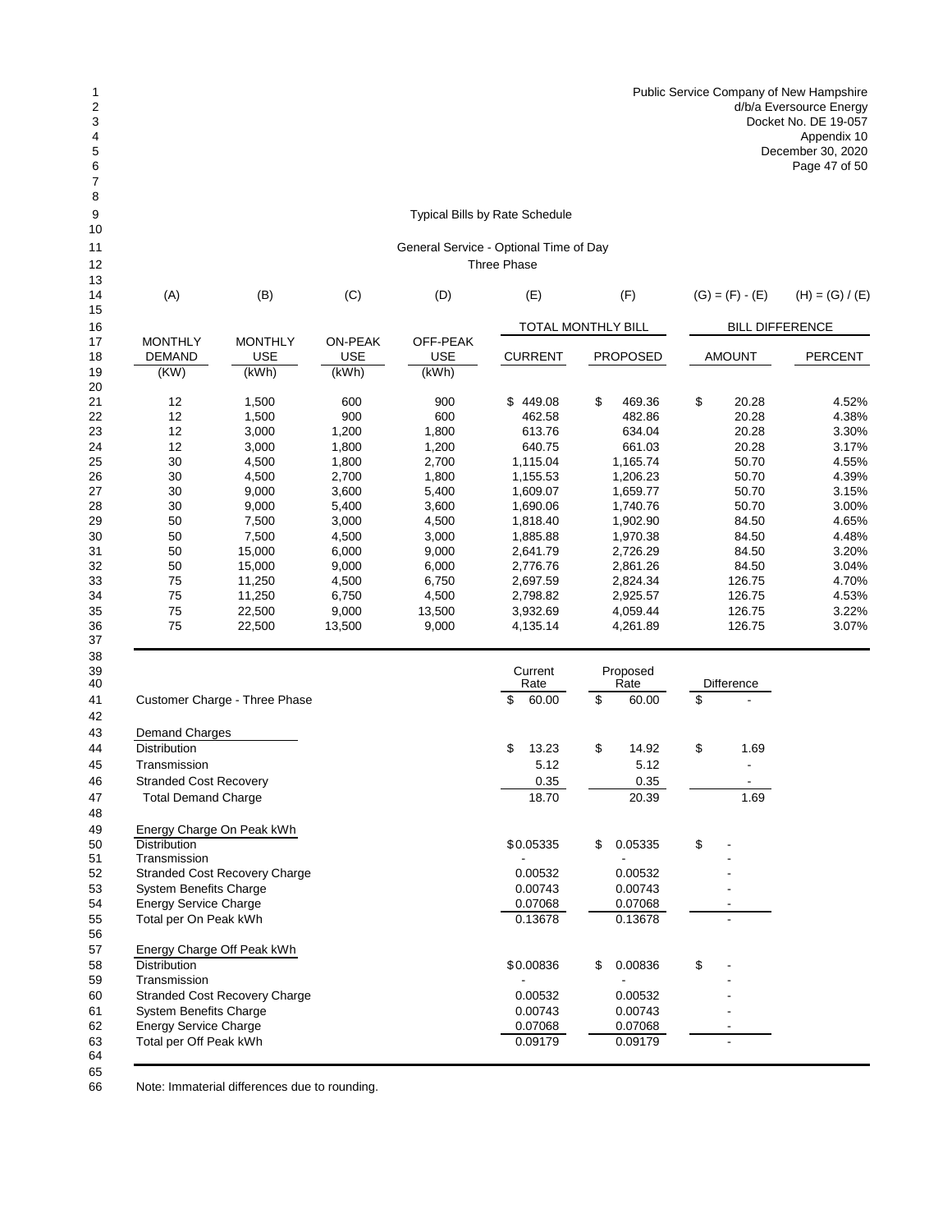Public Service Company of New Hampshire
d/b/a Eversource Energy
Docket No. DE 19-057
Appendix 10
December 30, 2020

## Typical Bills by Rate Schedule

### General Service - Optional Time of Day
### Three Phase

| (A) | (B) | (C) | (D) | (E) | (F) | (G) = (F) - (E) | (H) = (G) / (E) |
|---|---|---|---|---|---|---|---|
| | | | | TOTAL MONTHLY BILL | | BILL DIFFERENCE | |
| MONTHLY DEMAND (KW) | MONTHLY USE (kWh) | ON-PEAK USE (kWh) | OFF-PEAK USE (kWh) | CURRENT | PROPOSED | AMOUNT | PERCENT |
| 12 | 1,500 | 600 | 900 | $ 449.08 | $ 469.36 | $ 20.28 | 4.52% |
| 12 | 1,500 | 900 | 600 | 462.58 | 482.86 | 20.28 | 4.38% |
| 12 | 3,000 | 1,200 | 1,800 | 613.76 | 634.04 | 20.28 | 3.30% |
| 12 | 3,000 | 1,800 | 1,200 | 640.75 | 661.03 | 20.28 | 3.17% |
| 30 | 4,500 | 1,800 | 2,700 | 1,115.04 | 1,165.74 | 50.70 | 4.55% |
| 30 | 4,500 | 2,700 | 1,800 | 1,155.53 | 1,206.23 | 50.70 | 4.39% |
| 30 | 9,000 | 3,600 | 5,400 | 1,609.07 | 1,659.77 | 50.70 | 3.15% |
| 30 | 9,000 | 5,400 | 3,600 | 1,690.06 | 1,740.76 | 50.70 | 3.00% |
| 50 | 7,500 | 3,000 | 4,500 | 1,818.40 | 1,902.90 | 84.50 | 4.65% |
| 50 | 7,500 | 4,500 | 3,000 | 1,885.88 | 1,970.38 | 84.50 | 4.48% |
| 50 | 15,000 | 6,000 | 9,000 | 2,641.79 | 2,726.29 | 84.50 | 3.20% |
| 50 | 15,000 | 9,000 | 6,000 | 2,776.76 | 2,861.26 | 84.50 | 3.04% |
| 75 | 11,250 | 4,500 | 6,750 | 2,697.59 | 2,824.34 | 126.75 | 4.70% |
| 75 | 11,250 | 6,750 | 4,500 | 2,798.82 | 2,925.57 | 126.75 | 4.53% |
| 75 | 22,500 | 9,000 | 13,500 | 3,932.69 | 4,059.44 | 126.75 | 3.22% |
| 75 | 22,500 | 13,500 | 9,000 | 4,135.14 | 4,261.89 | 126.75 | 3.07% |

| | Current Rate | Proposed Rate | Difference |
|---|---|---|---|
| Customer Charge - Three Phase | $ 60.00 | $ 60.00 | $ - |
| **Demand Charges** | | | |
| Distribution | $ 13.23 | $ 14.92 | $ 1.69 |
| Transmission | 5.12 | 5.12 | - |
| Stranded Cost Recovery | 0.35 | 0.35 | - |
| Total Demand Charge | 18.70 | 20.39 | 1.69 |
| **Energy Charge On Peak kWh** | | | |
| Distribution | $0.05335 | $ 0.05335 | $ - |
| Transmission | - | - | - |
| Stranded Cost Recovery Charge | 0.00532 | 0.00532 | - |
| System Benefits Charge | 0.00743 | 0.00743 | - |
| Energy Service Charge | 0.07068 | 0.07068 | - |
| Total per On Peak kWh | 0.13678 | 0.13678 | - |
| **Energy Charge Off Peak kWh** | | | |
| Distribution | $0.00836 | $ 0.00836 | $ - |
| Transmission | - | - | - |
| Stranded Cost Recovery Charge | 0.00532 | 0.00532 | - |
| System Benefits Charge | 0.00743 | 0.00743 | - |
| Energy Service Charge | 0.07068 | 0.07068 | - |
| Total per Off Peak kWh | 0.09179 | 0.09179 | - |

Note: Immaterial differences due to rounding.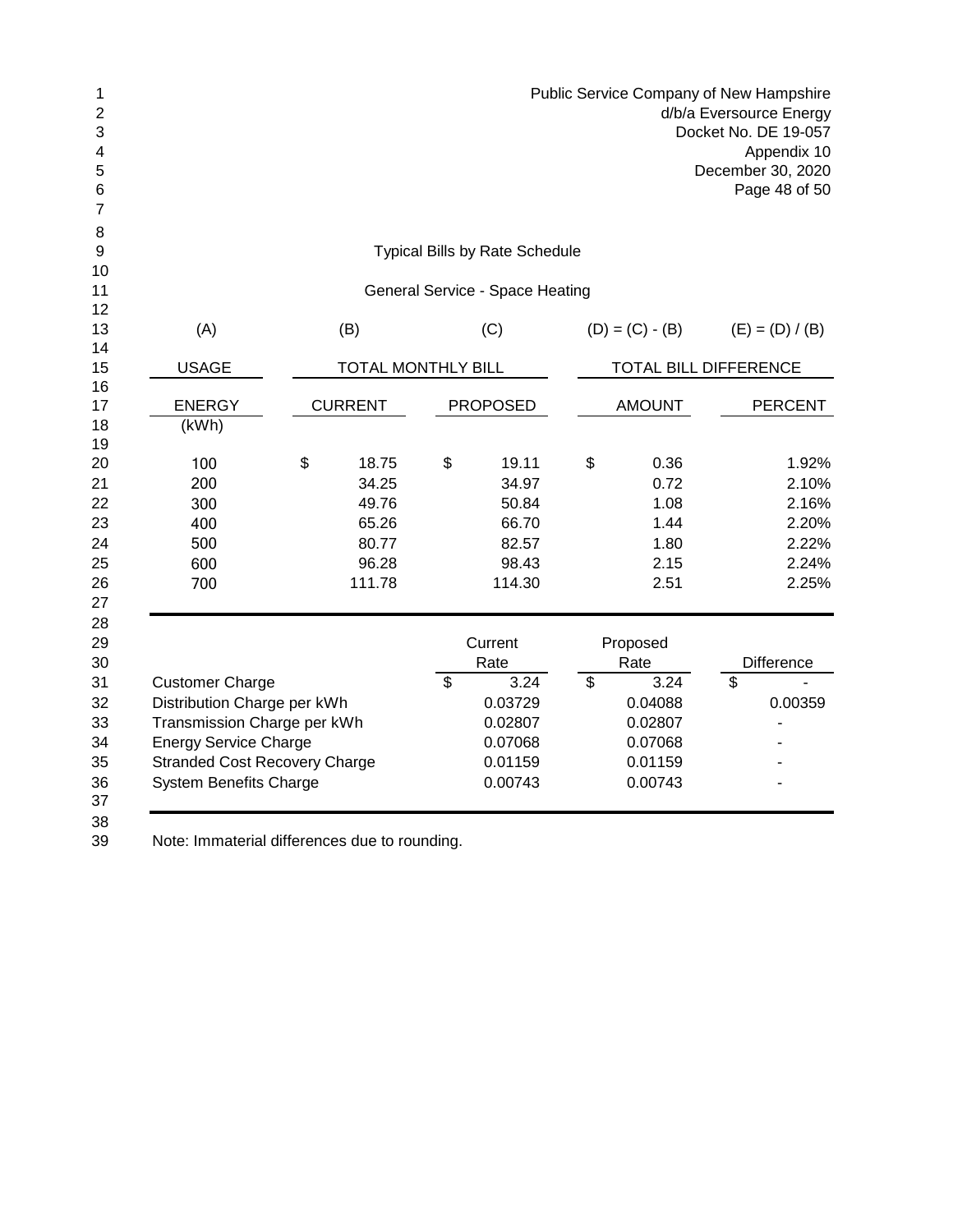Public Service Company of New Hampshire
d/b/a Eversource Energy
Docket No. DE 19-057
Appendix 10
December 30, 2020

## Typical Bills by Rate Schedule

### General Service - Space Heating

| (A) | (B) | (C) | (D) = (C) - (B) | (E) = (D) / (B) |
|---|---|---|---|---|
| USAGE | TOTAL MONTHLY BILL | | TOTAL BILL DIFFERENCE | |
| ENERGY (kWh) | CURRENT | PROPOSED | AMOUNT | PERCENT |
| 100 | $ 18.75 | $ 19.11 | $ 0.36 | 1.92% |
| 200 | 34.25 | 34.97 | 0.72 | 2.10% |
| 300 | 49.76 | 50.84 | 1.08 | 2.16% |
| 400 | 65.26 | 66.70 | 1.44 | 2.20% |
| 500 | 80.77 | 82.57 | 1.80 | 2.22% |
| 600 | 96.28 | 98.43 | 2.15 | 2.24% |
| 700 | 111.78 | 114.30 | 2.51 | 2.25% |

| | Current Rate | Proposed Rate | Difference |
|---|---|---|---|
| Customer Charge | $ 3.24 | $ 3.24 | $ - |
| Distribution Charge per kWh | 0.03729 | 0.04088 | 0.00359 |
| Transmission Charge per kWh | 0.02807 | 0.02807 | - |
| Energy Service Charge | 0.07068 | 0.07068 | - |
| Stranded Cost Recovery Charge | 0.01159 | 0.01159 | - |
| System Benefits Charge | 0.00743 | 0.00743 | - |

Note: Immaterial differences due to rounding.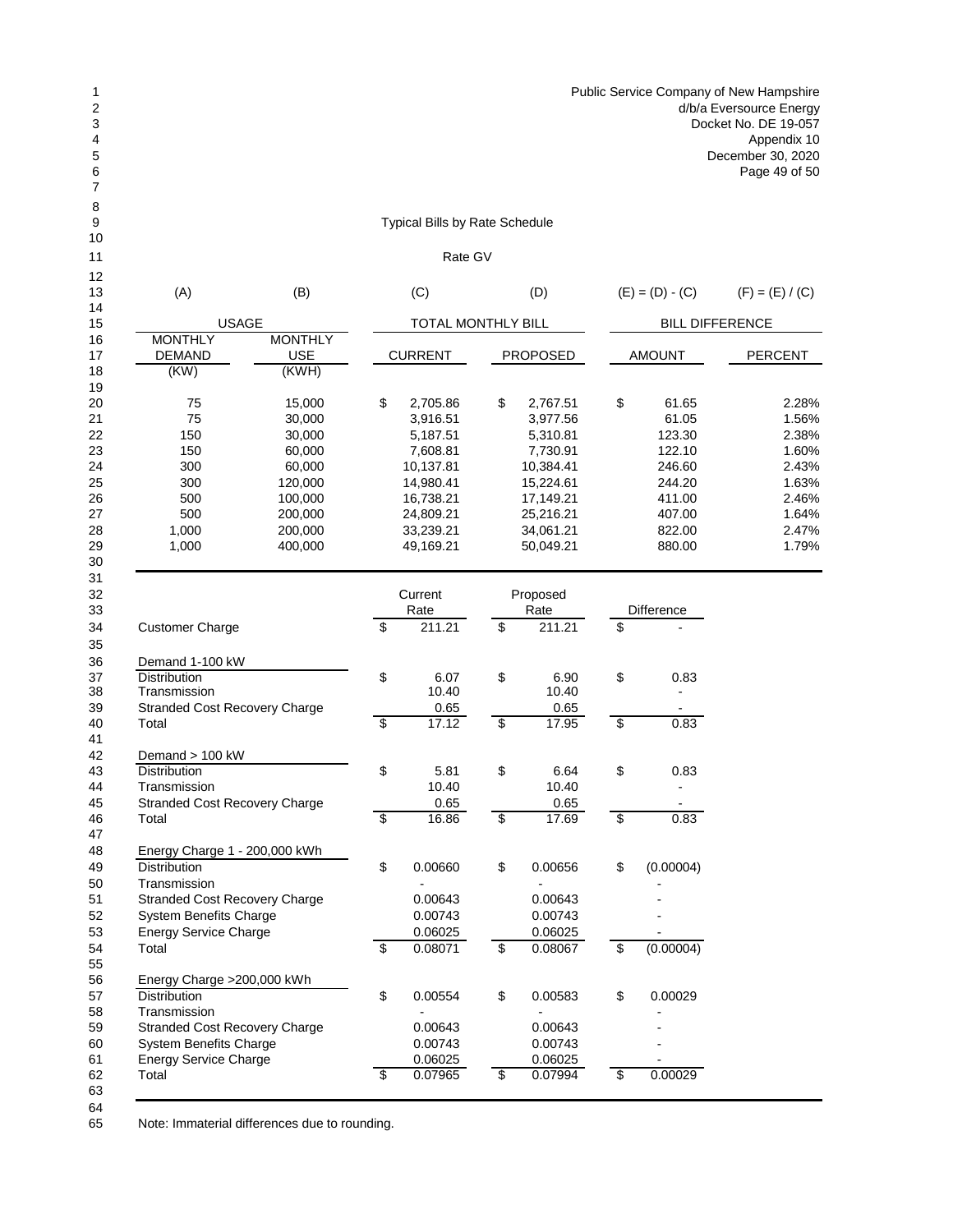Public Service Company of New Hampshire
d/b/a Eversource Energy
Docket No. DE 19-057
Appendix 10
December 30, 2020

## Typical Bills by Rate Schedule

### Rate GV

| (A) | (B) | (C) | (D) | (E) = (D) - (C) | (F) = (E) / (C) |
|---|---|---|---|---|---|
| USAGE | | TOTAL MONTHLY BILL | | BILL DIFFERENCE | |
| MONTHLY DEMAND (KW) | MONTHLY USE (KWH) | CURRENT | PROPOSED | AMOUNT | PERCENT |
| 75 | 15,000 | $ 2,705.86 | $ 2,767.51 | $ 61.65 | 2.28% |
| 75 | 30,000 | 3,916.51 | 3,977.56 | 61.05 | 1.56% |
| 150 | 30,000 | 5,187.51 | 5,310.81 | 123.30 | 2.38% |
| 150 | 60,000 | 7,608.81 | 7,730.91 | 122.10 | 1.60% |
| 300 | 60,000 | 10,137.81 | 10,384.41 | 246.60 | 2.43% |
| 300 | 120,000 | 14,980.41 | 15,224.61 | 244.20 | 1.63% |
| 500 | 100,000 | 16,738.21 | 17,149.21 | 411.00 | 2.46% |
| 500 | 200,000 | 24,809.21 | 25,216.21 | 407.00 | 1.64% |
| 1,000 | 200,000 | 33,239.21 | 34,061.21 | 822.00 | 2.47% |
| 1,000 | 400,000 | 49,169.21 | 50,049.21 | 880.00 | 1.79% |

| | Current Rate | Proposed Rate | Difference |
|---|---|---|---|
| Customer Charge | $ 211.21 | $ 211.21 | $ - |
| **Demand 1-100 kW** | | | |
| Distribution | $ 6.07 | $ 6.90 | $ 0.83 |
| Transmission | 10.40 | 10.40 | - |
| Stranded Cost Recovery Charge | 0.65 | 0.65 | - |
| Total | $ 17.12 | $ 17.95 | $ 0.83 |
| **Demand > 100 kW** | | | |
| Distribution | $ 5.81 | $ 6.64 | $ 0.83 |
| Transmission | 10.40 | 10.40 | - |
| Stranded Cost Recovery Charge | 0.65 | 0.65 | - |
| Total | $ 16.86 | $ 17.69 | $ 0.83 |
| **Energy Charge 1 - 200,000 kWh** | | | |
| Distribution | $ 0.00660 | $ 0.00656 | $ (0.00004) |
| Transmission | - | - | - |
| Stranded Cost Recovery Charge | 0.00643 | 0.00643 | - |
| System Benefits Charge | 0.00743 | 0.00743 | - |
| Energy Service Charge | 0.06025 | 0.06025 | - |
| Total | $ 0.08071 | $ 0.08067 | $ (0.00004) |
| **Energy Charge >200,000 kWh** | | | |
| Distribution | $ 0.00554 | $ 0.00583 | $ 0.00029 |
| Transmission | - | - | - |
| Stranded Cost Recovery Charge | 0.00643 | 0.00643 | - |
| System Benefits Charge | 0.00743 | 0.00743 | - |
| Energy Service Charge | 0.06025 | 0.06025 | - |
| Total | $ 0.07965 | $ 0.07994 | $ 0.00029 |

Note: Immaterial differences due to rounding.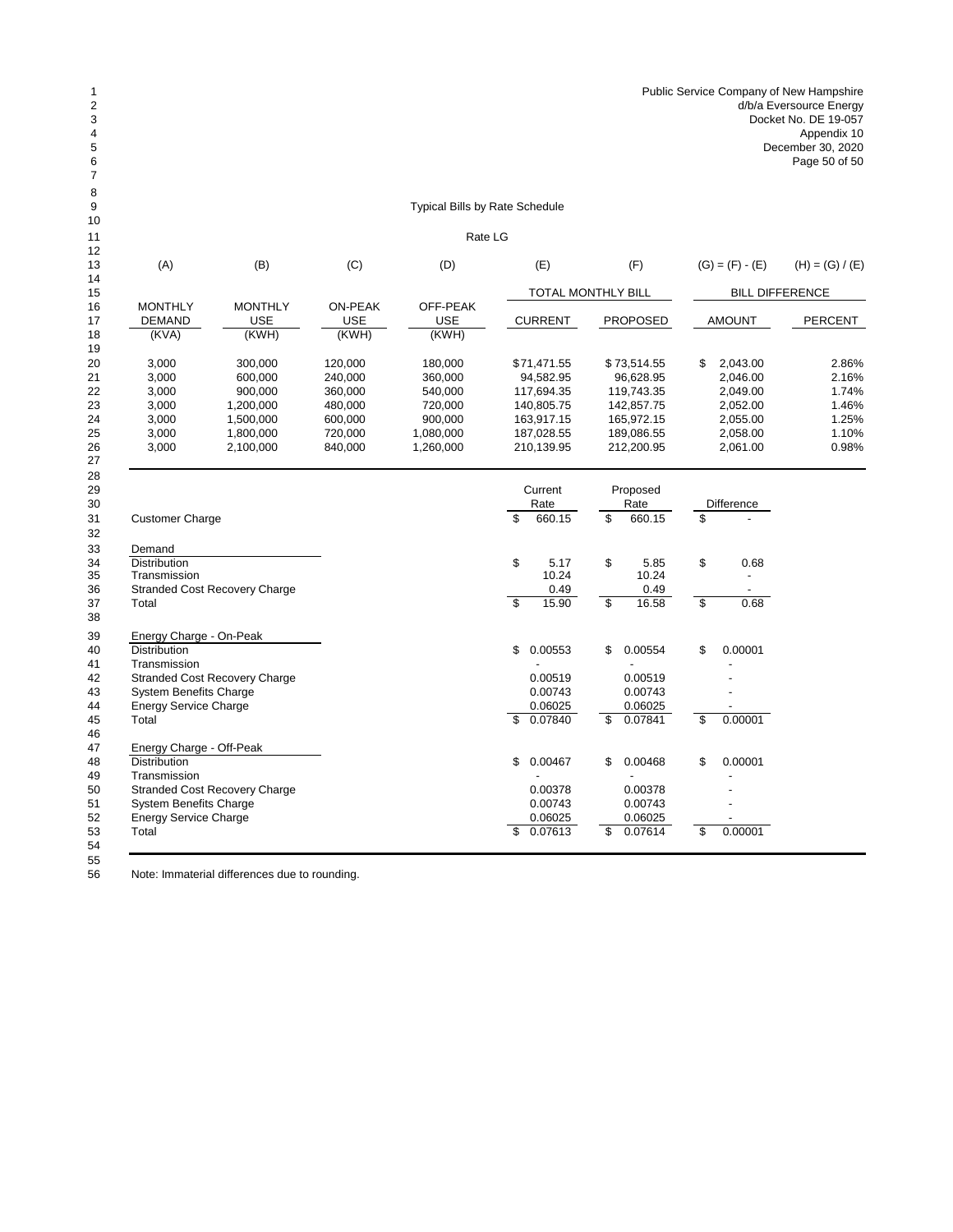Public Service Company of New Hampshire
d/b/a Eversource Energy
Docket No. DE 19-057
Appendix 10
December 30, 2020

## Typical Bills by Rate Schedule

### Rate LG

| (A) | (B) | (C) | (D) | (E) | (F) | (G) = (F) - (E) | (H) = (G) / (E) |
|---|---|---|---|---|---|---|---|
| | | | | TOTAL MONTHLY BILL | | BILL DIFFERENCE | |
| MONTHLY DEMAND (KVA) | MONTHLY USE (KWH) | ON-PEAK USE (KWH) | OFF-PEAK USE (KWH) | CURRENT | PROPOSED | AMOUNT | PERCENT |
| 3,000 | 300,000 | 120,000 | 180,000 | $71,471.55 | $73,514.55 | $ 2,043.00 | 2.86% |
| 3,000 | 600,000 | 240,000 | 360,000 | 94,582.95 | 96,628.95 | 2,046.00 | 2.16% |
| 3,000 | 900,000 | 360,000 | 540,000 | 117,694.35 | 119,743.35 | 2,049.00 | 1.74% |
| 3,000 | 1,200,000 | 480,000 | 720,000 | 140,805.75 | 142,857.75 | 2,052.00 | 1.46% |
| 3,000 | 1,500,000 | 600,000 | 900,000 | 163,917.15 | 165,972.15 | 2,055.00 | 1.25% |
| 3,000 | 1,800,000 | 720,000 | 1,080,000 | 187,028.55 | 189,086.55 | 2,058.00 | 1.10% |
| 3,000 | 2,100,000 | 840,000 | 1,260,000 | 210,139.95 | 212,200.95 | 2,061.00 | 0.98% |

| | Current Rate | Proposed Rate | Difference |
|---|---|---|---|
| Customer Charge | $ 660.15 | $ 660.15 | $ - |
| **Demand** | | | |
| Distribution | $ 5.17 | $ 5.85 | $ 0.68 |
| Transmission | 10.24 | 10.24 | - |
| Stranded Cost Recovery Charge | 0.49 | 0.49 | - |
| Total | $ 15.90 | $ 16.58 | $ 0.68 |
| **Energy Charge - On-Peak** | | | |
| Distribution | $ 0.00553 | $ 0.00554 | $ 0.00001 |
| Transmission | - | - | - |
| Stranded Cost Recovery Charge | 0.00519 | 0.00519 | - |
| System Benefits Charge | 0.00743 | 0.00743 | - |
| Energy Service Charge | 0.06025 | 0.06025 | - |
| Total | $ 0.07840 | $ 0.07841 | $ 0.00001 |
| **Energy Charge - Off-Peak** | | | |
| Distribution | $ 0.00467 | $ 0.00468 | $ 0.00001 |
| Transmission | - | - | - |
| Stranded Cost Recovery Charge | 0.00378 | 0.00378 | - |
| System Benefits Charge | 0.00743 | 0.00743 | - |
| Energy Service Charge | 0.06025 | 0.06025 | - |
| Total | $ 0.07613 | $ 0.07614 | $ 0.00001 |

Note: Immaterial differences due to rounding.